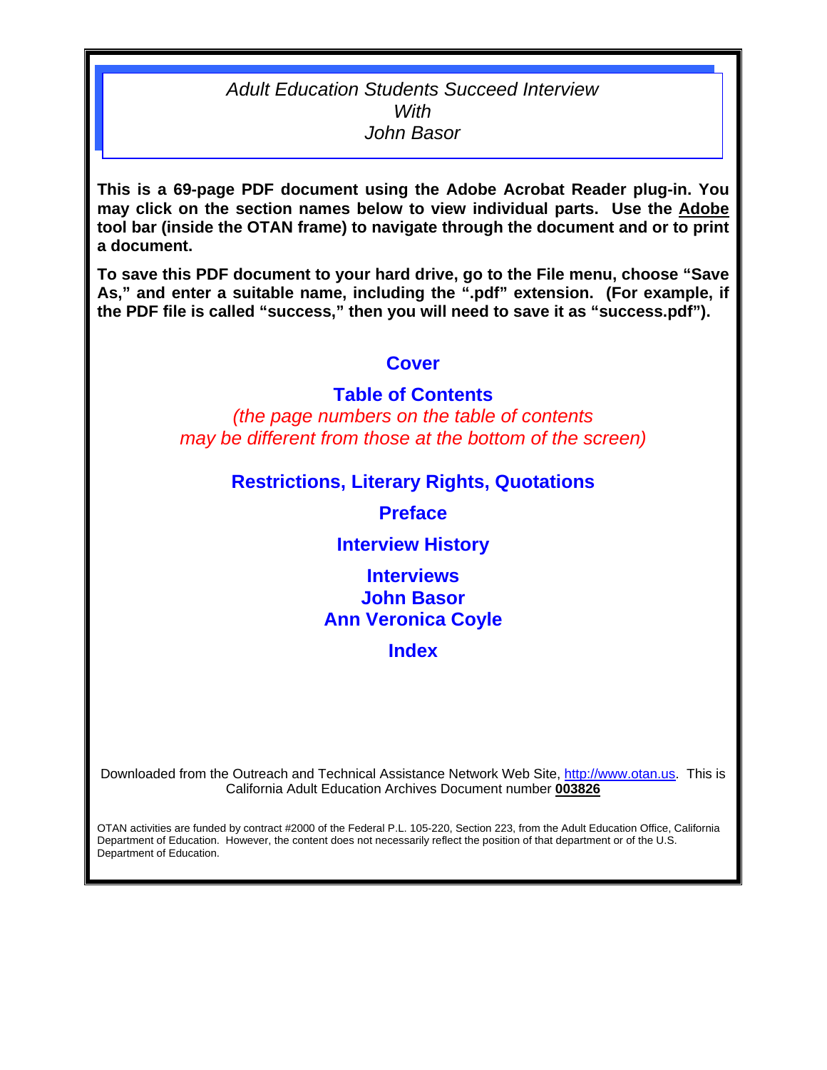# *Adult Education Students Succeed Interview With John Basor*

**This is a 69-page PDF document using the Adobe Acrobat Reader plug-in. You may click on the section names below to view individual parts. Use the Adobe tool bar (inside the OTAN frame) to navigate through the document and or to print a document.**

**To save this PDF document to your hard drive, go to the File menu, choose "Save As," and enter a suitable name, including the ".pdf" extension. (For example, if the PDF file is called "success," then you will need to save it as "success.pdf").**

**Cover**

**Table of Contents**

*(the page numbers on the table of contents may be different from those at the bottom of the screen)*

**Restrictions, Literary Rights, Quotations**

**Preface**

**Interview History**

**Interviews**
**John Basor**
**Ann Veronica Coyle**

**Index**

Downloaded from the Outreach and Technical Assistance Network Web Site, http://www.otan.us. This is California Adult Education Archives Document number **003826**

OTAN activities are funded by contract #2000 of the Federal P.L. 105-220, Section 223, from the Adult Education Office, California Department of Education. However, the content does not necessarily reflect the position of that department or of the U.S. Department of Education.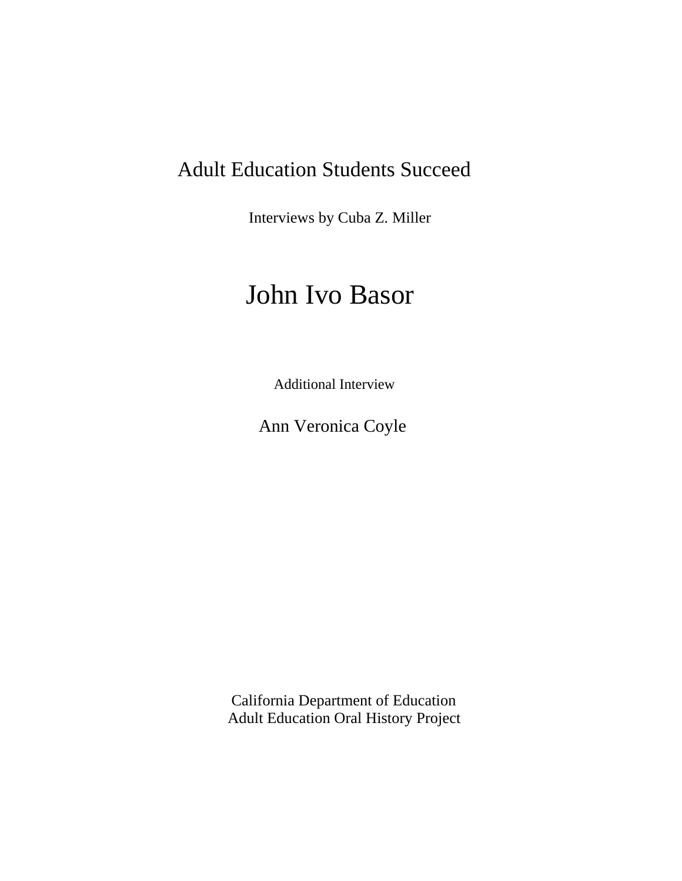# Adult Education Students Succeed

Interviews by Cuba Z. Miller

# John Ivo Basor

Additional Interview

## Ann Veronica Coyle

California Department of Education
Adult Education Oral History Project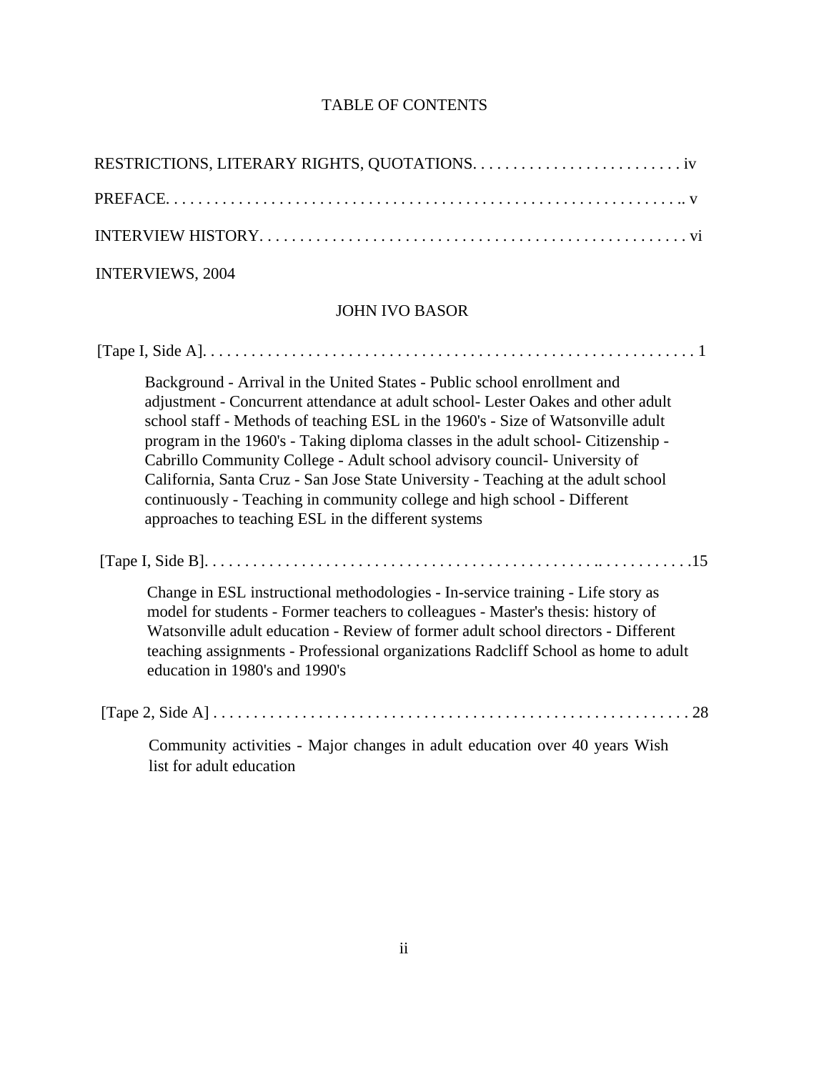# TABLE OF CONTENTS

RESTRICTIONS, LITERARY RIGHTS, QUOTATIONS. . . . . . . . . . . . . . . . . . . . . . . . . . . iv

PREFACE. . . . . . . . . . . . . . . . . . . . . . . . . . . . . . . . . . . . . . . . . . . . . . . . . . . . . . . . . . . . . . .. v

INTERVIEW HISTORY. . . . . . . . . . . . . . . . . . . . . . . . . . . . . . . . . . . . . . . . . . . . . . . . . . . . . vi

INTERVIEWS, 2004

## JOHN IVO BASOR

[Tape I, Side A]. . . . . . . . . . . . . . . . . . . . . . . . . . . . . . . . . . . . . . . . . . . . . . . . . . . . . . . . . . . . . 1

Background - Arrival in the United States - Public school enrollment and adjustment - Concurrent attendance at adult school- Lester Oakes and other adult school staff - Methods of teaching ESL in the 1960's - Size of Watsonville adult program in the 1960's - Taking diploma classes in the adult school- Citizenship - Cabrillo Community College - Adult school advisory council- University of California, Santa Cruz - San Jose State University - Teaching at the adult school continuously - Teaching in community college and high school - Different approaches to teaching ESL in the different systems

[Tape I, Side B]. . . . . . . . . . . . . . . . . . . . . . . . . . . . . . . . . . . . . . . . . . . . . . . .. . . . . . . . . . . .15

Change in ESL instructional methodologies - In-service training - Life story as model for students - Former teachers to colleagues - Master's thesis: history of Watsonville adult education - Review of former adult school directors - Different teaching assignments - Professional organizations Radcliff School as home to adult education in 1980's and 1990's

[Tape 2, Side A] . . . . . . . . . . . . . . . . . . . . . . . . . . . . . . . . . . . . . . . . . . . . . . . . . . . . . . . . . . . 28

Community activities - Major changes in adult education over 40 years Wish list for adult education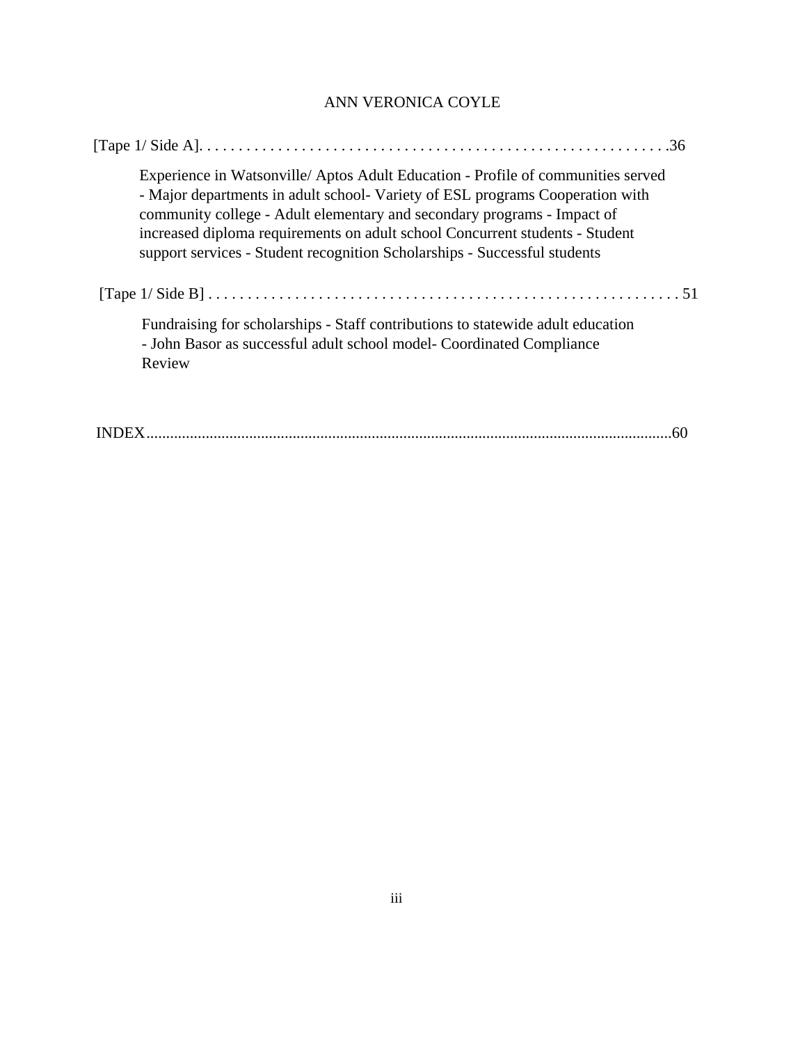## ANN VERONICA COYLE

[Tape 1/ Side A]. . . . . . . . . . . . . . . . . . . . . . . . . . . . . . . . . . . . . . . . . . . . . . . . . . . . . . . .36

Experience in Watsonville/ Aptos Adult Education - Profile of communities served - Major departments in adult school- Variety of ESL programs Cooperation with community college - Adult elementary and secondary programs - Impact of increased diploma requirements on adult school Concurrent students - Student support services - Student recognition Scholarships - Successful students

[Tape 1/ Side B] . . . . . . . . . . . . . . . . . . . . . . . . . . . . . . . . . . . . . . . . . . . . . . . . . . . . . . . . . 51

Fundraising for scholarships - Staff contributions to statewide adult education - John Basor as successful adult school model- Coordinated Compliance Review

INDEX.....................................................................................................................................60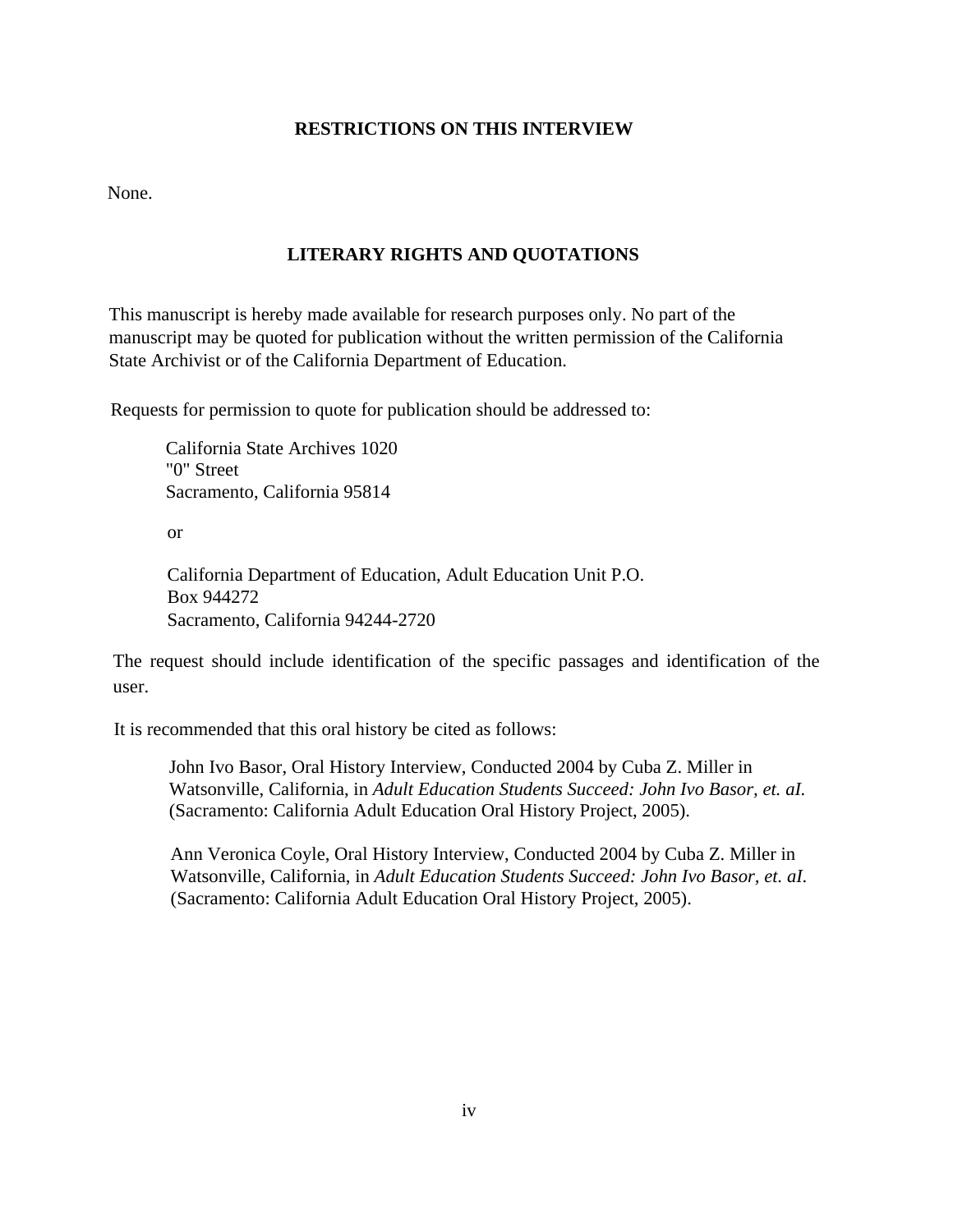## RESTRICTIONS ON THIS INTERVIEW

None.

## LITERARY RIGHTS AND QUOTATIONS

This manuscript is hereby made available for research purposes only. No part of the manuscript may be quoted for publication without the written permission of the California State Archivist or of the California Department of Education.

Requests for permission to quote for publication should be addressed to:

> California State Archives 1020
> "0" Street
> Sacramento, California 95814
>
> or
>
> California Department of Education, Adult Education Unit P.O.
> Box 944272
> Sacramento, California 94244-2720

The request should include identification of the specific passages and identification of the user.

It is recommended that this oral history be cited as follows:

> John Ivo Basor, Oral History Interview, Conducted 2004 by Cuba Z. Miller in Watsonville, California, in *Adult Education Students Succeed: John Ivo Basor, et. aI.* (Sacramento: California Adult Education Oral History Project, 2005).
>
> Ann Veronica Coyle, Oral History Interview, Conducted 2004 by Cuba Z. Miller in Watsonville, California, in *Adult Education Students Succeed: John Ivo Basor, et. aI.* (Sacramento: California Adult Education Oral History Project, 2005).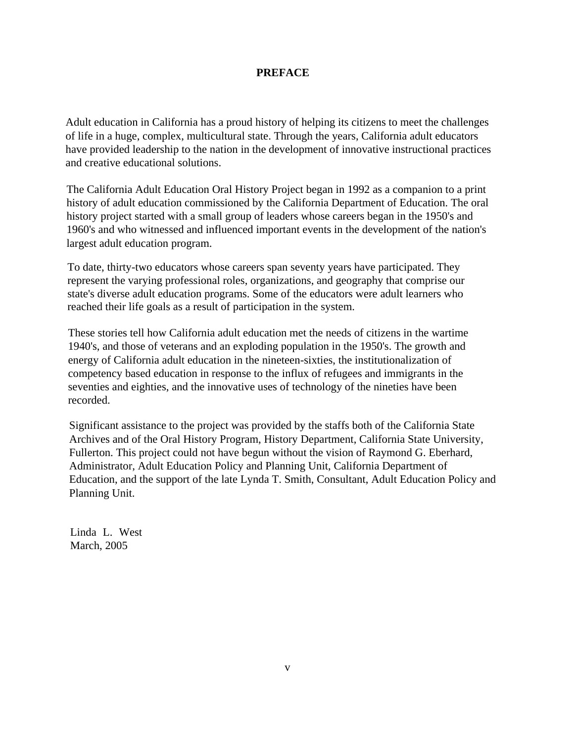# PREFACE

Adult education in California has a proud history of helping its citizens to meet the challenges of life in a huge, complex, multicultural state. Through the years, California adult educators have provided leadership to the nation in the development of innovative instructional practices and creative educational solutions.

The California Adult Education Oral History Project began in 1992 as a companion to a print history of adult education commissioned by the California Department of Education. The oral history project started with a small group of leaders whose careers began in the 1950's and 1960's and who witnessed and influenced important events in the development of the nation's largest adult education program.

To date, thirty-two educators whose careers span seventy years have participated. They represent the varying professional roles, organizations, and geography that comprise our state's diverse adult education programs. Some of the educators were adult learners who reached their life goals as a result of participation in the system.

These stories tell how California adult education met the needs of citizens in the wartime 1940's, and those of veterans and an exploding population in the 1950's. The growth and energy of California adult education in the nineteen-sixties, the institutionalization of competency based education in response to the influx of refugees and immigrants in the seventies and eighties, and the innovative uses of technology of the nineties have been recorded.

Significant assistance to the project was provided by the staffs both of the California State Archives and of the Oral History Program, History Department, California State University, Fullerton. This project could not have begun without the vision of Raymond G. Eberhard, Administrator, Adult Education Policy and Planning Unit, California Department of Education, and the support of the late Lynda T. Smith, Consultant, Adult Education Policy and Planning Unit.

Linda L. West
March, 2005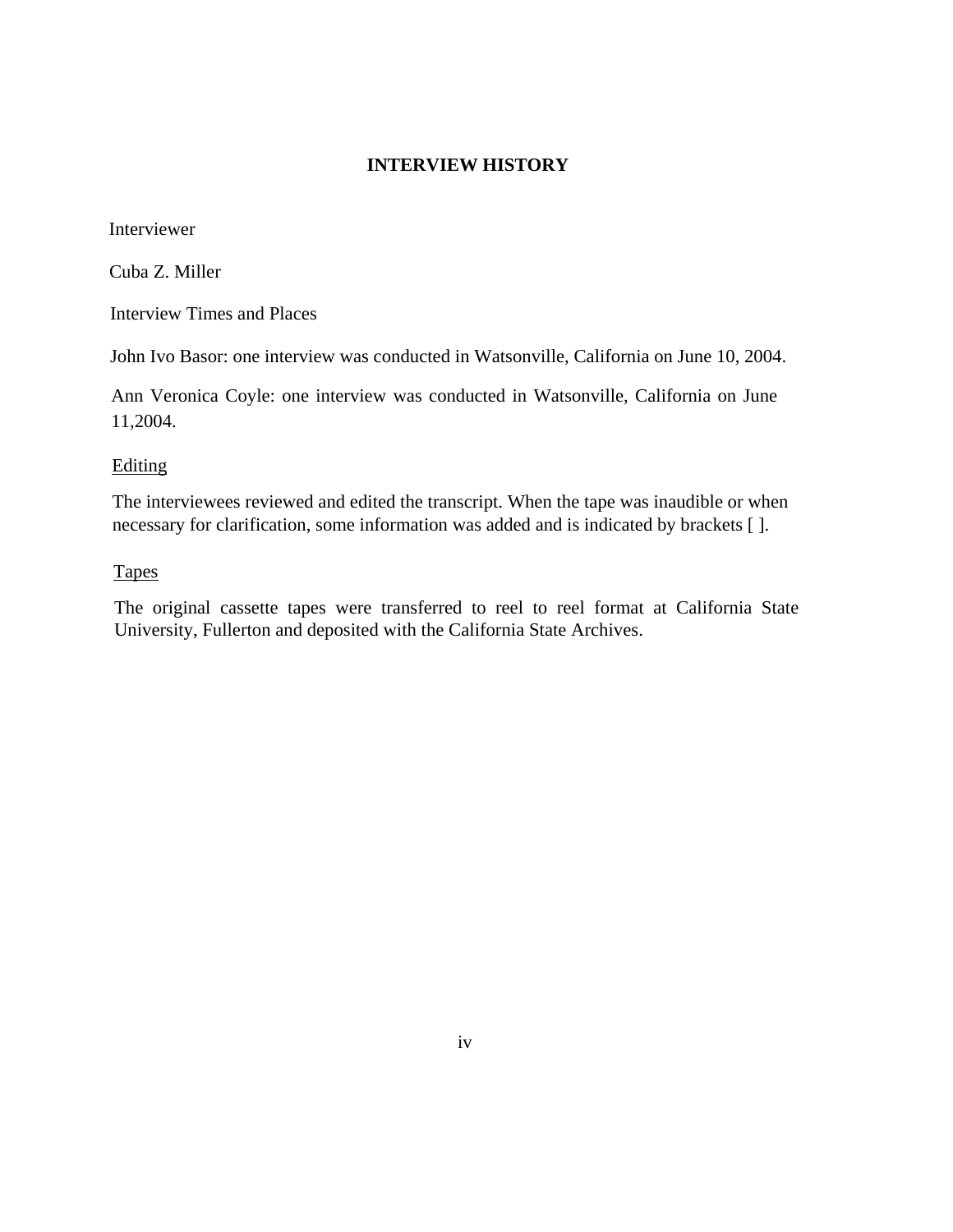## INTERVIEW HISTORY

Interviewer

Cuba Z. Miller

Interview Times and Places

John Ivo Basor: one interview was conducted in Watsonville, California on June 10, 2004.

Ann Veronica Coyle: one interview was conducted in Watsonville, California on June 11,2004.

Editing

The interviewees reviewed and edited the transcript. When the tape was inaudible or when necessary for clarification, some information was added and is indicated by brackets [ ].

Tapes

The original cassette tapes were transferred to reel to reel format at California State University, Fullerton and deposited with the California State Archives.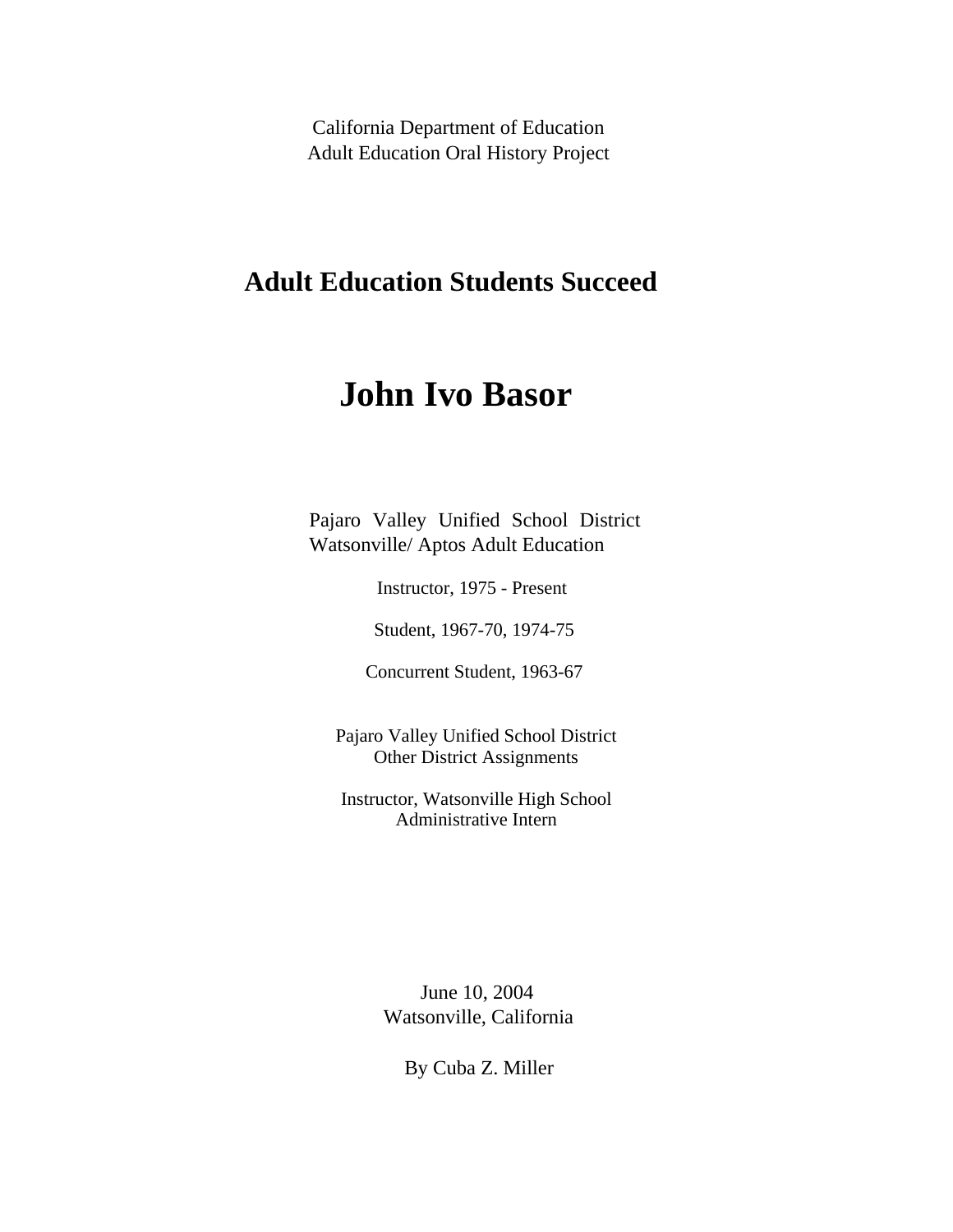California Department of Education
Adult Education Oral History Project

# Adult Education Students Succeed

# John Ivo Basor

Pajaro Valley Unified School District
Watsonville/ Aptos Adult Education

Instructor, 1975 - Present

Student, 1967-70, 1974-75

Concurrent Student, 1963-67

Pajaro Valley Unified School District
Other District Assignments

Instructor, Watsonville High School
Administrative Intern

June 10, 2004
Watsonville, California

By Cuba Z. Miller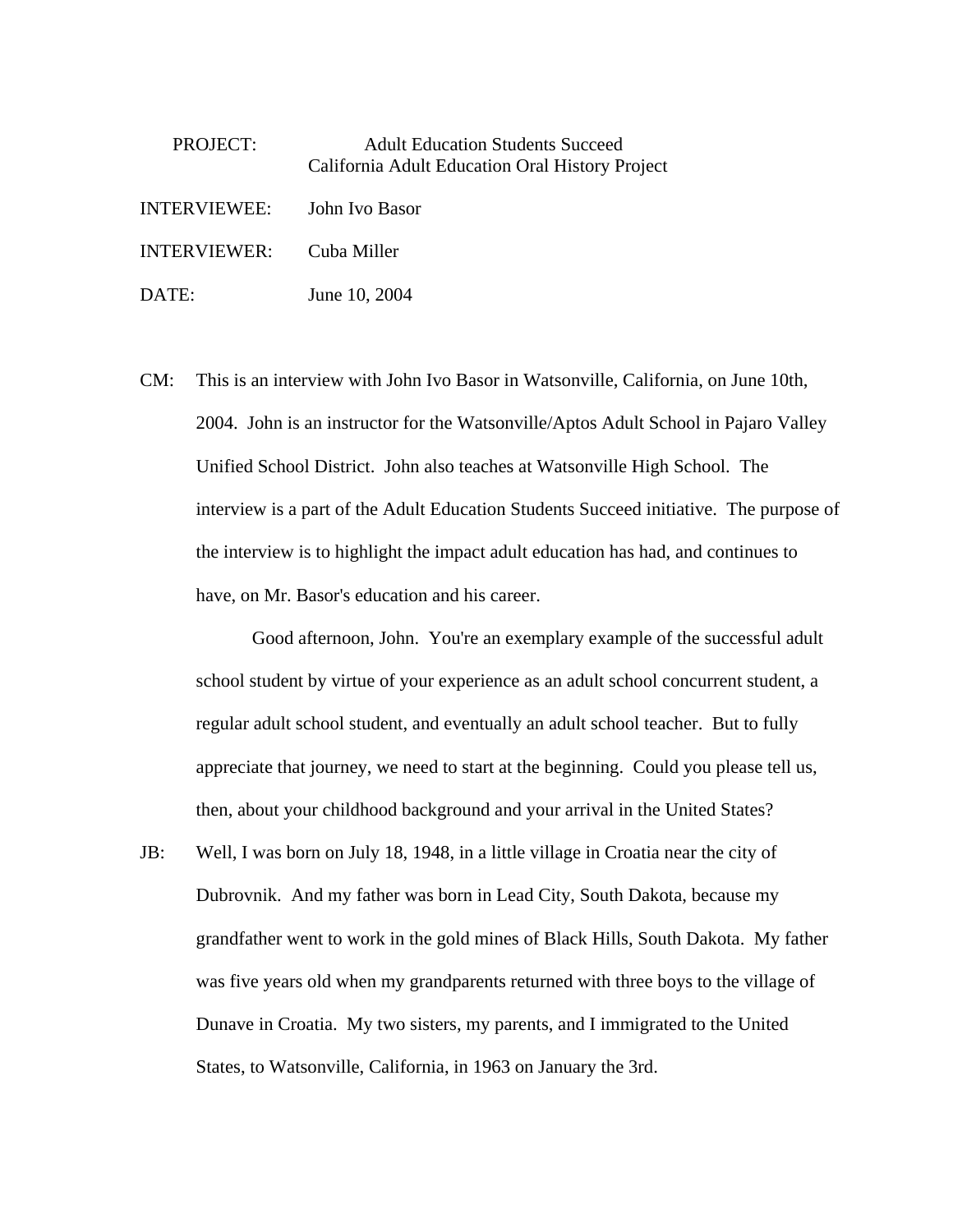PROJECT: Adult Education Students Succeed
California Adult Education Oral History Project

INTERVIEWEE: John Ivo Basor

INTERVIEWER: Cuba Miller

DATE: June 10, 2004

CM: This is an interview with John Ivo Basor in Watsonville, California, on June 10th, 2004. John is an instructor for the Watsonville/Aptos Adult School in Pajaro Valley Unified School District. John also teaches at Watsonville High School. The interview is a part of the Adult Education Students Succeed initiative. The purpose of the interview is to highlight the impact adult education has had, and continues to have, on Mr. Basor's education and his career.

Good afternoon, John. You're an exemplary example of the successful adult school student by virtue of your experience as an adult school concurrent student, a regular adult school student, and eventually an adult school teacher. But to fully appreciate that journey, we need to start at the beginning. Could you please tell us, then, about your childhood background and your arrival in the United States?

JB: Well, I was born on July 18, 1948, in a little village in Croatia near the city of Dubrovnik. And my father was born in Lead City, South Dakota, because my grandfather went to work in the gold mines of Black Hills, South Dakota. My father was five years old when my grandparents returned with three boys to the village of Dunave in Croatia. My two sisters, my parents, and I immigrated to the United States, to Watsonville, California, in 1963 on January the 3rd.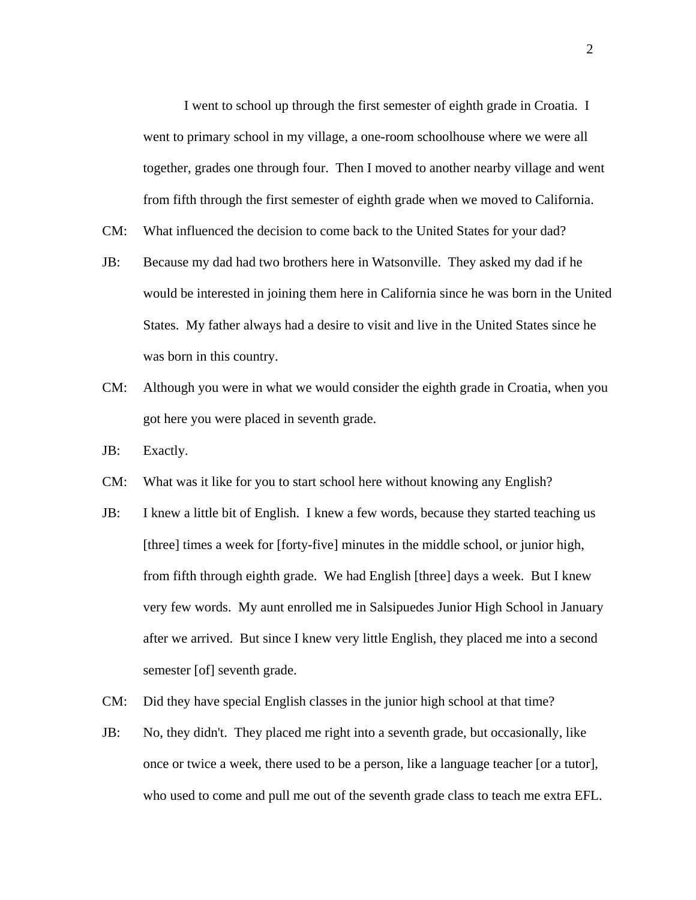I went to school up through the first semester of eighth grade in Croatia. I went to primary school in my village, a one-room schoolhouse where we were all together, grades one through four. Then I moved to another nearby village and went from fifth through the first semester of eighth grade when we moved to California.

CM: What influenced the decision to come back to the United States for your dad?

JB: Because my dad had two brothers here in Watsonville. They asked my dad if he would be interested in joining them here in California since he was born in the United States. My father always had a desire to visit and live in the United States since he was born in this country.

CM: Although you were in what we would consider the eighth grade in Croatia, when you got here you were placed in seventh grade.

JB: Exactly.

CM: What was it like for you to start school here without knowing any English?

JB: I knew a little bit of English. I knew a few words, because they started teaching us [three] times a week for [forty-five] minutes in the middle school, or junior high, from fifth through eighth grade. We had English [three] days a week. But I knew very few words. My aunt enrolled me in Salsipuedes Junior High School in January after we arrived. But since I knew very little English, they placed me into a second semester [of] seventh grade.

CM: Did they have special English classes in the junior high school at that time?

JB: No, they didn't. They placed me right into a seventh grade, but occasionally, like once or twice a week, there used to be a person, like a language teacher [or a tutor], who used to come and pull me out of the seventh grade class to teach me extra EFL.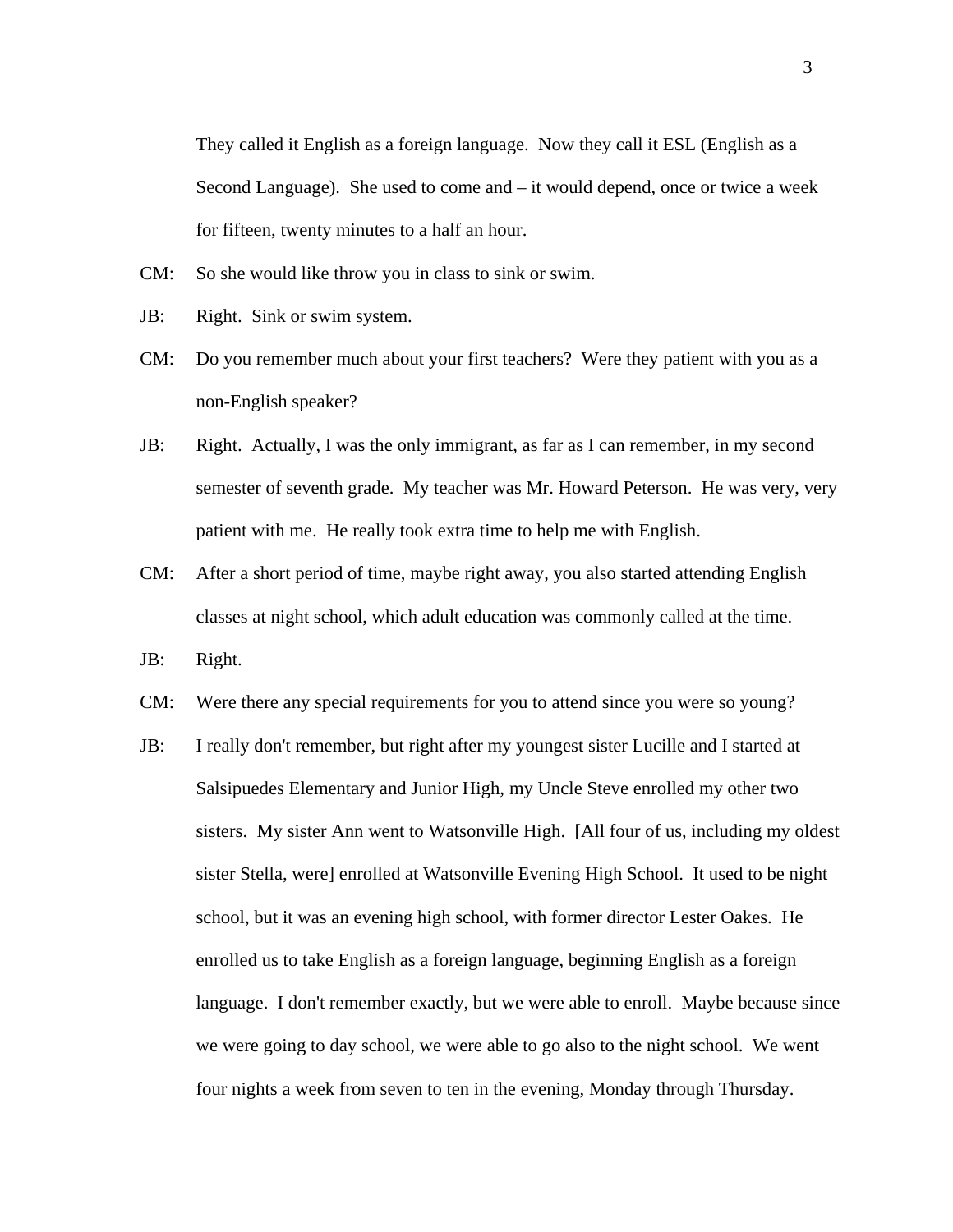They called it English as a foreign language. Now they call it ESL (English as a Second Language). She used to come and – it would depend, once or twice a week for fifteen, twenty minutes to a half an hour.

CM: So she would like throw you in class to sink or swim.

JB: Right. Sink or swim system.

CM: Do you remember much about your first teachers? Were they patient with you as a non-English speaker?

JB: Right. Actually, I was the only immigrant, as far as I can remember, in my second semester of seventh grade. My teacher was Mr. Howard Peterson. He was very, very patient with me. He really took extra time to help me with English.

CM: After a short period of time, maybe right away, you also started attending English classes at night school, which adult education was commonly called at the time.

JB: Right.

CM: Were there any special requirements for you to attend since you were so young?

JB: I really don't remember, but right after my youngest sister Lucille and I started at Salsipuedes Elementary and Junior High, my Uncle Steve enrolled my other two sisters. My sister Ann went to Watsonville High. [All four of us, including my oldest sister Stella, were] enrolled at Watsonville Evening High School. It used to be night school, but it was an evening high school, with former director Lester Oakes. He enrolled us to take English as a foreign language, beginning English as a foreign language. I don't remember exactly, but we were able to enroll. Maybe because since we were going to day school, we were able to go also to the night school. We went four nights a week from seven to ten in the evening, Monday through Thursday.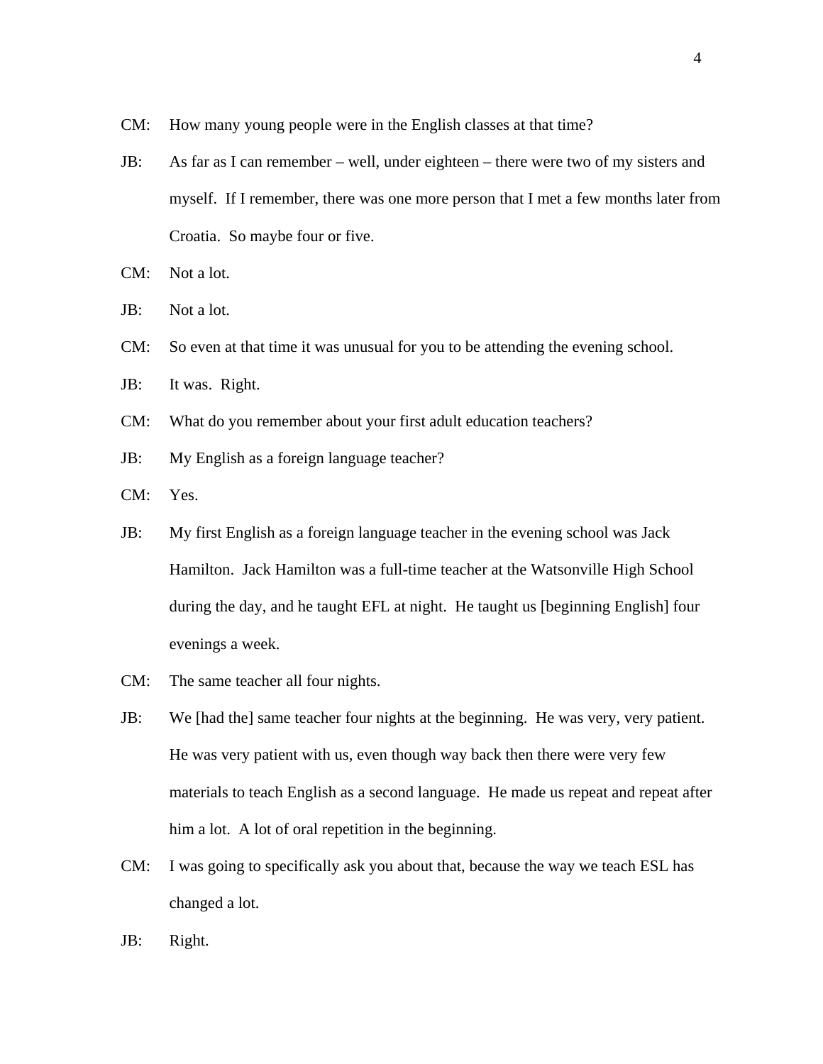CM: How many young people were in the English classes at that time?

JB: As far as I can remember – well, under eighteen – there were two of my sisters and myself. If I remember, there was one more person that I met a few months later from Croatia. So maybe four or five.

CM: Not a lot.

JB: Not a lot.

CM: So even at that time it was unusual for you to be attending the evening school.

JB: It was. Right.

CM: What do you remember about your first adult education teachers?

JB: My English as a foreign language teacher?

CM: Yes.

JB: My first English as a foreign language teacher in the evening school was Jack Hamilton. Jack Hamilton was a full-time teacher at the Watsonville High School during the day, and he taught EFL at night. He taught us [beginning English] four evenings a week.

CM: The same teacher all four nights.

JB: We [had the] same teacher four nights at the beginning. He was very, very patient. He was very patient with us, even though way back then there were very few materials to teach English as a second language. He made us repeat and repeat after him a lot. A lot of oral repetition in the beginning.

CM: I was going to specifically ask you about that, because the way we teach ESL has changed a lot.

JB: Right.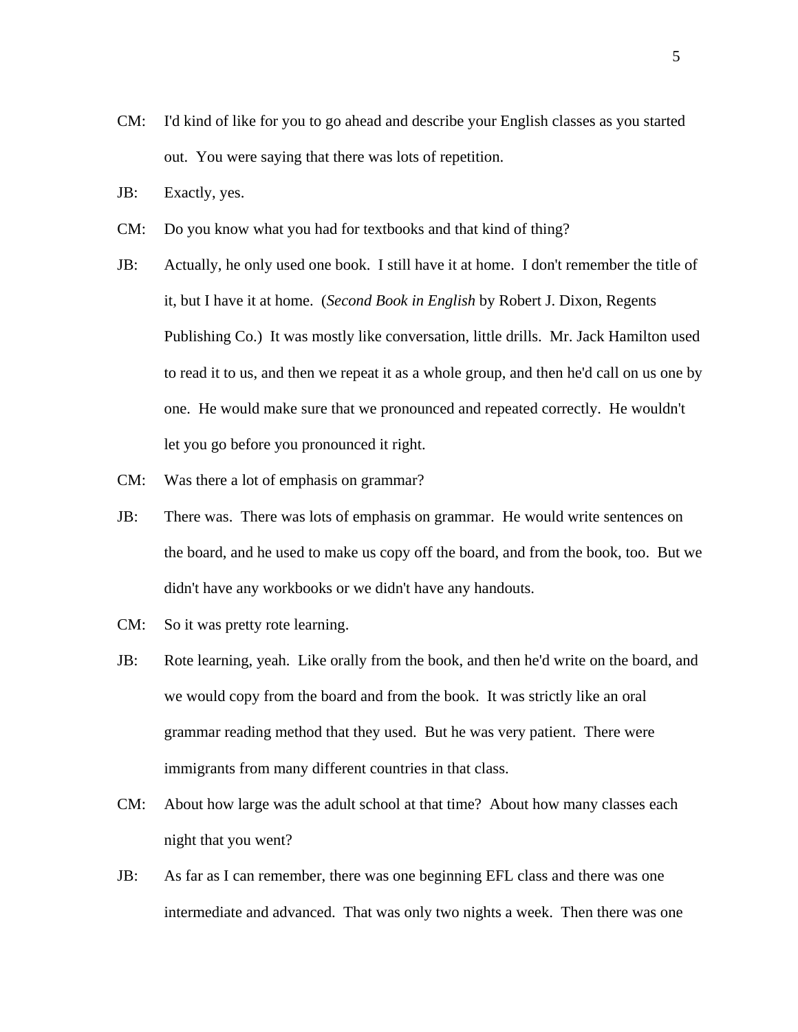CM: I'd kind of like for you to go ahead and describe your English classes as you started out. You were saying that there was lots of repetition.

JB: Exactly, yes.

CM: Do you know what you had for textbooks and that kind of thing?

JB: Actually, he only used one book. I still have it at home. I don't remember the title of it, but I have it at home. (*Second Book in English* by Robert J. Dixon, Regents Publishing Co.) It was mostly like conversation, little drills. Mr. Jack Hamilton used to read it to us, and then we repeat it as a whole group, and then he'd call on us one by one. He would make sure that we pronounced and repeated correctly. He wouldn't let you go before you pronounced it right.

CM: Was there a lot of emphasis on grammar?

JB: There was. There was lots of emphasis on grammar. He would write sentences on the board, and he used to make us copy off the board, and from the book, too. But we didn't have any workbooks or we didn't have any handouts.

CM: So it was pretty rote learning.

JB: Rote learning, yeah. Like orally from the book, and then he'd write on the board, and we would copy from the board and from the book. It was strictly like an oral grammar reading method that they used. But he was very patient. There were immigrants from many different countries in that class.

CM: About how large was the adult school at that time? About how many classes each night that you went?

JB: As far as I can remember, there was one beginning EFL class and there was one intermediate and advanced. That was only two nights a week. Then there was one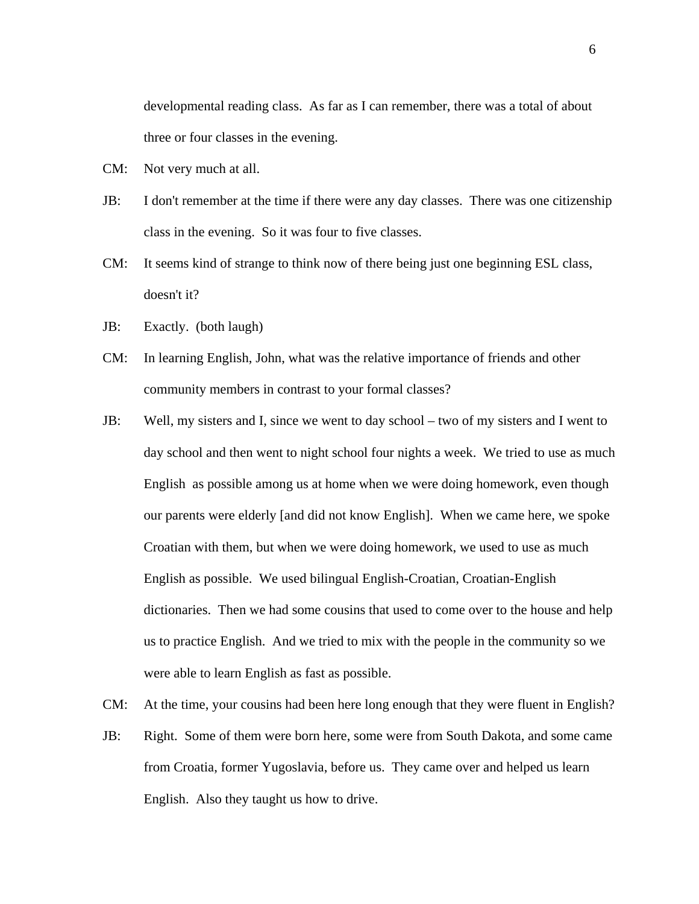developmental reading class. As far as I can remember, there was a total of about three or four classes in the evening.

CM: Not very much at all.

JB: I don't remember at the time if there were any day classes. There was one citizenship class in the evening. So it was four to five classes.

CM: It seems kind of strange to think now of there being just one beginning ESL class, doesn't it?

JB: Exactly. (both laugh)

CM: In learning English, John, what was the relative importance of friends and other community members in contrast to your formal classes?

JB: Well, my sisters and I, since we went to day school – two of my sisters and I went to day school and then went to night school four nights a week. We tried to use as much English as possible among us at home when we were doing homework, even though our parents were elderly [and did not know English]. When we came here, we spoke Croatian with them, but when we were doing homework, we used to use as much English as possible. We used bilingual English-Croatian, Croatian-English dictionaries. Then we had some cousins that used to come over to the house and help us to practice English. And we tried to mix with the people in the community so we were able to learn English as fast as possible.

CM: At the time, your cousins had been here long enough that they were fluent in English?

JB: Right. Some of them were born here, some were from South Dakota, and some came from Croatia, former Yugoslavia, before us. They came over and helped us learn English. Also they taught us how to drive.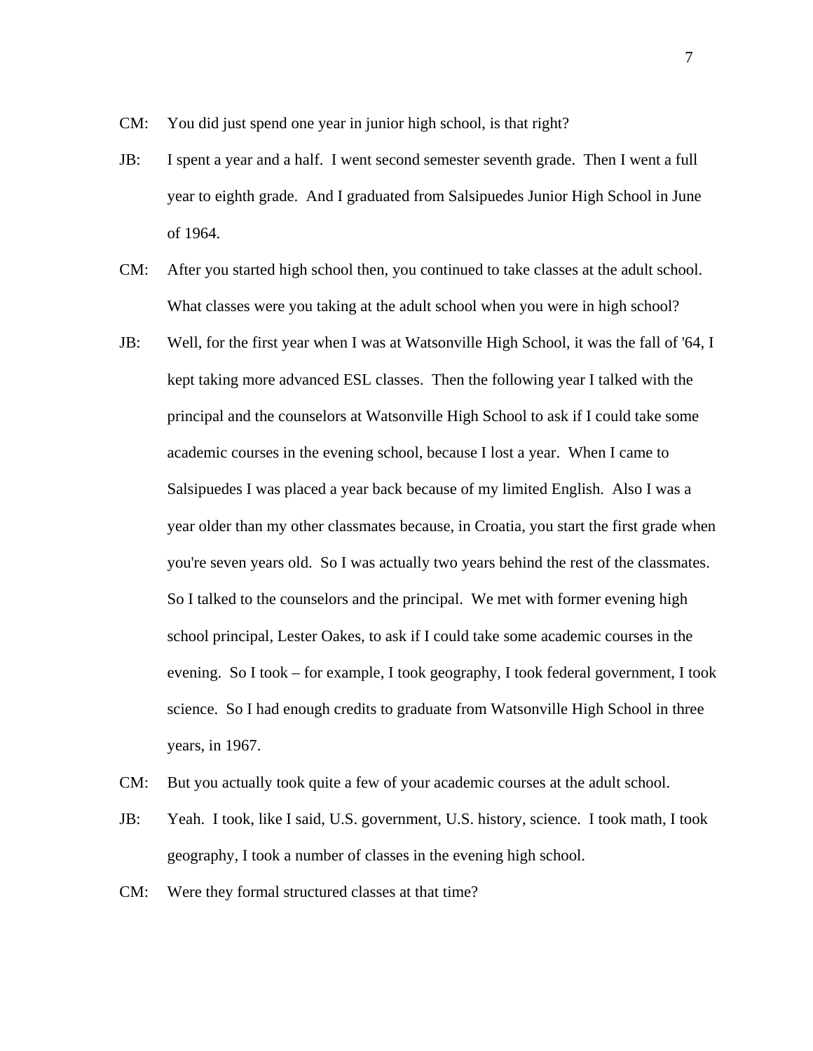CM: You did just spend one year in junior high school, is that right?

JB: I spent a year and a half. I went second semester seventh grade. Then I went a full year to eighth grade. And I graduated from Salsipuedes Junior High School in June of 1964.

CM: After you started high school then, you continued to take classes at the adult school. What classes were you taking at the adult school when you were in high school?

JB: Well, for the first year when I was at Watsonville High School, it was the fall of '64, I kept taking more advanced ESL classes. Then the following year I talked with the principal and the counselors at Watsonville High School to ask if I could take some academic courses in the evening school, because I lost a year. When I came to Salsipuedes I was placed a year back because of my limited English. Also I was a year older than my other classmates because, in Croatia, you start the first grade when you're seven years old. So I was actually two years behind the rest of the classmates. So I talked to the counselors and the principal. We met with former evening high school principal, Lester Oakes, to ask if I could take some academic courses in the evening. So I took – for example, I took geography, I took federal government, I took science. So I had enough credits to graduate from Watsonville High School in three years, in 1967.

CM: But you actually took quite a few of your academic courses at the adult school.

JB: Yeah. I took, like I said, U.S. government, U.S. history, science. I took math, I took geography, I took a number of classes in the evening high school.

CM: Were they formal structured classes at that time?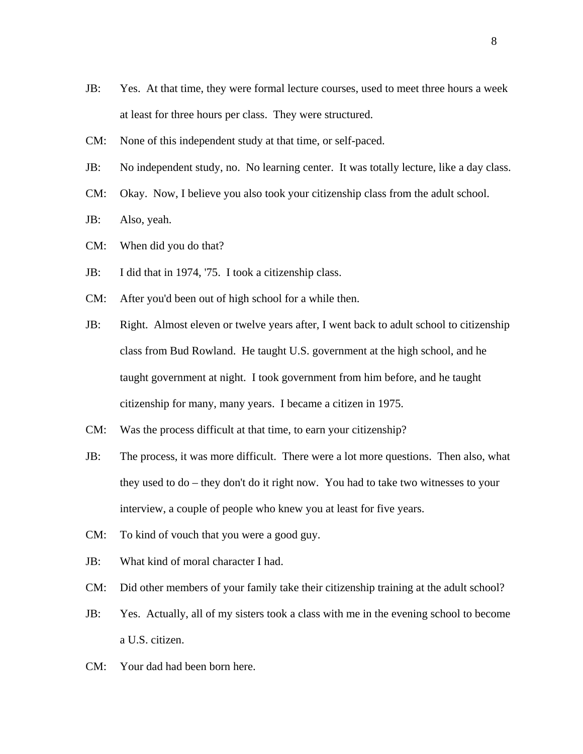JB: Yes. At that time, they were formal lecture courses, used to meet three hours a week at least for three hours per class. They were structured.

CM: None of this independent study at that time, or self-paced.

JB: No independent study, no. No learning center. It was totally lecture, like a day class.

CM: Okay. Now, I believe you also took your citizenship class from the adult school.

JB: Also, yeah.

CM: When did you do that?

JB: I did that in 1974, '75. I took a citizenship class.

CM: After you'd been out of high school for a while then.

JB: Right. Almost eleven or twelve years after, I went back to adult school to citizenship class from Bud Rowland. He taught U.S. government at the high school, and he taught government at night. I took government from him before, and he taught citizenship for many, many years. I became a citizen in 1975.

CM: Was the process difficult at that time, to earn your citizenship?

JB: The process, it was more difficult. There were a lot more questions. Then also, what they used to do – they don't do it right now. You had to take two witnesses to your interview, a couple of people who knew you at least for five years.

CM: To kind of vouch that you were a good guy.

JB: What kind of moral character I had.

CM: Did other members of your family take their citizenship training at the adult school?

JB: Yes. Actually, all of my sisters took a class with me in the evening school to become a U.S. citizen.

CM: Your dad had been born here.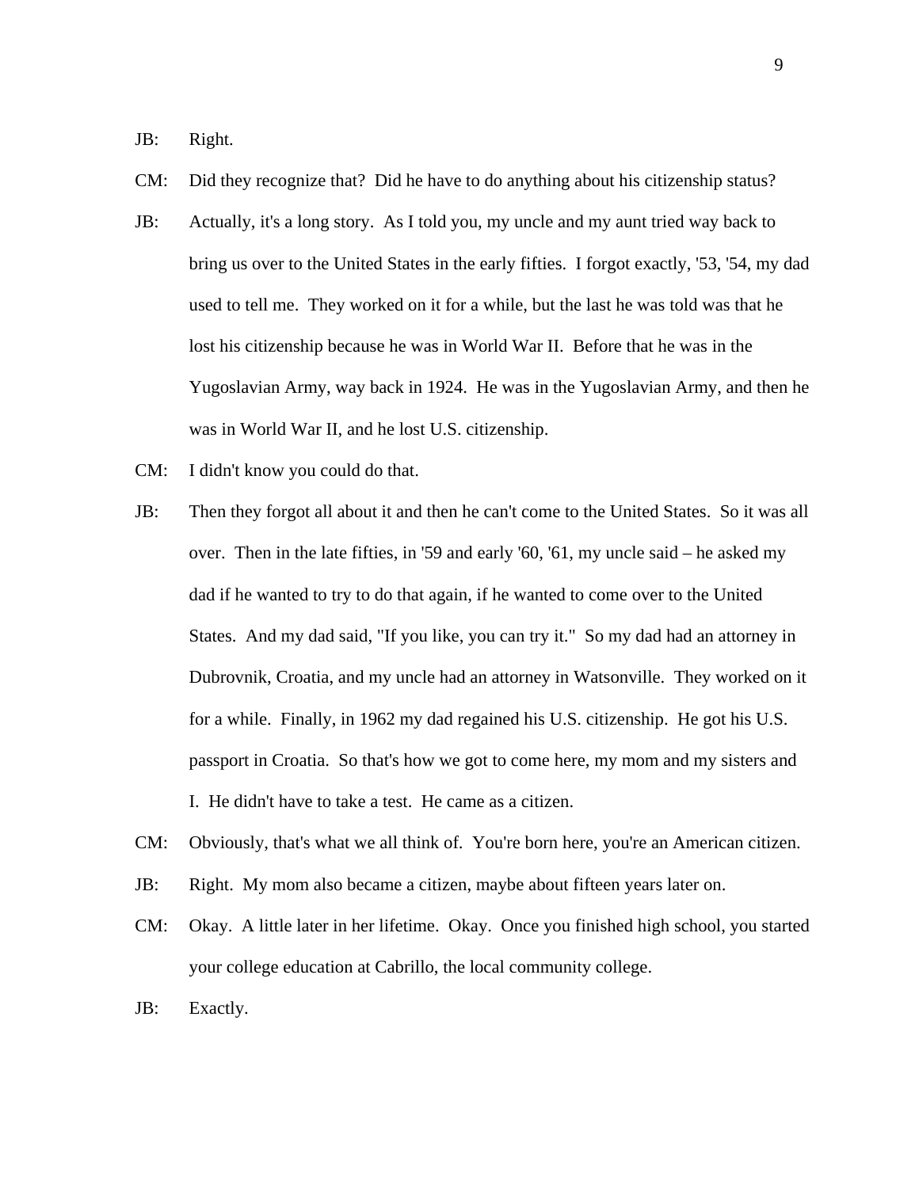JB: Right.

CM: Did they recognize that? Did he have to do anything about his citizenship status?

JB: Actually, it's a long story. As I told you, my uncle and my aunt tried way back to bring us over to the United States in the early fifties. I forgot exactly, '53, '54, my dad used to tell me. They worked on it for a while, but the last he was told was that he lost his citizenship because he was in World War II. Before that he was in the Yugoslavian Army, way back in 1924. He was in the Yugoslavian Army, and then he was in World War II, and he lost U.S. citizenship.

CM: I didn't know you could do that.

JB: Then they forgot all about it and then he can't come to the United States. So it was all over. Then in the late fifties, in '59 and early '60, '61, my uncle said – he asked my dad if he wanted to try to do that again, if he wanted to come over to the United States. And my dad said, "If you like, you can try it." So my dad had an attorney in Dubrovnik, Croatia, and my uncle had an attorney in Watsonville. They worked on it for a while. Finally, in 1962 my dad regained his U.S. citizenship. He got his U.S. passport in Croatia. So that's how we got to come here, my mom and my sisters and I. He didn't have to take a test. He came as a citizen.

CM: Obviously, that's what we all think of. You're born here, you're an American citizen.

JB: Right. My mom also became a citizen, maybe about fifteen years later on.

CM: Okay. A little later in her lifetime. Okay. Once you finished high school, you started your college education at Cabrillo, the local community college.

JB: Exactly.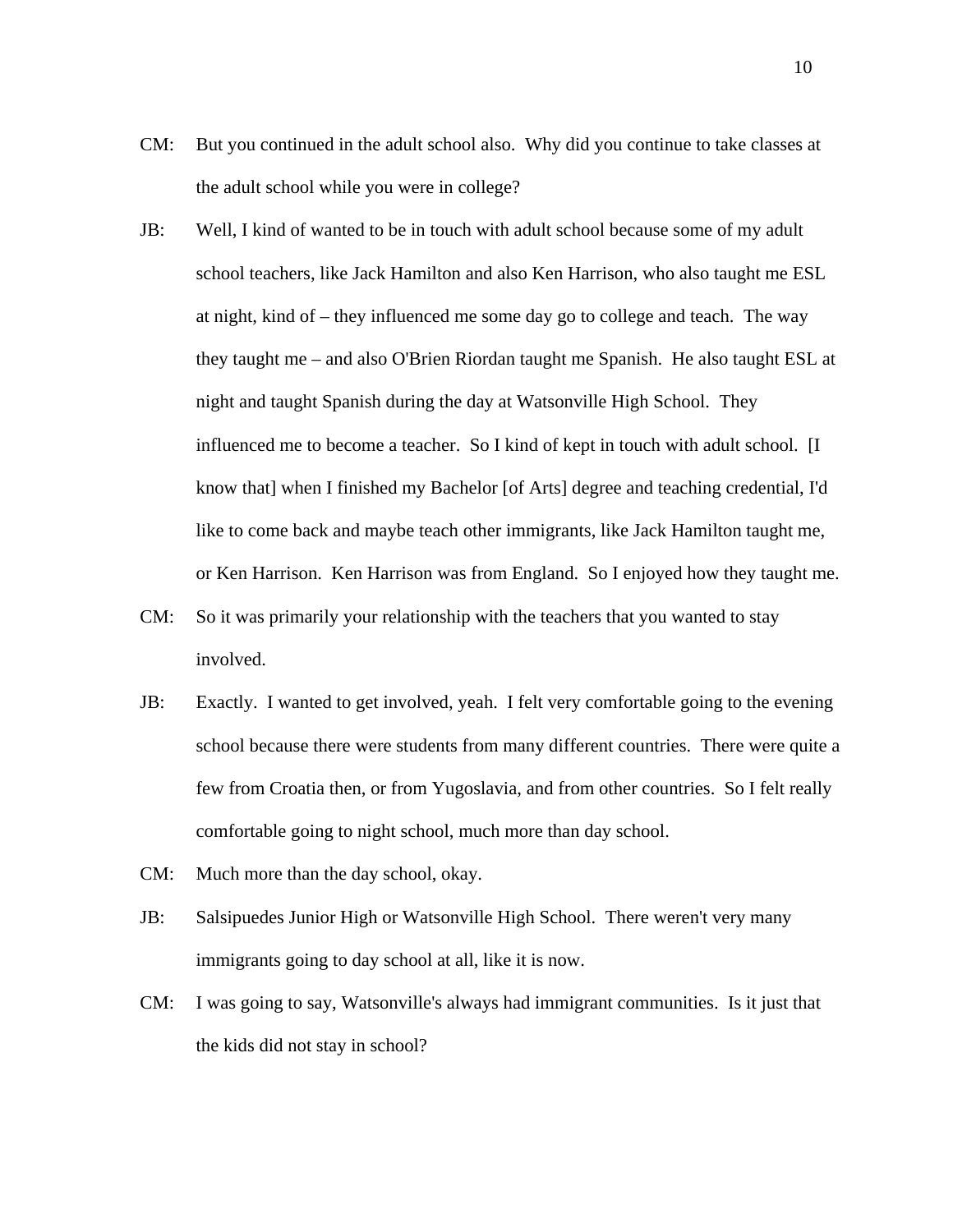CM: But you continued in the adult school also. Why did you continue to take classes at the adult school while you were in college?

JB: Well, I kind of wanted to be in touch with adult school because some of my adult school teachers, like Jack Hamilton and also Ken Harrison, who also taught me ESL at night, kind of – they influenced me some day go to college and teach. The way they taught me – and also O'Brien Riordan taught me Spanish. He also taught ESL at night and taught Spanish during the day at Watsonville High School. They influenced me to become a teacher. So I kind of kept in touch with adult school. [I know that] when I finished my Bachelor [of Arts] degree and teaching credential, I'd like to come back and maybe teach other immigrants, like Jack Hamilton taught me, or Ken Harrison. Ken Harrison was from England. So I enjoyed how they taught me.

CM: So it was primarily your relationship with the teachers that you wanted to stay involved.

JB: Exactly. I wanted to get involved, yeah. I felt very comfortable going to the evening school because there were students from many different countries. There were quite a few from Croatia then, or from Yugoslavia, and from other countries. So I felt really comfortable going to night school, much more than day school.

CM: Much more than the day school, okay.

JB: Salsipuedes Junior High or Watsonville High School. There weren't very many immigrants going to day school at all, like it is now.

CM: I was going to say, Watsonville's always had immigrant communities. Is it just that the kids did not stay in school?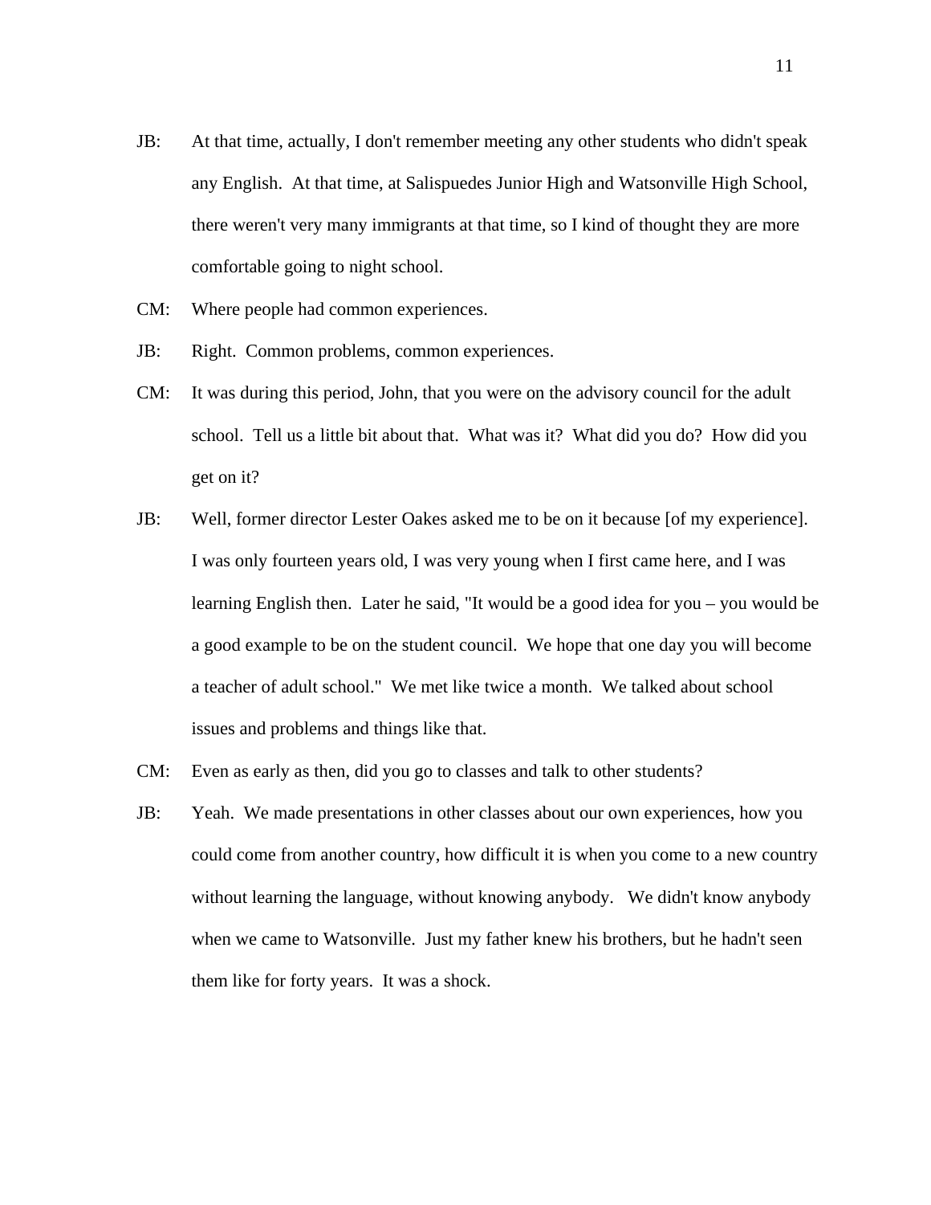JB: At that time, actually, I don't remember meeting any other students who didn't speak any English. At that time, at Salispuedes Junior High and Watsonville High School, there weren't very many immigrants at that time, so I kind of thought they are more comfortable going to night school.

CM: Where people had common experiences.

JB: Right. Common problems, common experiences.

CM: It was during this period, John, that you were on the advisory council for the adult school. Tell us a little bit about that. What was it? What did you do? How did you get on it?

JB: Well, former director Lester Oakes asked me to be on it because [of my experience]. I was only fourteen years old, I was very young when I first came here, and I was learning English then. Later he said, "It would be a good idea for you – you would be a good example to be on the student council. We hope that one day you will become a teacher of adult school." We met like twice a month. We talked about school issues and problems and things like that.

CM: Even as early as then, did you go to classes and talk to other students?

JB: Yeah. We made presentations in other classes about our own experiences, how you could come from another country, how difficult it is when you come to a new country without learning the language, without knowing anybody. We didn't know anybody when we came to Watsonville. Just my father knew his brothers, but he hadn't seen them like for forty years. It was a shock.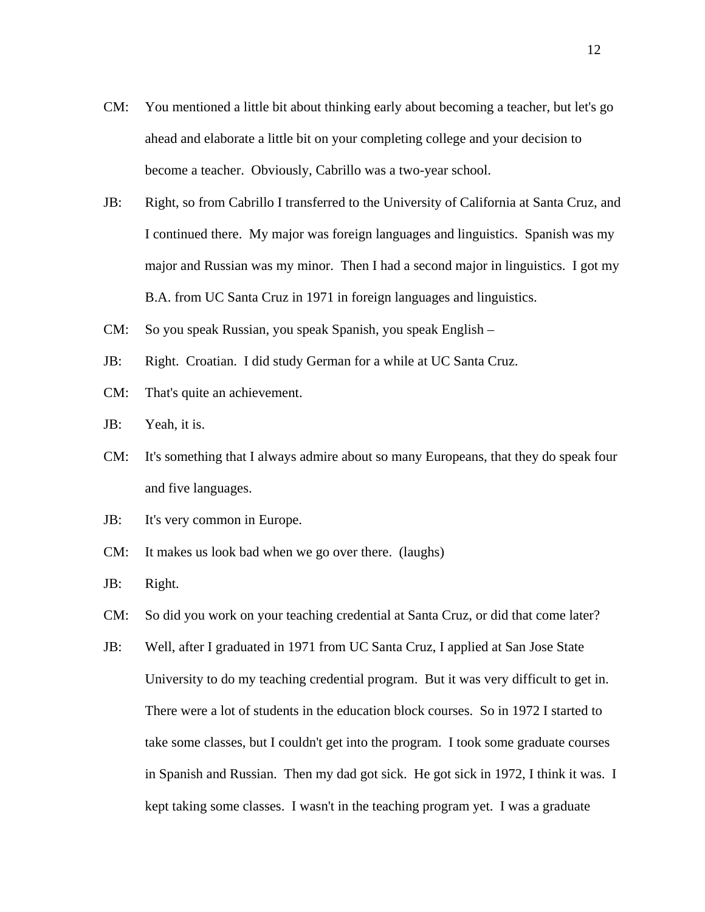CM: You mentioned a little bit about thinking early about becoming a teacher, but let's go ahead and elaborate a little bit on your completing college and your decision to become a teacher. Obviously, Cabrillo was a two-year school.

JB: Right, so from Cabrillo I transferred to the University of California at Santa Cruz, and I continued there. My major was foreign languages and linguistics. Spanish was my major and Russian was my minor. Then I had a second major in linguistics. I got my B.A. from UC Santa Cruz in 1971 in foreign languages and linguistics.

CM: So you speak Russian, you speak Spanish, you speak English –

JB: Right. Croatian. I did study German for a while at UC Santa Cruz.

CM: That's quite an achievement.

JB: Yeah, it is.

CM: It's something that I always admire about so many Europeans, that they do speak four and five languages.

JB: It's very common in Europe.

CM: It makes us look bad when we go over there. (laughs)

JB: Right.

CM: So did you work on your teaching credential at Santa Cruz, or did that come later?

JB: Well, after I graduated in 1971 from UC Santa Cruz, I applied at San Jose State University to do my teaching credential program. But it was very difficult to get in. There were a lot of students in the education block courses. So in 1972 I started to take some classes, but I couldn't get into the program. I took some graduate courses in Spanish and Russian. Then my dad got sick. He got sick in 1972, I think it was. I kept taking some classes. I wasn't in the teaching program yet. I was a graduate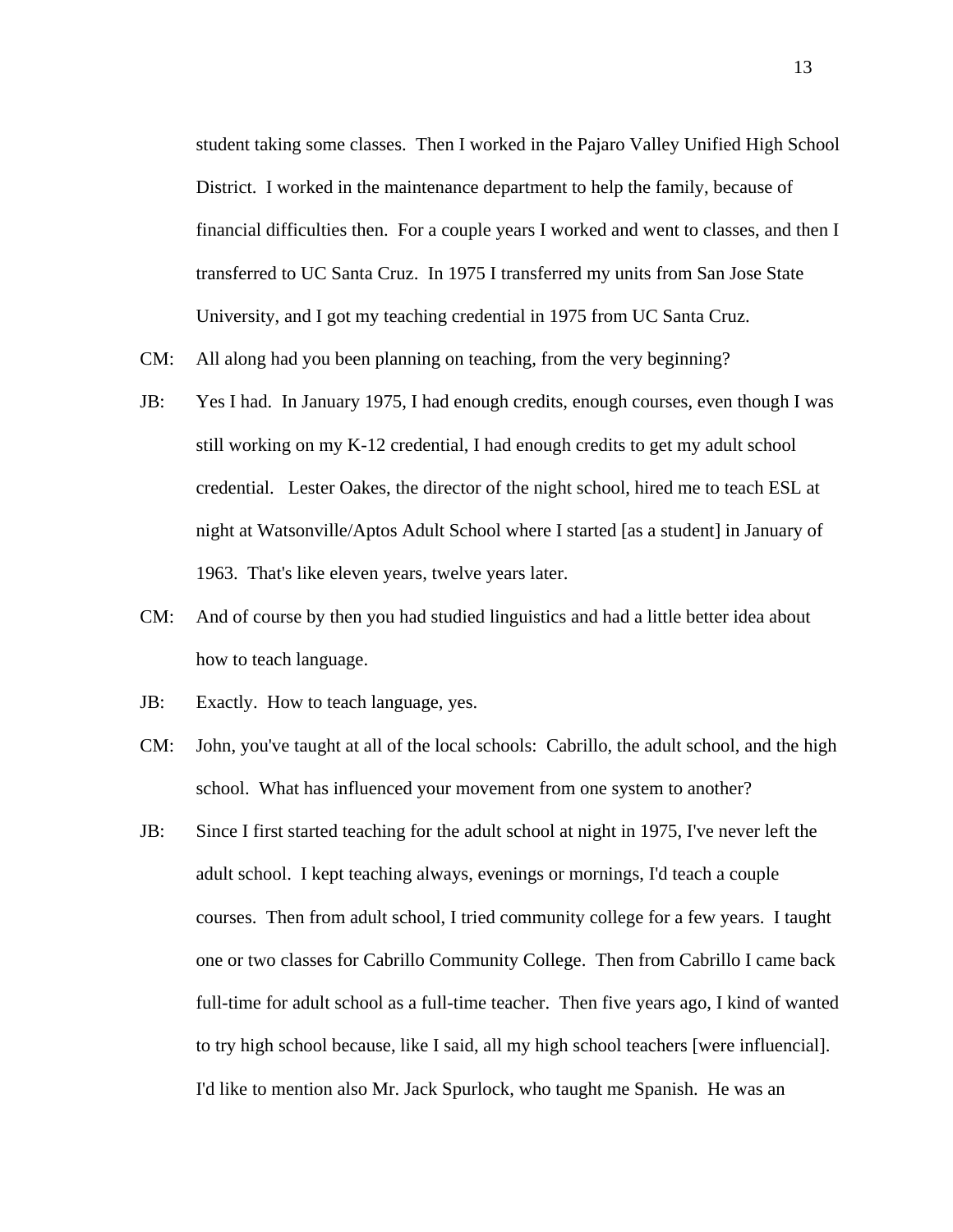student taking some classes. Then I worked in the Pajaro Valley Unified High School District. I worked in the maintenance department to help the family, because of financial difficulties then. For a couple years I worked and went to classes, and then I transferred to UC Santa Cruz. In 1975 I transferred my units from San Jose State University, and I got my teaching credential in 1975 from UC Santa Cruz.

CM: All along had you been planning on teaching, from the very beginning?

JB: Yes I had. In January 1975, I had enough credits, enough courses, even though I was still working on my K-12 credential, I had enough credits to get my adult school credential. Lester Oakes, the director of the night school, hired me to teach ESL at night at Watsonville/Aptos Adult School where I started [as a student] in January of 1963. That's like eleven years, twelve years later.

CM: And of course by then you had studied linguistics and had a little better idea about how to teach language.

JB: Exactly. How to teach language, yes.

CM: John, you've taught at all of the local schools: Cabrillo, the adult school, and the high school. What has influenced your movement from one system to another?

JB: Since I first started teaching for the adult school at night in 1975, I've never left the adult school. I kept teaching always, evenings or mornings, I'd teach a couple courses. Then from adult school, I tried community college for a few years. I taught one or two classes for Cabrillo Community College. Then from Cabrillo I came back full-time for adult school as a full-time teacher. Then five years ago, I kind of wanted to try high school because, like I said, all my high school teachers [were influencial]. I'd like to mention also Mr. Jack Spurlock, who taught me Spanish. He was an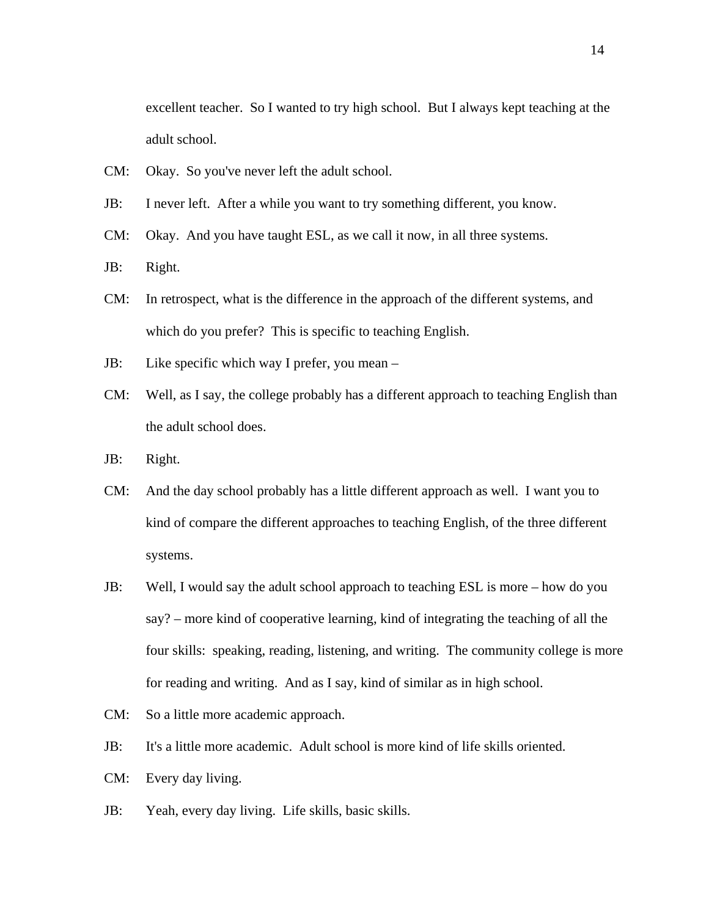excellent teacher.  So I wanted to try high school.  But I always kept teaching at the adult school.

CM: Okay.  So you've never left the adult school.

JB: I never left.  After a while you want to try something different, you know.

CM: Okay.  And you have taught ESL, as we call it now, in all three systems.

JB: Right.

CM: In retrospect, what is the difference in the approach of the different systems, and which do you prefer?  This is specific to teaching English.

JB: Like specific which way I prefer, you mean –

CM: Well, as I say, the college probably has a different approach to teaching English than the adult school does.

JB: Right.

CM: And the day school probably has a little different approach as well.  I want you to kind of compare the different approaches to teaching English, of the three different systems.

JB: Well, I would say the adult school approach to teaching ESL is more – how do you say? – more kind of cooperative learning, kind of integrating the teaching of all the four skills:  speaking, reading, listening, and writing.  The community college is more for reading and writing.  And as I say, kind of similar as in high school.

CM: So a little more academic approach.

JB: It's a little more academic.  Adult school is more kind of life skills oriented.

CM: Every day living.

JB: Yeah, every day living.  Life skills, basic skills.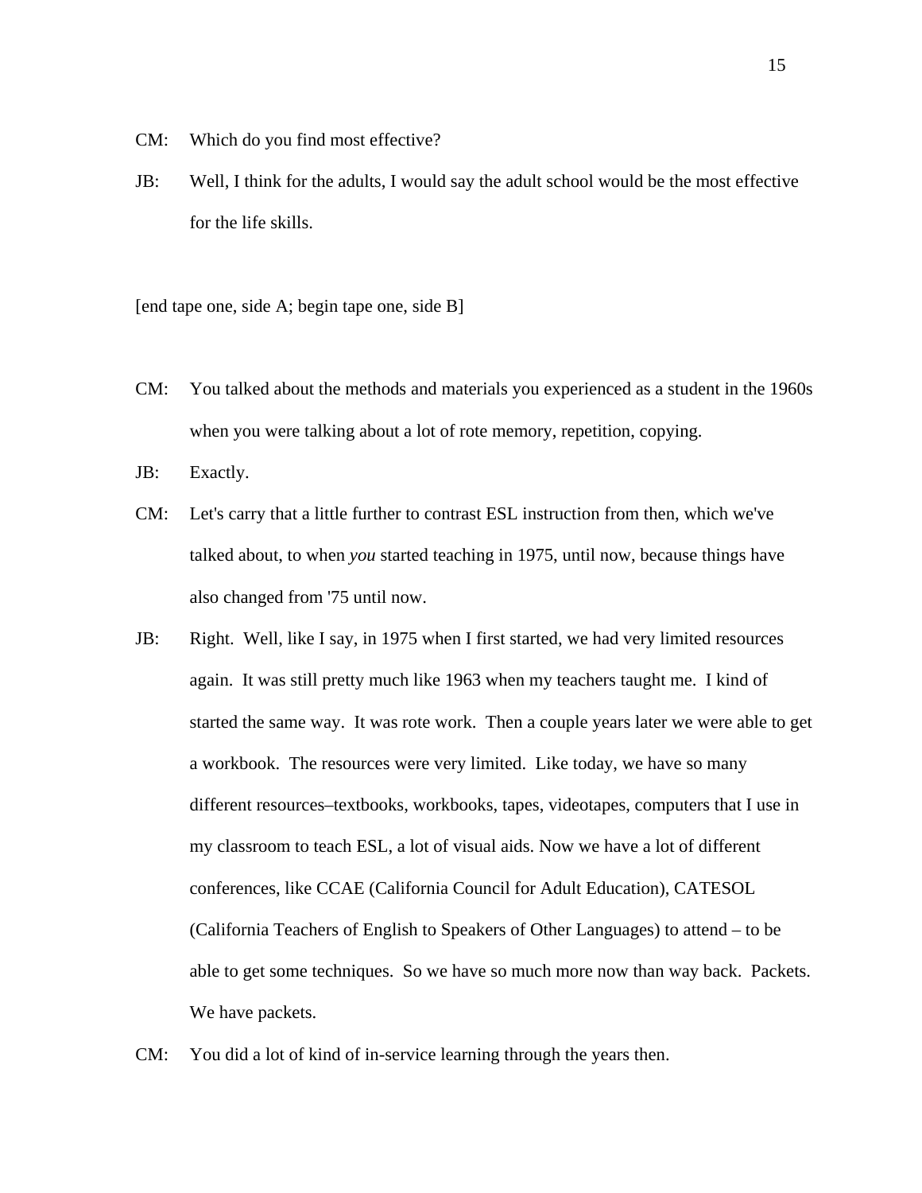CM: Which do you find most effective?

JB: Well, I think for the adults, I would say the adult school would be the most effective for the life skills.

[end tape one, side A; begin tape one, side B]

CM: You talked about the methods and materials you experienced as a student in the 1960s when you were talking about a lot of rote memory, repetition, copying.

JB: Exactly.

CM: Let's carry that a little further to contrast ESL instruction from then, which we've talked about, to when *you* started teaching in 1975, until now, because things have also changed from '75 until now.

JB: Right. Well, like I say, in 1975 when I first started, we had very limited resources again. It was still pretty much like 1963 when my teachers taught me. I kind of started the same way. It was rote work. Then a couple years later we were able to get a workbook. The resources were very limited. Like today, we have so many different resources–textbooks, workbooks, tapes, videotapes, computers that I use in my classroom to teach ESL, a lot of visual aids. Now we have a lot of different conferences, like CCAE (California Council for Adult Education), CATESOL (California Teachers of English to Speakers of Other Languages) to attend – to be able to get some techniques. So we have so much more now than way back. Packets. We have packets.

CM: You did a lot of kind of in-service learning through the years then.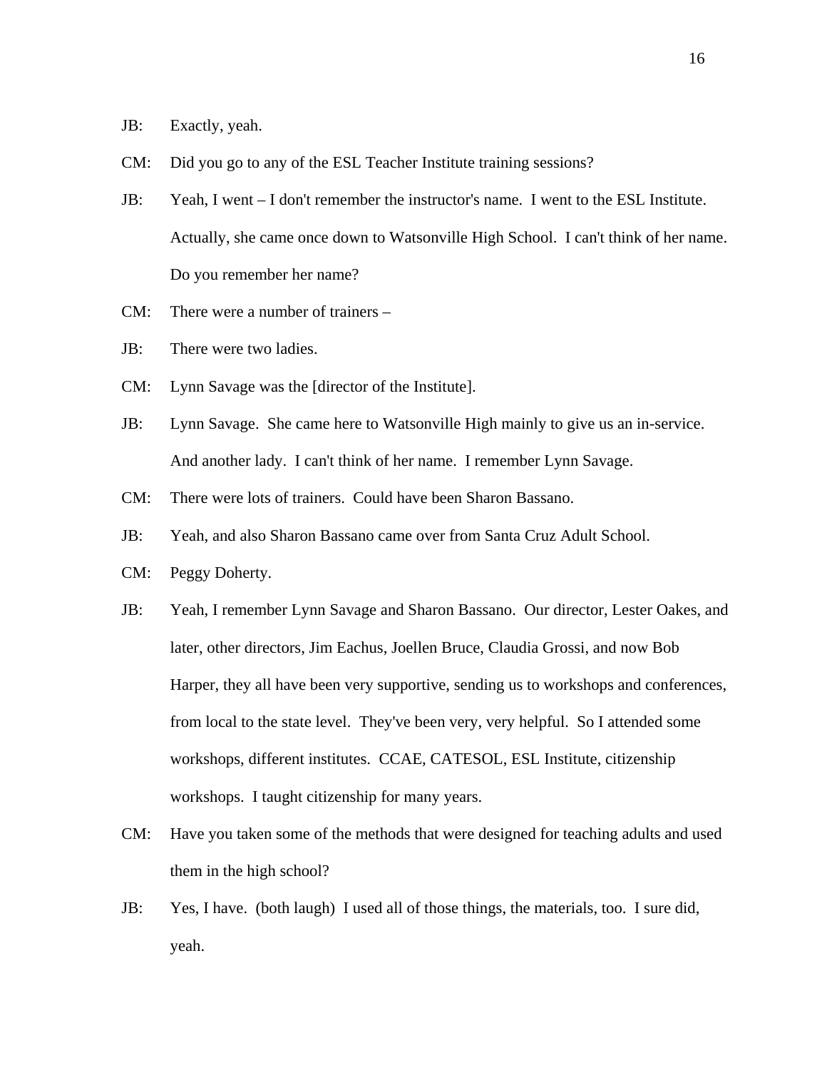JB: Exactly, yeah.

CM: Did you go to any of the ESL Teacher Institute training sessions?

JB: Yeah, I went – I don't remember the instructor's name. I went to the ESL Institute. Actually, she came once down to Watsonville High School. I can't think of her name. Do you remember her name?

CM: There were a number of trainers –

JB: There were two ladies.

CM: Lynn Savage was the [director of the Institute].

JB: Lynn Savage. She came here to Watsonville High mainly to give us an in-service. And another lady. I can't think of her name. I remember Lynn Savage.

CM: There were lots of trainers. Could have been Sharon Bassano.

JB: Yeah, and also Sharon Bassano came over from Santa Cruz Adult School.

CM: Peggy Doherty.

JB: Yeah, I remember Lynn Savage and Sharon Bassano. Our director, Lester Oakes, and later, other directors, Jim Eachus, Joellen Bruce, Claudia Grossi, and now Bob Harper, they all have been very supportive, sending us to workshops and conferences, from local to the state level. They've been very, very helpful. So I attended some workshops, different institutes. CCAE, CATESOL, ESL Institute, citizenship workshops. I taught citizenship for many years.

CM: Have you taken some of the methods that were designed for teaching adults and used them in the high school?

JB: Yes, I have. (both laugh) I used all of those things, the materials, too. I sure did, yeah.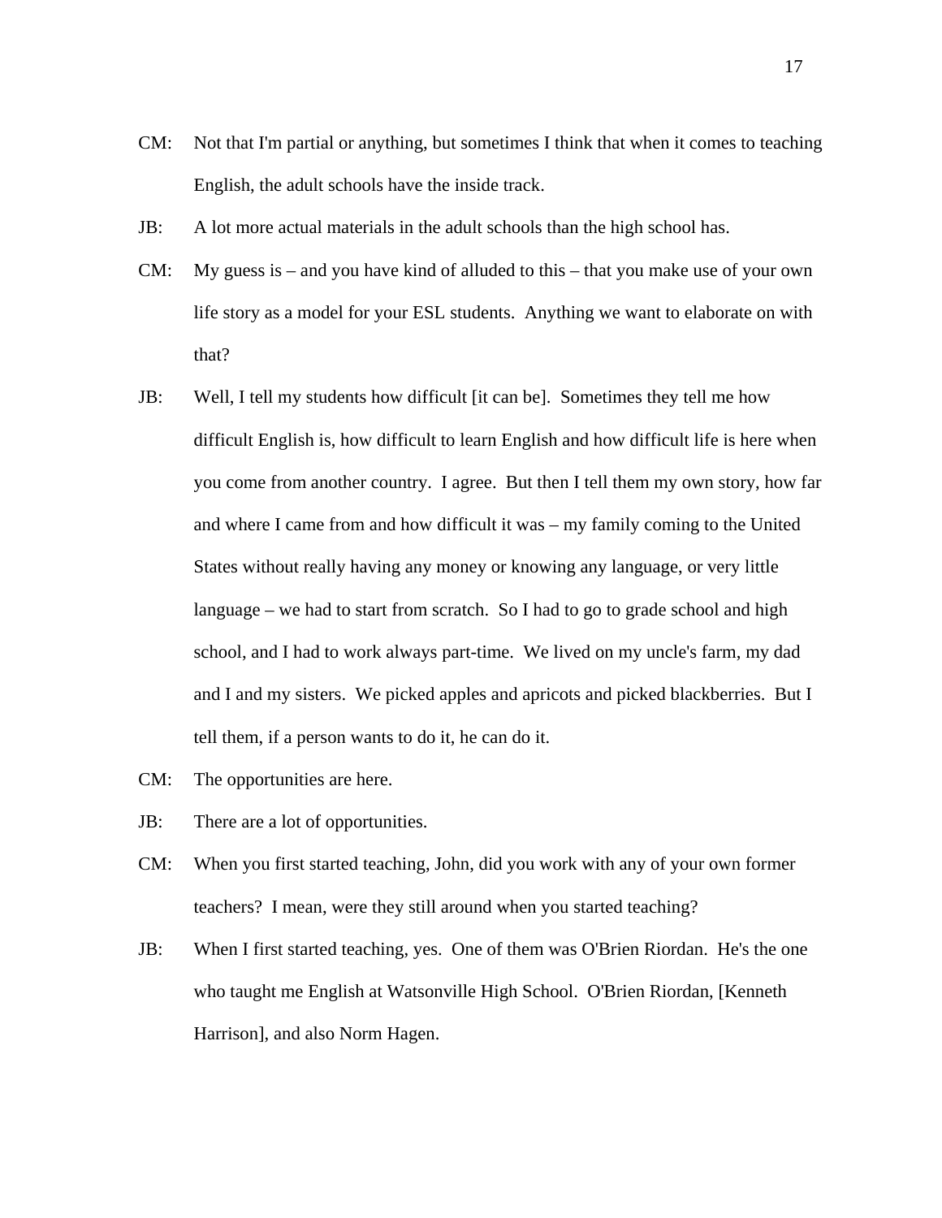CM: Not that I'm partial or anything, but sometimes I think that when it comes to teaching English, the adult schools have the inside track.

JB: A lot more actual materials in the adult schools than the high school has.

CM: My guess is – and you have kind of alluded to this – that you make use of your own life story as a model for your ESL students. Anything we want to elaborate on with that?

JB: Well, I tell my students how difficult [it can be]. Sometimes they tell me how difficult English is, how difficult to learn English and how difficult life is here when you come from another country. I agree. But then I tell them my own story, how far and where I came from and how difficult it was – my family coming to the United States without really having any money or knowing any language, or very little language – we had to start from scratch. So I had to go to grade school and high school, and I had to work always part-time. We lived on my uncle's farm, my dad and I and my sisters. We picked apples and apricots and picked blackberries. But I tell them, if a person wants to do it, he can do it.

CM: The opportunities are here.

JB: There are a lot of opportunities.

CM: When you first started teaching, John, did you work with any of your own former teachers? I mean, were they still around when you started teaching?

JB: When I first started teaching, yes. One of them was O'Brien Riordan. He's the one who taught me English at Watsonville High School. O'Brien Riordan, [Kenneth Harrison], and also Norm Hagen.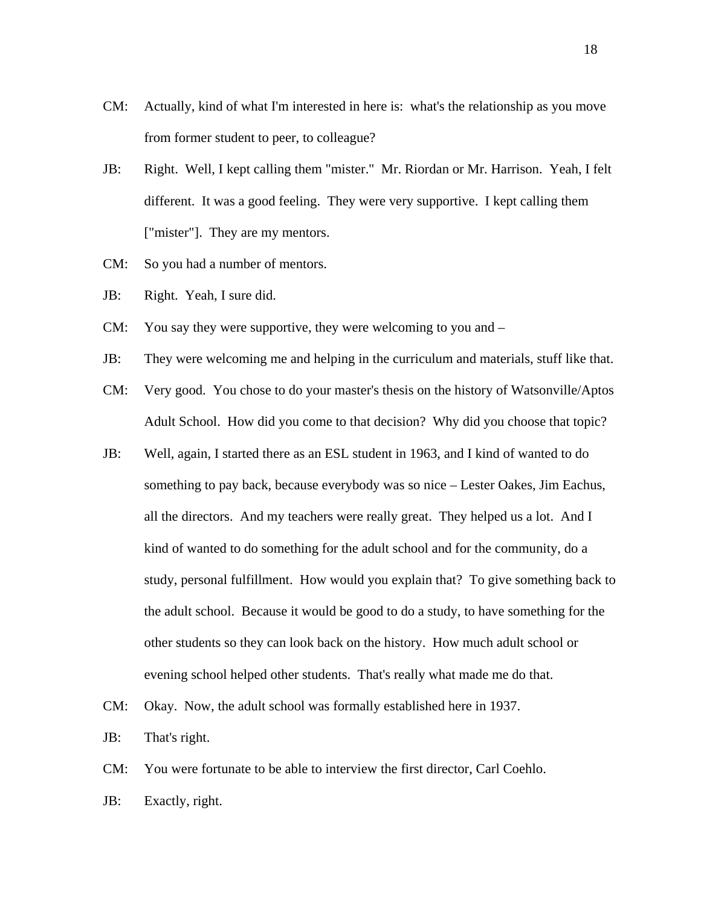CM: Actually, kind of what I'm interested in here is: what's the relationship as you move from former student to peer, to colleague?

JB: Right. Well, I kept calling them "mister." Mr. Riordan or Mr. Harrison. Yeah, I felt different. It was a good feeling. They were very supportive. I kept calling them ["mister"]. They are my mentors.

CM: So you had a number of mentors.

JB: Right. Yeah, I sure did.

CM: You say they were supportive, they were welcoming to you and –

JB: They were welcoming me and helping in the curriculum and materials, stuff like that.

CM: Very good. You chose to do your master's thesis on the history of Watsonville/Aptos Adult School. How did you come to that decision? Why did you choose that topic?

JB: Well, again, I started there as an ESL student in 1963, and I kind of wanted to do something to pay back, because everybody was so nice – Lester Oakes, Jim Eachus, all the directors. And my teachers were really great. They helped us a lot. And I kind of wanted to do something for the adult school and for the community, do a study, personal fulfillment. How would you explain that? To give something back to the adult school. Because it would be good to do a study, to have something for the other students so they can look back on the history. How much adult school or evening school helped other students. That's really what made me do that.

CM: Okay. Now, the adult school was formally established here in 1937.

JB: That's right.

CM: You were fortunate to be able to interview the first director, Carl Coehlo.

JB: Exactly, right.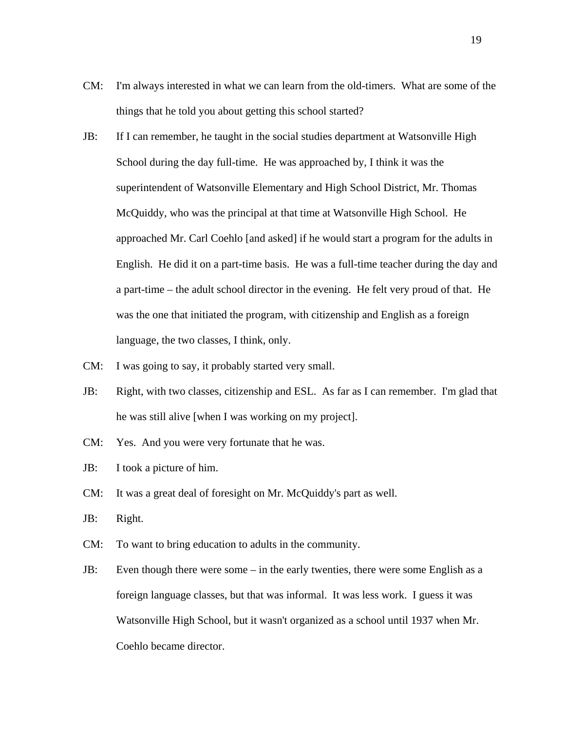CM: I'm always interested in what we can learn from the old-timers. What are some of the things that he told you about getting this school started?

JB: If I can remember, he taught in the social studies department at Watsonville High School during the day full-time. He was approached by, I think it was the superintendent of Watsonville Elementary and High School District, Mr. Thomas McQuiddy, who was the principal at that time at Watsonville High School. He approached Mr. Carl Coehlo [and asked] if he would start a program for the adults in English. He did it on a part-time basis. He was a full-time teacher during the day and a part-time – the adult school director in the evening. He felt very proud of that. He was the one that initiated the program, with citizenship and English as a foreign language, the two classes, I think, only.

CM: I was going to say, it probably started very small.

JB: Right, with two classes, citizenship and ESL. As far as I can remember. I'm glad that he was still alive [when I was working on my project].

CM: Yes. And you were very fortunate that he was.

JB: I took a picture of him.

CM: It was a great deal of foresight on Mr. McQuiddy's part as well.

JB: Right.

CM: To want to bring education to adults in the community.

JB: Even though there were some – in the early twenties, there were some English as a foreign language classes, but that was informal. It was less work. I guess it was Watsonville High School, but it wasn't organized as a school until 1937 when Mr. Coehlo became director.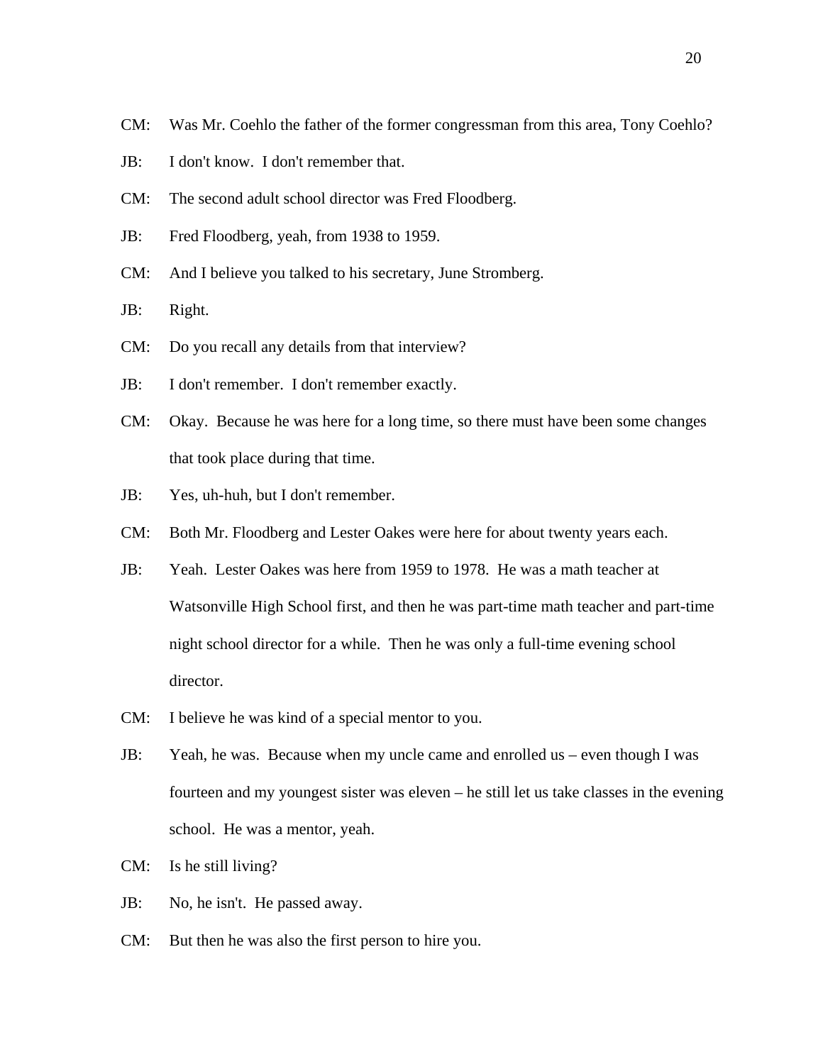CM: Was Mr. Coehlo the father of the former congressman from this area, Tony Coehlo?

JB: I don't know. I don't remember that.

CM: The second adult school director was Fred Floodberg.

JB: Fred Floodberg, yeah, from 1938 to 1959.

CM: And I believe you talked to his secretary, June Stromberg.

JB: Right.

CM: Do you recall any details from that interview?

JB: I don't remember. I don't remember exactly.

CM: Okay. Because he was here for a long time, so there must have been some changes that took place during that time.

JB: Yes, uh-huh, but I don't remember.

CM: Both Mr. Floodberg and Lester Oakes were here for about twenty years each.

JB: Yeah. Lester Oakes was here from 1959 to 1978. He was a math teacher at Watsonville High School first, and then he was part-time math teacher and part-time night school director for a while. Then he was only a full-time evening school director.

CM: I believe he was kind of a special mentor to you.

JB: Yeah, he was. Because when my uncle came and enrolled us – even though I was fourteen and my youngest sister was eleven – he still let us take classes in the evening school. He was a mentor, yeah.

CM: Is he still living?

JB: No, he isn't. He passed away.

CM: But then he was also the first person to hire you.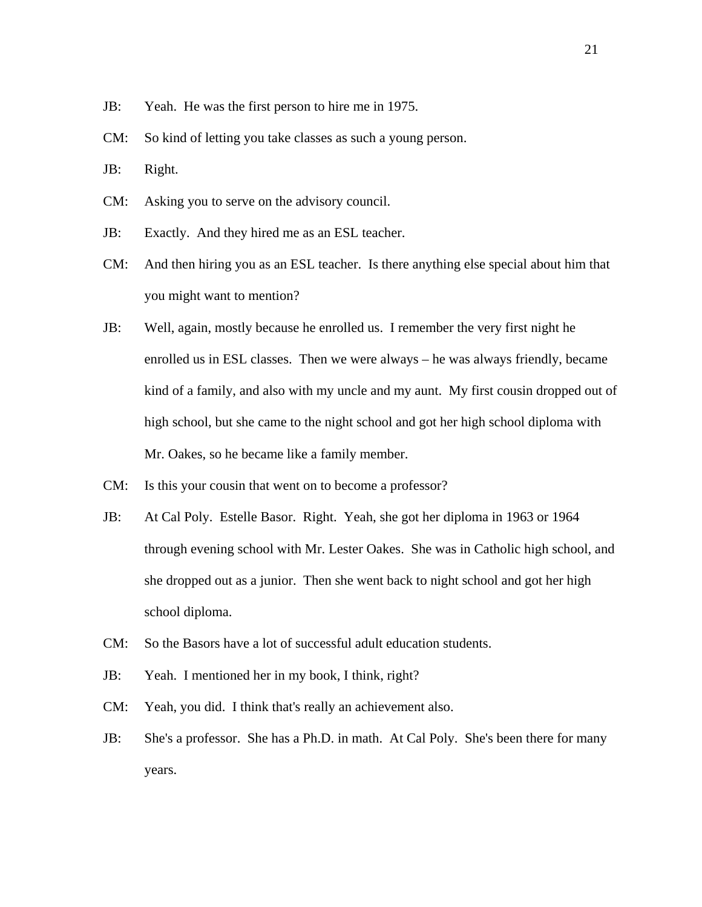JB: Yeah. He was the first person to hire me in 1975.

CM: So kind of letting you take classes as such a young person.

JB: Right.

CM: Asking you to serve on the advisory council.

JB: Exactly. And they hired me as an ESL teacher.

CM: And then hiring you as an ESL teacher. Is there anything else special about him that you might want to mention?

JB: Well, again, mostly because he enrolled us. I remember the very first night he enrolled us in ESL classes. Then we were always – he was always friendly, became kind of a family, and also with my uncle and my aunt. My first cousin dropped out of high school, but she came to the night school and got her high school diploma with Mr. Oakes, so he became like a family member.

CM: Is this your cousin that went on to become a professor?

JB: At Cal Poly. Estelle Basor. Right. Yeah, she got her diploma in 1963 or 1964 through evening school with Mr. Lester Oakes. She was in Catholic high school, and she dropped out as a junior. Then she went back to night school and got her high school diploma.

CM: So the Basors have a lot of successful adult education students.

JB: Yeah. I mentioned her in my book, I think, right?

CM: Yeah, you did. I think that's really an achievement also.

JB: She's a professor. She has a Ph.D. in math. At Cal Poly. She's been there for many years.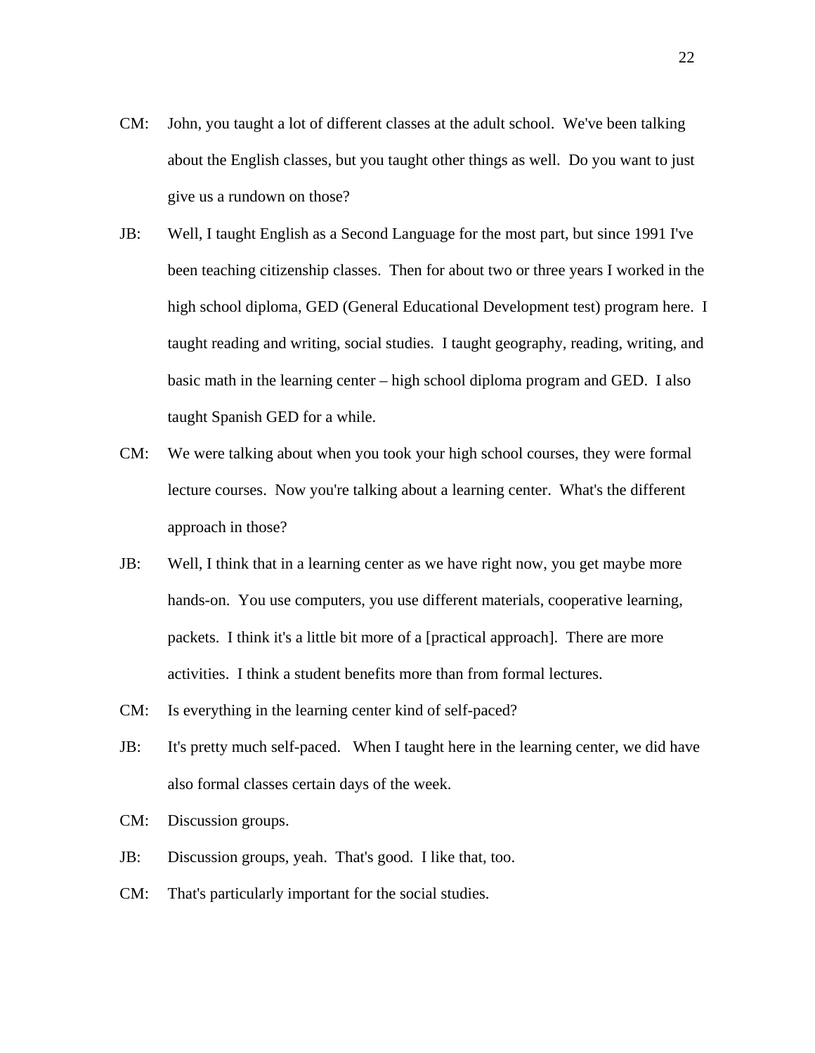CM: John, you taught a lot of different classes at the adult school. We've been talking about the English classes, but you taught other things as well. Do you want to just give us a rundown on those?

JB: Well, I taught English as a Second Language for the most part, but since 1991 I've been teaching citizenship classes. Then for about two or three years I worked in the high school diploma, GED (General Educational Development test) program here. I taught reading and writing, social studies. I taught geography, reading, writing, and basic math in the learning center – high school diploma program and GED. I also taught Spanish GED for a while.

CM: We were talking about when you took your high school courses, they were formal lecture courses. Now you're talking about a learning center. What's the different approach in those?

JB: Well, I think that in a learning center as we have right now, you get maybe more hands-on. You use computers, you use different materials, cooperative learning, packets. I think it's a little bit more of a [practical approach]. There are more activities. I think a student benefits more than from formal lectures.

CM: Is everything in the learning center kind of self-paced?

JB: It's pretty much self-paced. When I taught here in the learning center, we did have also formal classes certain days of the week.

CM: Discussion groups.

JB: Discussion groups, yeah. That's good. I like that, too.

CM: That's particularly important for the social studies.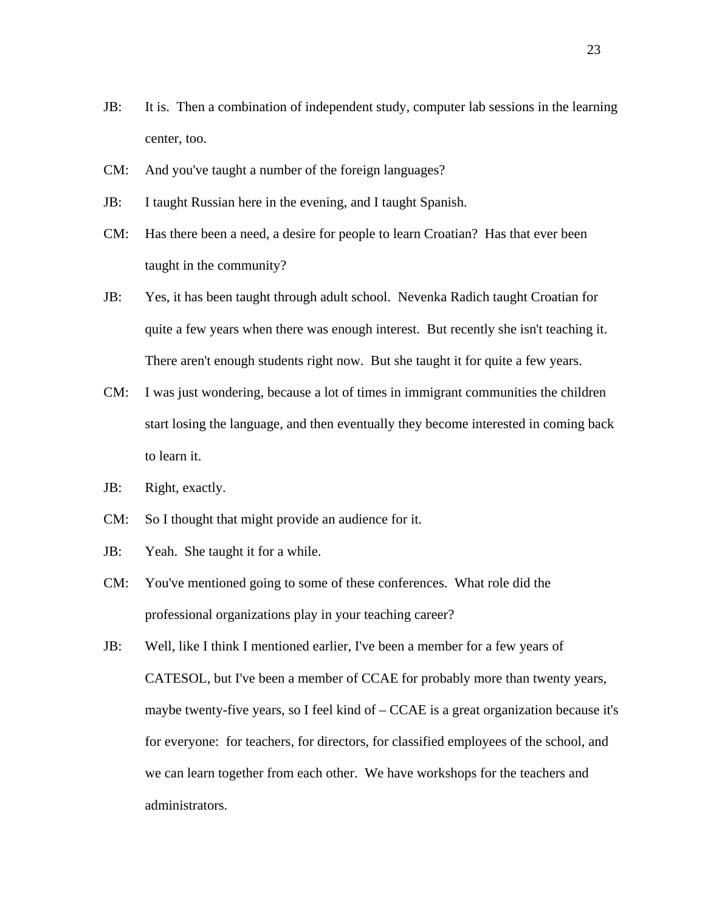JB: It is. Then a combination of independent study, computer lab sessions in the learning center, too.

CM: And you've taught a number of the foreign languages?

JB: I taught Russian here in the evening, and I taught Spanish.

CM: Has there been a need, a desire for people to learn Croatian? Has that ever been taught in the community?

JB: Yes, it has been taught through adult school. Nevenka Radich taught Croatian for quite a few years when there was enough interest. But recently she isn't teaching it. There aren't enough students right now. But she taught it for quite a few years.

CM: I was just wondering, because a lot of times in immigrant communities the children start losing the language, and then eventually they become interested in coming back to learn it.

JB: Right, exactly.

CM: So I thought that might provide an audience for it.

JB: Yeah. She taught it for a while.

CM: You've mentioned going to some of these conferences. What role did the professional organizations play in your teaching career?

JB: Well, like I think I mentioned earlier, I've been a member for a few years of CATESOL, but I've been a member of CCAE for probably more than twenty years, maybe twenty-five years, so I feel kind of – CCAE is a great organization because it's for everyone: for teachers, for directors, for classified employees of the school, and we can learn together from each other. We have workshops for the teachers and administrators.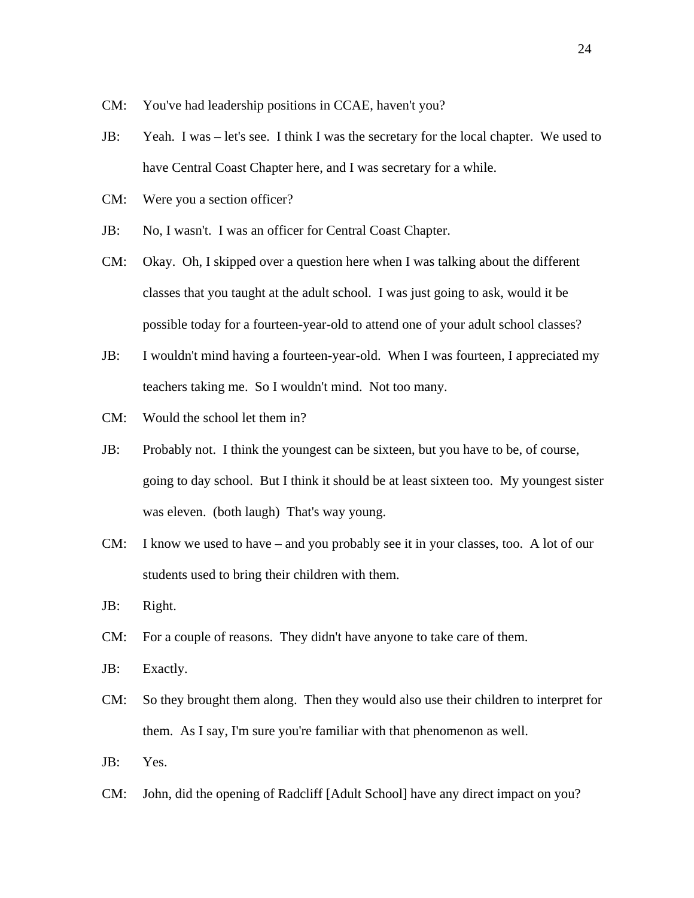CM: You've had leadership positions in CCAE, haven't you?

JB: Yeah. I was – let's see. I think I was the secretary for the local chapter. We used to have Central Coast Chapter here, and I was secretary for a while.

CM: Were you a section officer?

JB: No, I wasn't. I was an officer for Central Coast Chapter.

CM: Okay. Oh, I skipped over a question here when I was talking about the different classes that you taught at the adult school. I was just going to ask, would it be possible today for a fourteen-year-old to attend one of your adult school classes?

JB: I wouldn't mind having a fourteen-year-old. When I was fourteen, I appreciated my teachers taking me. So I wouldn't mind. Not too many.

CM: Would the school let them in?

JB: Probably not. I think the youngest can be sixteen, but you have to be, of course, going to day school. But I think it should be at least sixteen too. My youngest sister was eleven. (both laugh) That's way young.

CM: I know we used to have – and you probably see it in your classes, too. A lot of our students used to bring their children with them.

JB: Right.

CM: For a couple of reasons. They didn't have anyone to take care of them.

JB: Exactly.

CM: So they brought them along. Then they would also use their children to interpret for them. As I say, I'm sure you're familiar with that phenomenon as well.

JB: Yes.

CM: John, did the opening of Radcliff [Adult School] have any direct impact on you?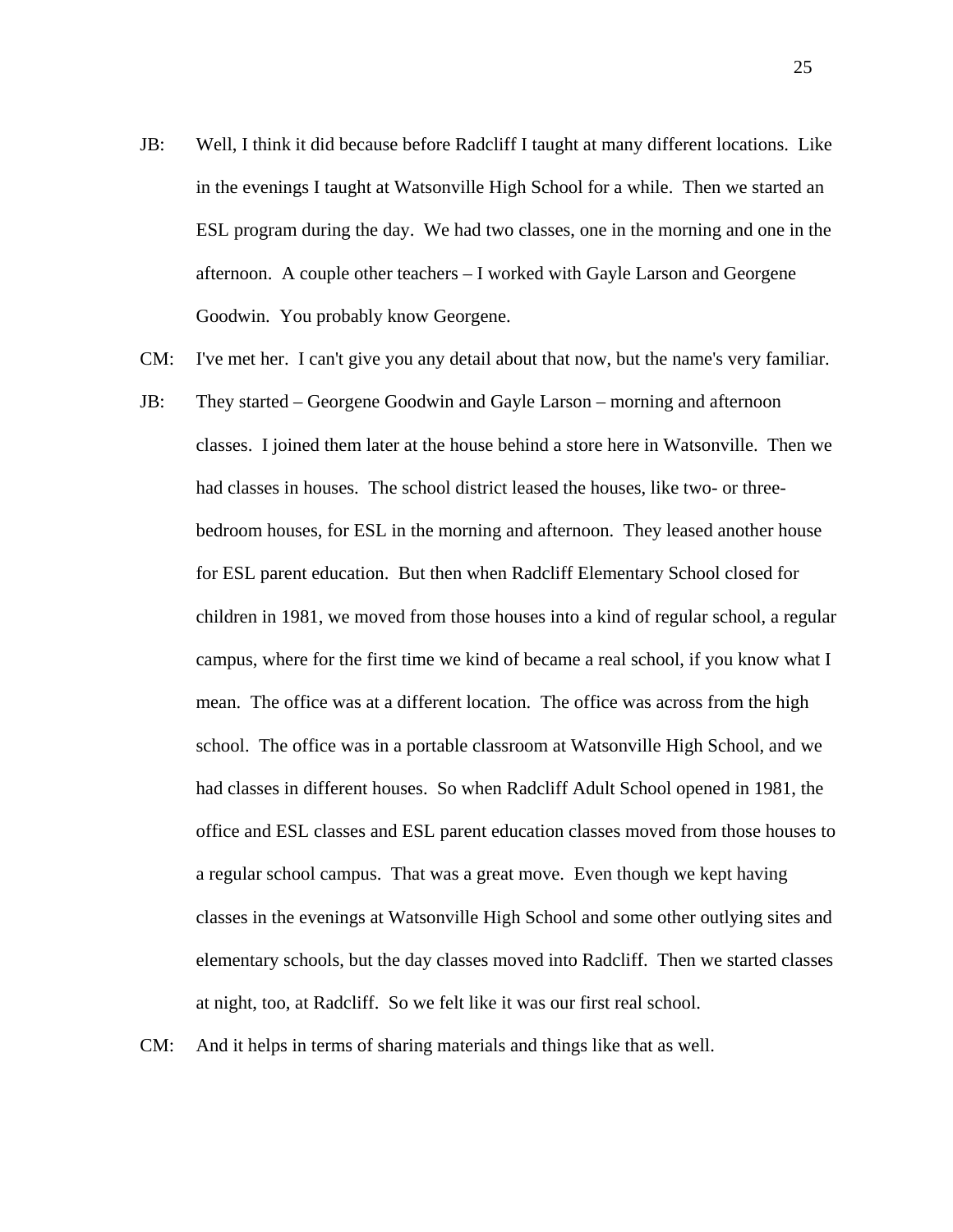JB: Well, I think it did because before Radcliff I taught at many different locations. Like in the evenings I taught at Watsonville High School for a while. Then we started an ESL program during the day. We had two classes, one in the morning and one in the afternoon. A couple other teachers – I worked with Gayle Larson and Georgene Goodwin. You probably know Georgene.

CM: I've met her. I can't give you any detail about that now, but the name's very familiar.

JB: They started – Georgene Goodwin and Gayle Larson – morning and afternoon classes. I joined them later at the house behind a store here in Watsonville. Then we had classes in houses. The school district leased the houses, like two- or three-bedroom houses, for ESL in the morning and afternoon. They leased another house for ESL parent education. But then when Radcliff Elementary School closed for children in 1981, we moved from those houses into a kind of regular school, a regular campus, where for the first time we kind of became a real school, if you know what I mean. The office was at a different location. The office was across from the high school. The office was in a portable classroom at Watsonville High School, and we had classes in different houses. So when Radcliff Adult School opened in 1981, the office and ESL classes and ESL parent education classes moved from those houses to a regular school campus. That was a great move. Even though we kept having classes in the evenings at Watsonville High School and some other outlying sites and elementary schools, but the day classes moved into Radcliff. Then we started classes at night, too, at Radcliff. So we felt like it was our first real school.

CM: And it helps in terms of sharing materials and things like that as well.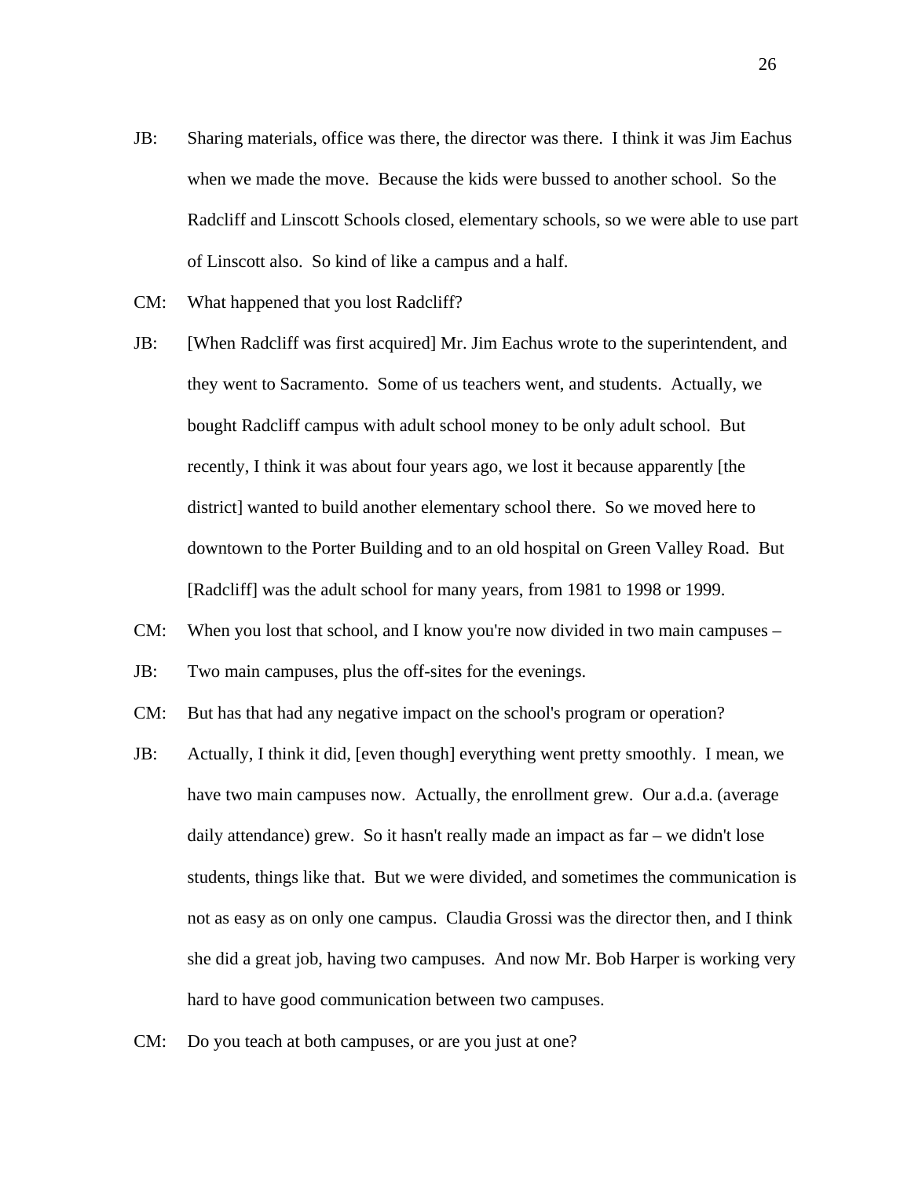JB: Sharing materials, office was there, the director was there. I think it was Jim Eachus when we made the move. Because the kids were bussed to another school. So the Radcliff and Linscott Schools closed, elementary schools, so we were able to use part of Linscott also. So kind of like a campus and a half.

CM: What happened that you lost Radcliff?

JB: [When Radcliff was first acquired] Mr. Jim Eachus wrote to the superintendent, and they went to Sacramento. Some of us teachers went, and students. Actually, we bought Radcliff campus with adult school money to be only adult school. But recently, I think it was about four years ago, we lost it because apparently [the district] wanted to build another elementary school there. So we moved here to downtown to the Porter Building and to an old hospital on Green Valley Road. But [Radcliff] was the adult school for many years, from 1981 to 1998 or 1999.

CM: When you lost that school, and I know you're now divided in two main campuses –

JB: Two main campuses, plus the off-sites for the evenings.

CM: But has that had any negative impact on the school's program or operation?

JB: Actually, I think it did, [even though] everything went pretty smoothly. I mean, we have two main campuses now. Actually, the enrollment grew. Our a.d.a. (average daily attendance) grew. So it hasn't really made an impact as far – we didn't lose students, things like that. But we were divided, and sometimes the communication is not as easy as on only one campus. Claudia Grossi was the director then, and I think she did a great job, having two campuses. And now Mr. Bob Harper is working very hard to have good communication between two campuses.

CM: Do you teach at both campuses, or are you just at one?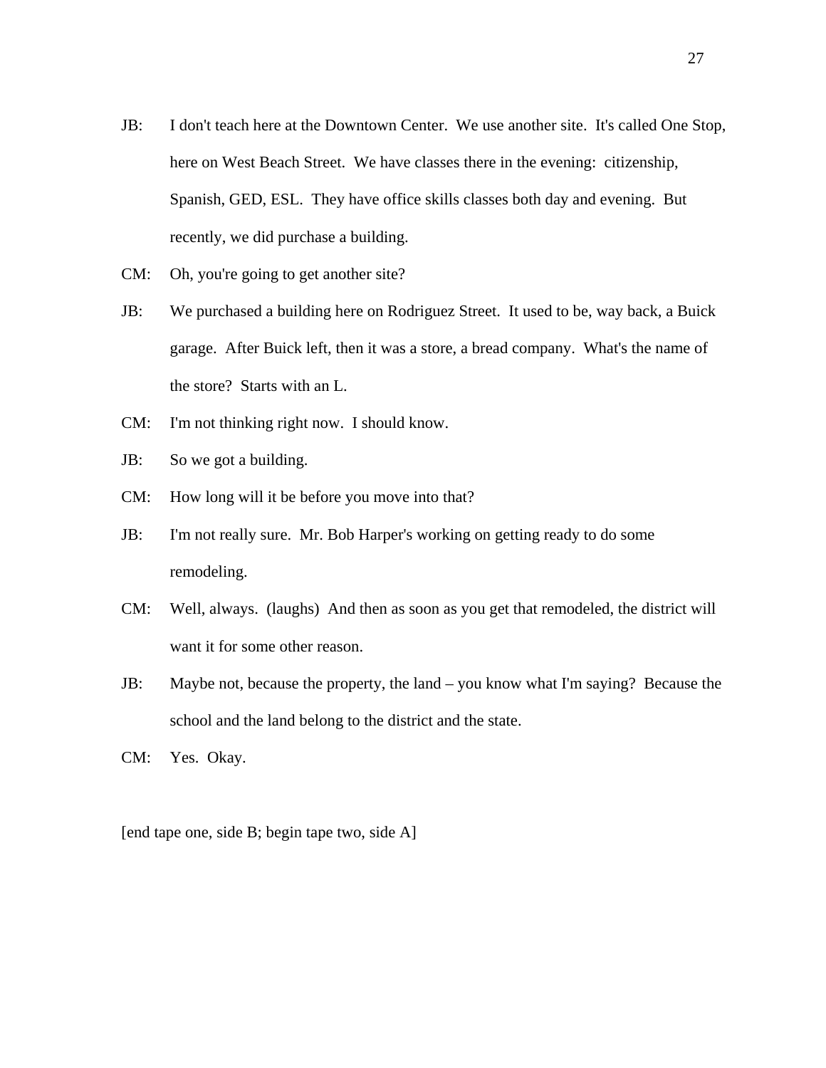JB: I don't teach here at the Downtown Center. We use another site. It's called One Stop, here on West Beach Street. We have classes there in the evening: citizenship, Spanish, GED, ESL. They have office skills classes both day and evening. But recently, we did purchase a building.

CM: Oh, you're going to get another site?

JB: We purchased a building here on Rodriguez Street. It used to be, way back, a Buick garage. After Buick left, then it was a store, a bread company. What's the name of the store? Starts with an L.

CM: I'm not thinking right now. I should know.

JB: So we got a building.

CM: How long will it be before you move into that?

JB: I'm not really sure. Mr. Bob Harper's working on getting ready to do some remodeling.

CM: Well, always. (laughs) And then as soon as you get that remodeled, the district will want it for some other reason.

JB: Maybe not, because the property, the land – you know what I'm saying? Because the school and the land belong to the district and the state.

CM: Yes. Okay.

[end tape one, side B; begin tape two, side A]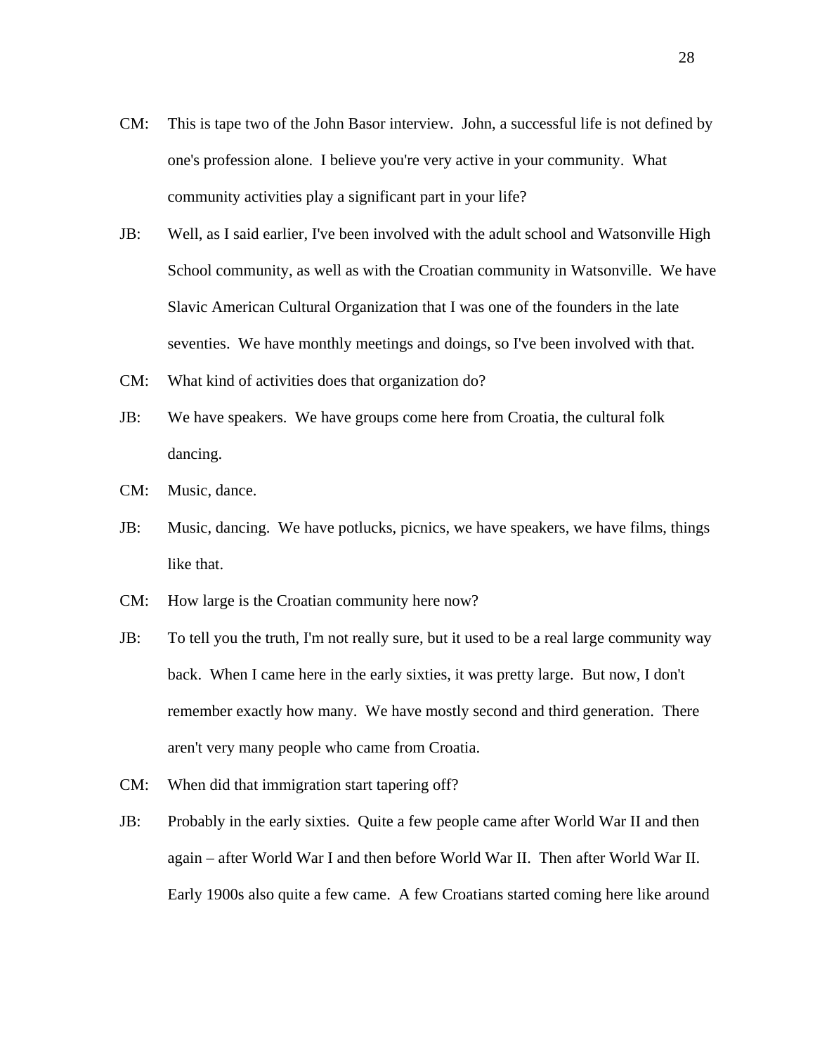CM: This is tape two of the John Basor interview. John, a successful life is not defined by one's profession alone. I believe you're very active in your community. What community activities play a significant part in your life?

JB: Well, as I said earlier, I've been involved with the adult school and Watsonville High School community, as well as with the Croatian community in Watsonville. We have Slavic American Cultural Organization that I was one of the founders in the late seventies. We have monthly meetings and doings, so I've been involved with that.

CM: What kind of activities does that organization do?

JB: We have speakers. We have groups come here from Croatia, the cultural folk dancing.

CM: Music, dance.

JB: Music, dancing. We have potlucks, picnics, we have speakers, we have films, things like that.

CM: How large is the Croatian community here now?

JB: To tell you the truth, I'm not really sure, but it used to be a real large community way back. When I came here in the early sixties, it was pretty large. But now, I don't remember exactly how many. We have mostly second and third generation. There aren't very many people who came from Croatia.

CM: When did that immigration start tapering off?

JB: Probably in the early sixties. Quite a few people came after World War II and then again – after World War I and then before World War II. Then after World War II. Early 1900s also quite a few came. A few Croatians started coming here like around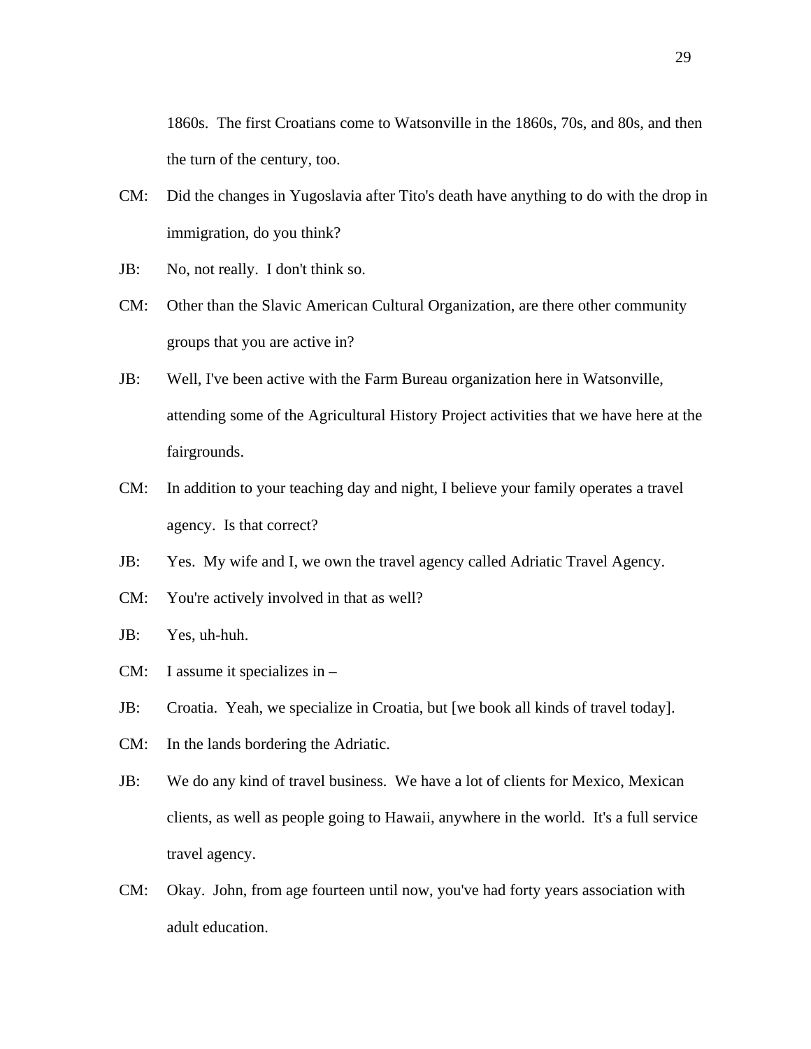1860s. The first Croatians come to Watsonville in the 1860s, 70s, and 80s, and then the turn of the century, too.

CM: Did the changes in Yugoslavia after Tito's death have anything to do with the drop in immigration, do you think?

JB: No, not really. I don't think so.

CM: Other than the Slavic American Cultural Organization, are there other community groups that you are active in?

JB: Well, I've been active with the Farm Bureau organization here in Watsonville, attending some of the Agricultural History Project activities that we have here at the fairgrounds.

CM: In addition to your teaching day and night, I believe your family operates a travel agency. Is that correct?

JB: Yes. My wife and I, we own the travel agency called Adriatic Travel Agency.

CM: You're actively involved in that as well?

JB: Yes, uh-huh.

CM: I assume it specializes in –

JB: Croatia. Yeah, we specialize in Croatia, but [we book all kinds of travel today].

CM: In the lands bordering the Adriatic.

JB: We do any kind of travel business. We have a lot of clients for Mexico, Mexican clients, as well as people going to Hawaii, anywhere in the world. It's a full service travel agency.

CM: Okay. John, from age fourteen until now, you've had forty years association with adult education.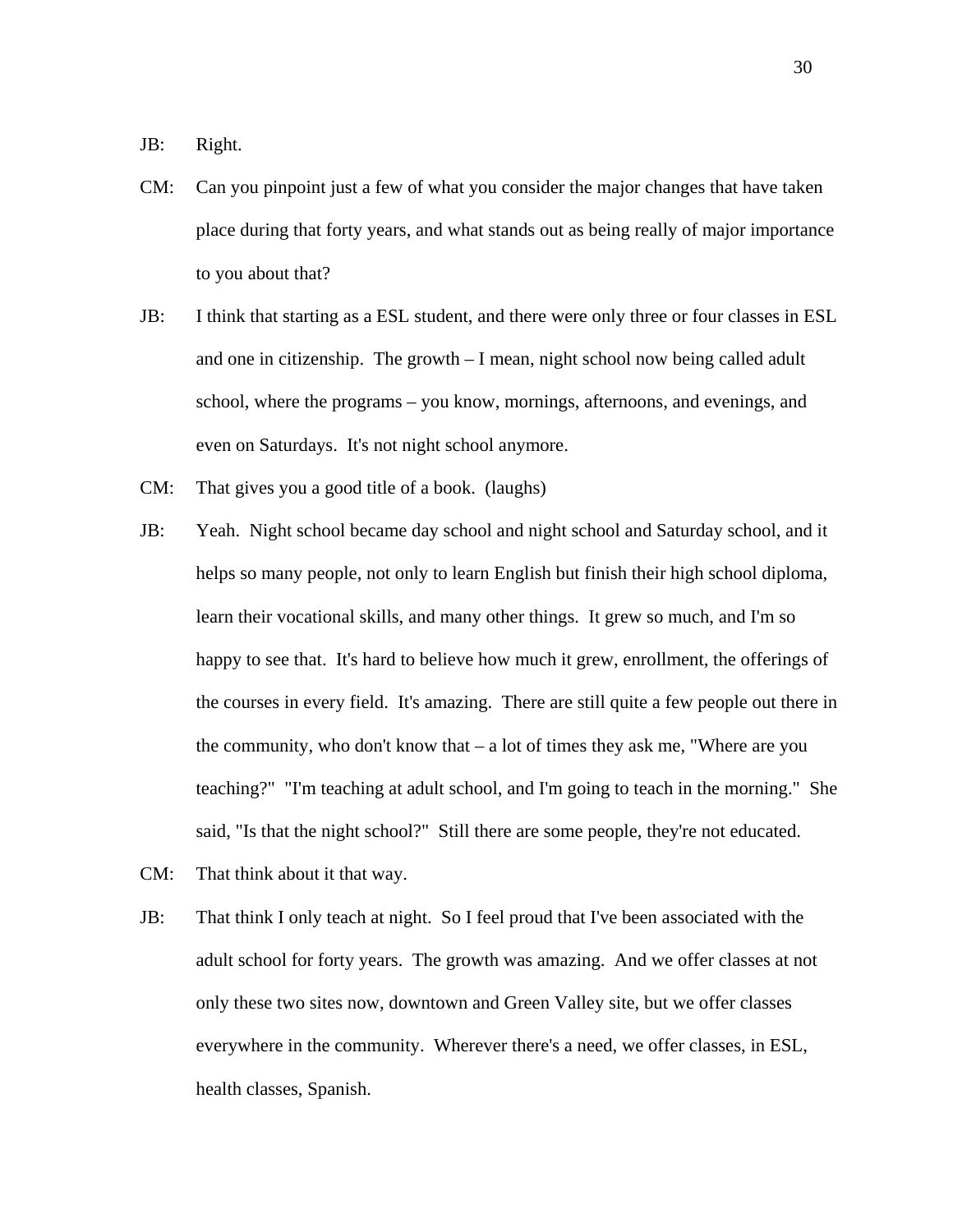JB: Right.

CM: Can you pinpoint just a few of what you consider the major changes that have taken place during that forty years, and what stands out as being really of major importance to you about that?

JB: I think that starting as a ESL student, and there were only three or four classes in ESL and one in citizenship. The growth – I mean, night school now being called adult school, where the programs – you know, mornings, afternoons, and evenings, and even on Saturdays. It's not night school anymore.

CM: That gives you a good title of a book. (laughs)

JB: Yeah. Night school became day school and night school and Saturday school, and it helps so many people, not only to learn English but finish their high school diploma, learn their vocational skills, and many other things. It grew so much, and I'm so happy to see that. It's hard to believe how much it grew, enrollment, the offerings of the courses in every field. It's amazing. There are still quite a few people out there in the community, who don't know that – a lot of times they ask me, "Where are you teaching?" "I'm teaching at adult school, and I'm going to teach in the morning." She said, "Is that the night school?" Still there are some people, they're not educated.

CM: That think about it that way.

JB: That think I only teach at night. So I feel proud that I've been associated with the adult school for forty years. The growth was amazing. And we offer classes at not only these two sites now, downtown and Green Valley site, but we offer classes everywhere in the community. Wherever there's a need, we offer classes, in ESL, health classes, Spanish.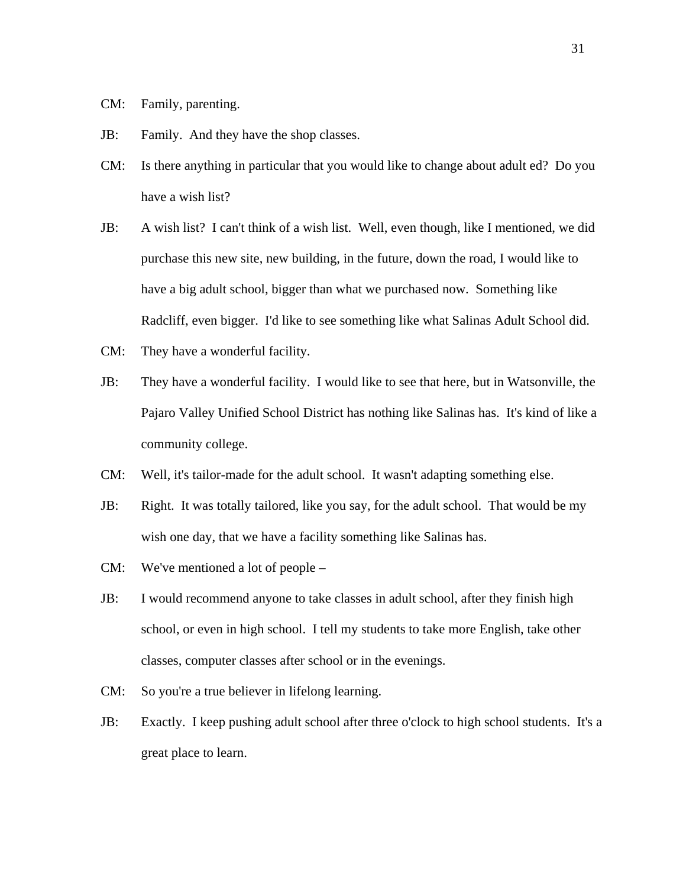CM: Family, parenting.

JB: Family. And they have the shop classes.

CM: Is there anything in particular that you would like to change about adult ed? Do you have a wish list?

JB: A wish list? I can't think of a wish list. Well, even though, like I mentioned, we did purchase this new site, new building, in the future, down the road, I would like to have a big adult school, bigger than what we purchased now. Something like Radcliff, even bigger. I'd like to see something like what Salinas Adult School did.

CM: They have a wonderful facility.

JB: They have a wonderful facility. I would like to see that here, but in Watsonville, the Pajaro Valley Unified School District has nothing like Salinas has. It's kind of like a community college.

CM: Well, it's tailor-made for the adult school. It wasn't adapting something else.

JB: Right. It was totally tailored, like you say, for the adult school. That would be my wish one day, that we have a facility something like Salinas has.

CM: We've mentioned a lot of people –

JB: I would recommend anyone to take classes in adult school, after they finish high school, or even in high school. I tell my students to take more English, take other classes, computer classes after school or in the evenings.

CM: So you're a true believer in lifelong learning.

JB: Exactly. I keep pushing adult school after three o'clock to high school students. It's a great place to learn.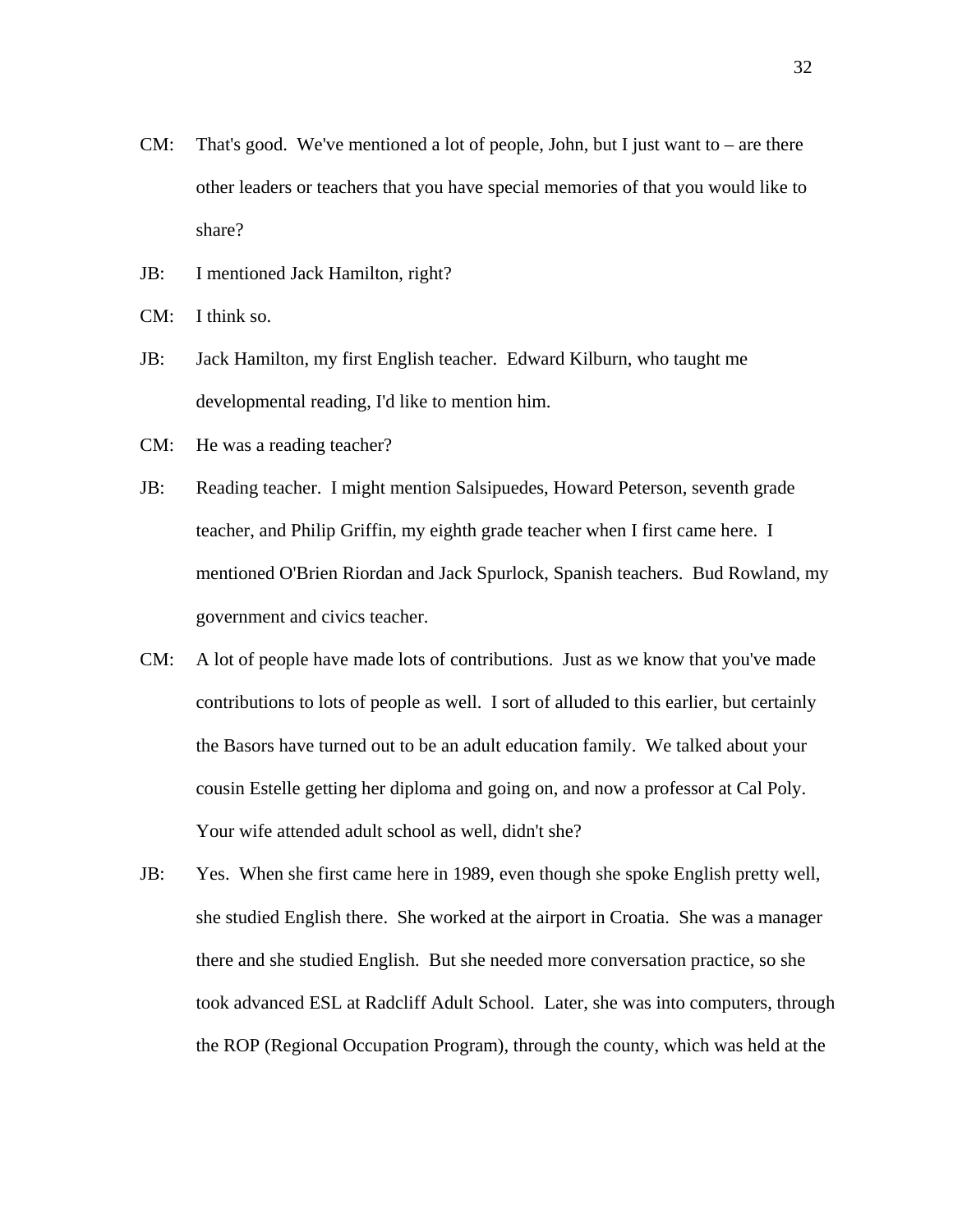CM: That's good. We've mentioned a lot of people, John, but I just want to – are there other leaders or teachers that you have special memories of that you would like to share?

JB: I mentioned Jack Hamilton, right?

CM: I think so.

JB: Jack Hamilton, my first English teacher. Edward Kilburn, who taught me developmental reading, I'd like to mention him.

CM: He was a reading teacher?

JB: Reading teacher. I might mention Salsipuedes, Howard Peterson, seventh grade teacher, and Philip Griffin, my eighth grade teacher when I first came here. I mentioned O'Brien Riordan and Jack Spurlock, Spanish teachers. Bud Rowland, my government and civics teacher.

CM: A lot of people have made lots of contributions. Just as we know that you've made contributions to lots of people as well. I sort of alluded to this earlier, but certainly the Basors have turned out to be an adult education family. We talked about your cousin Estelle getting her diploma and going on, and now a professor at Cal Poly. Your wife attended adult school as well, didn't she?

JB: Yes. When she first came here in 1989, even though she spoke English pretty well, she studied English there. She worked at the airport in Croatia. She was a manager there and she studied English. But she needed more conversation practice, so she took advanced ESL at Radcliff Adult School. Later, she was into computers, through the ROP (Regional Occupation Program), through the county, which was held at the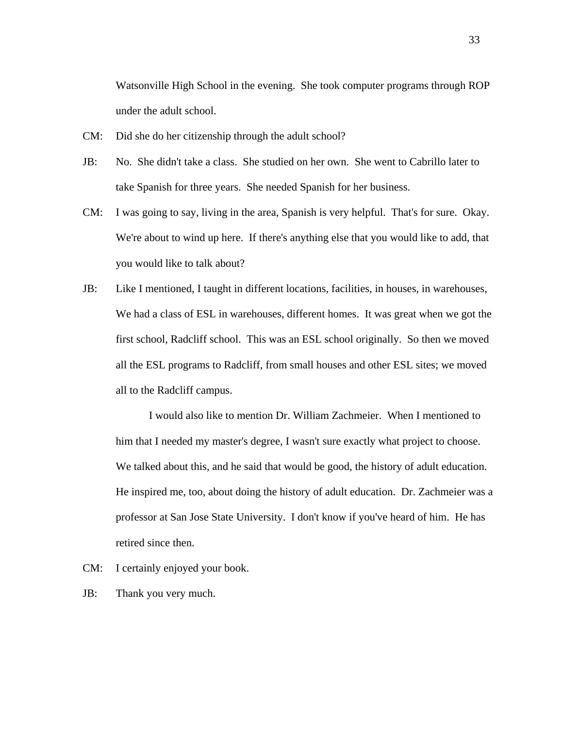Watsonville High School in the evening. She took computer programs through ROP under the adult school.

CM: Did she do her citizenship through the adult school?

JB: No. She didn't take a class. She studied on her own. She went to Cabrillo later to take Spanish for three years. She needed Spanish for her business.

CM: I was going to say, living in the area, Spanish is very helpful. That's for sure. Okay. We're about to wind up here. If there's anything else that you would like to add, that you would like to talk about?

JB: Like I mentioned, I taught in different locations, facilities, in houses, in warehouses, We had a class of ESL in warehouses, different homes. It was great when we got the first school, Radcliff school. This was an ESL school originally. So then we moved all the ESL programs to Radcliff, from small houses and other ESL sites; we moved all to the Radcliff campus.

I would also like to mention Dr. William Zachmeier. When I mentioned to him that I needed my master's degree, I wasn't sure exactly what project to choose. We talked about this, and he said that would be good, the history of adult education. He inspired me, too, about doing the history of adult education. Dr. Zachmeier was a professor at San Jose State University. I don't know if you've heard of him. He has retired since then.

CM: I certainly enjoyed your book.

JB: Thank you very much.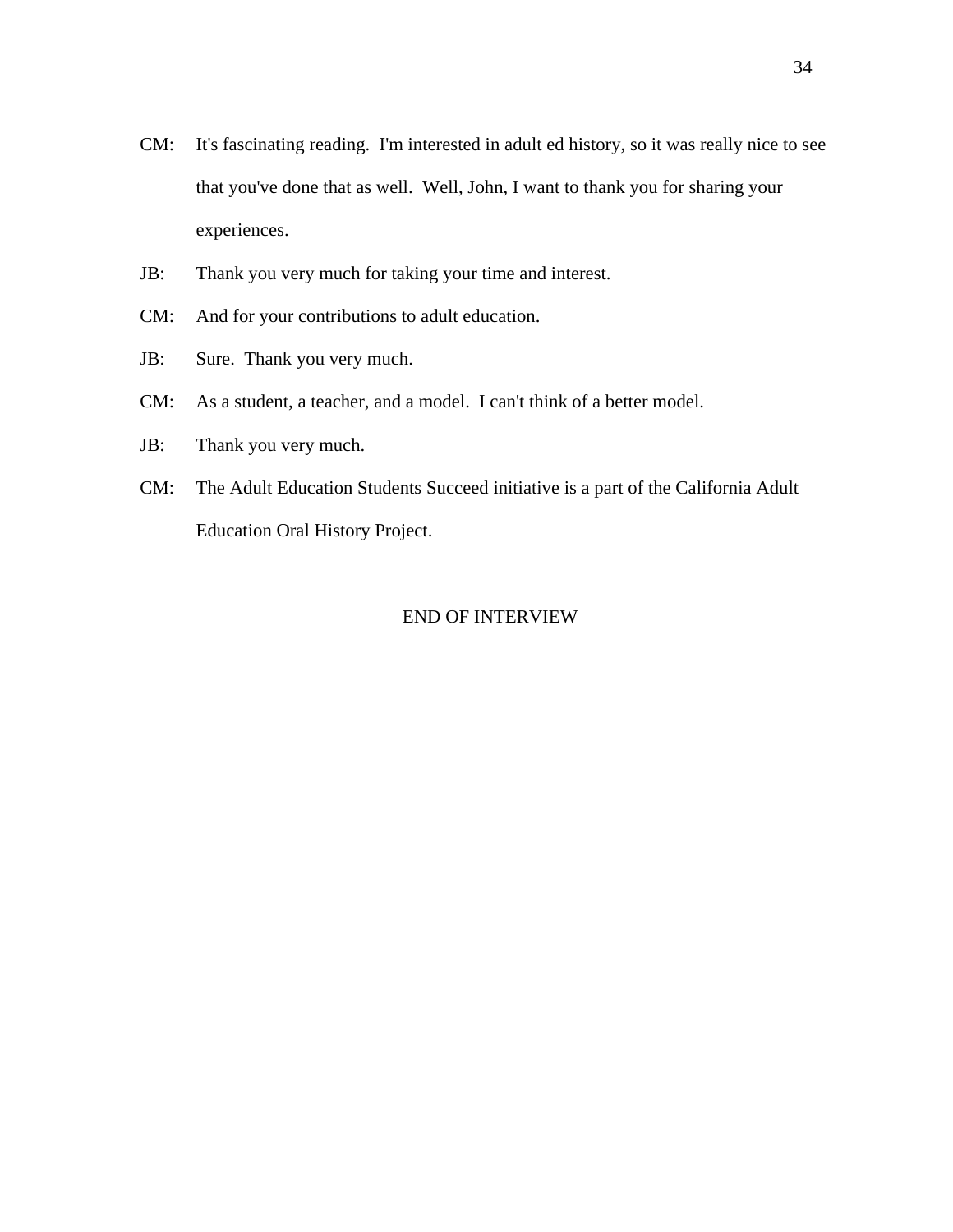CM: It's fascinating reading. I'm interested in adult ed history, so it was really nice to see that you've done that as well. Well, John, I want to thank you for sharing your experiences.

JB: Thank you very much for taking your time and interest.

CM: And for your contributions to adult education.

JB: Sure. Thank you very much.

CM: As a student, a teacher, and a model. I can't think of a better model.

JB: Thank you very much.

CM: The Adult Education Students Succeed initiative is a part of the California Adult Education Oral History Project.

END OF INTERVIEW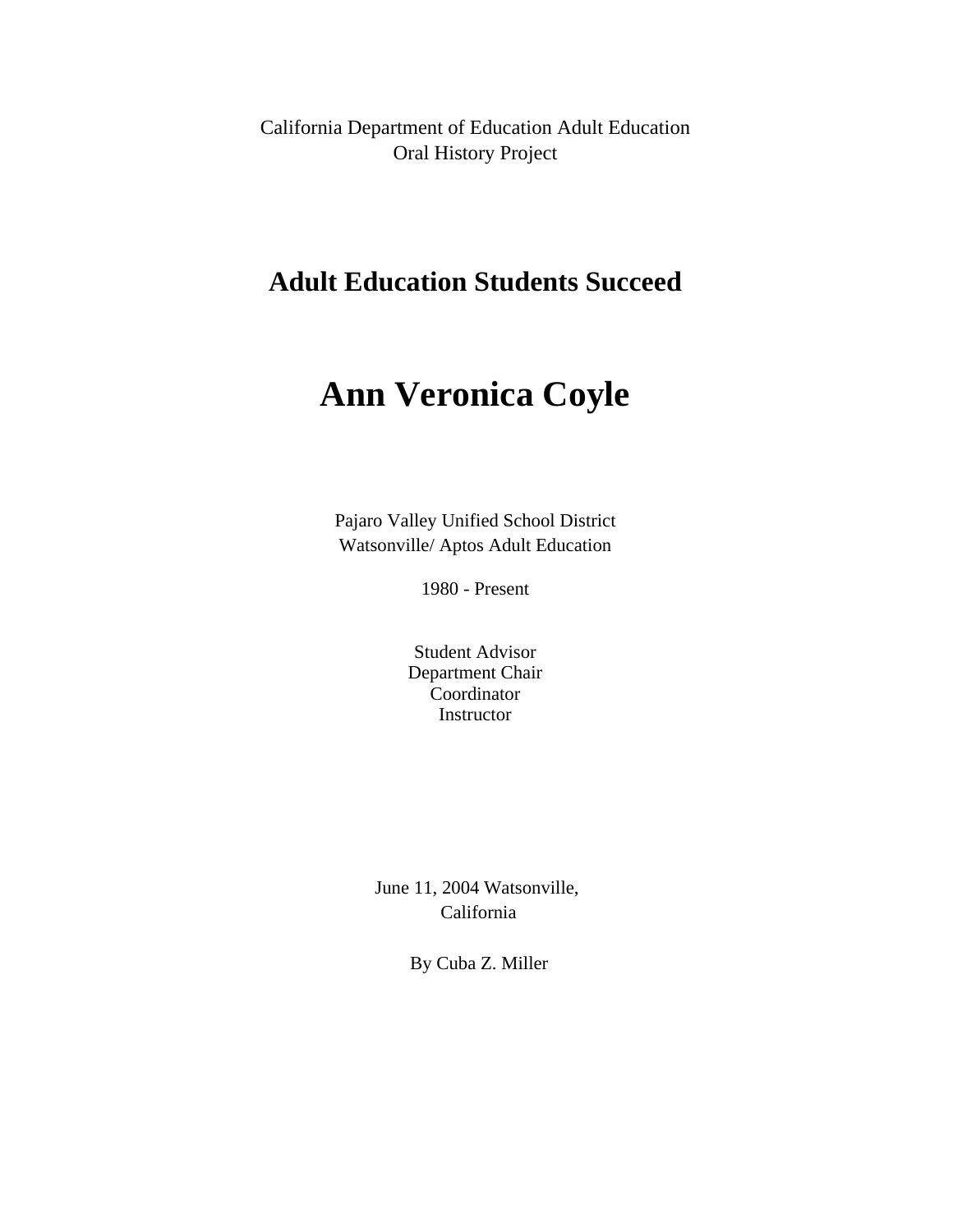California Department of Education Adult Education
Oral History Project

## Adult Education Students Succeed

# Ann Veronica Coyle

Pajaro Valley Unified School District
Watsonville/ Aptos Adult Education

1980 - Present

Student Advisor
Department Chair
Coordinator
Instructor

June 11, 2004 Watsonville,
California

By Cuba Z. Miller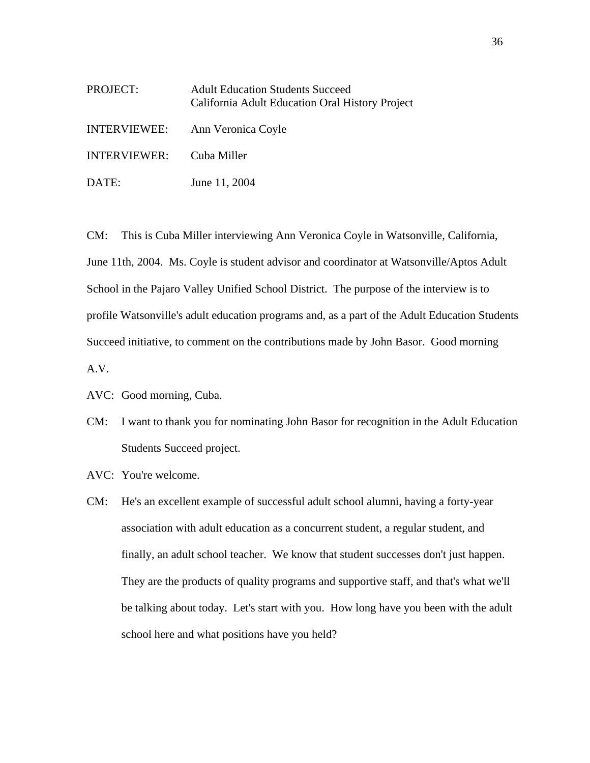PROJECT: Adult Education Students Succeed
California Adult Education Oral History Project

INTERVIEWEE: Ann Veronica Coyle

INTERVIEWER: Cuba Miller

DATE: June 11, 2004

CM: This is Cuba Miller interviewing Ann Veronica Coyle in Watsonville, California, June 11th, 2004. Ms. Coyle is student advisor and coordinator at Watsonville/Aptos Adult School in the Pajaro Valley Unified School District. The purpose of the interview is to profile Watsonville's adult education programs and, as a part of the Adult Education Students Succeed initiative, to comment on the contributions made by John Basor. Good morning A.V.

AVC: Good morning, Cuba.

CM: I want to thank you for nominating John Basor for recognition in the Adult Education Students Succeed project.

AVC: You're welcome.

CM: He's an excellent example of successful adult school alumni, having a forty-year association with adult education as a concurrent student, a regular student, and finally, an adult school teacher. We know that student successes don't just happen. They are the products of quality programs and supportive staff, and that's what we'll be talking about today. Let's start with you. How long have you been with the adult school here and what positions have you held?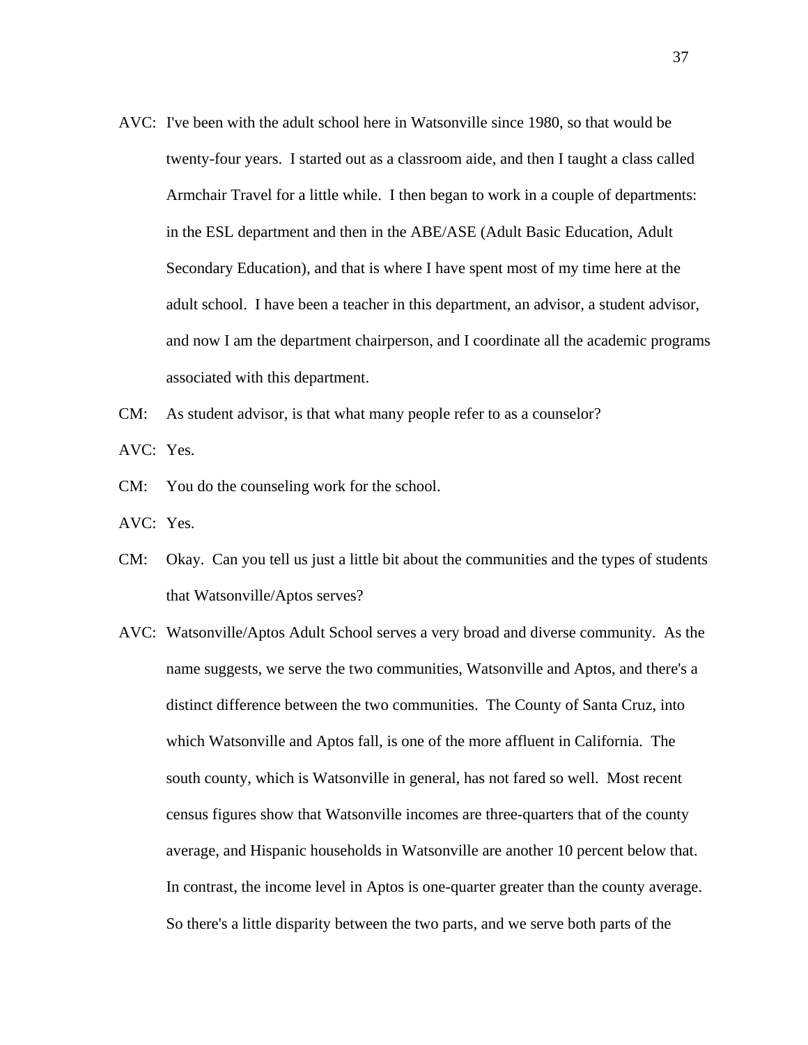AVC: I've been with the adult school here in Watsonville since 1980, so that would be twenty-four years. I started out as a classroom aide, and then I taught a class called Armchair Travel for a little while. I then began to work in a couple of departments: in the ESL department and then in the ABE/ASE (Adult Basic Education, Adult Secondary Education), and that is where I have spent most of my time here at the adult school. I have been a teacher in this department, an advisor, a student advisor, and now I am the department chairperson, and I coordinate all the academic programs associated with this department.

CM: As student advisor, is that what many people refer to as a counselor?

AVC: Yes.

CM: You do the counseling work for the school.

AVC: Yes.

CM: Okay. Can you tell us just a little bit about the communities and the types of students that Watsonville/Aptos serves?

AVC: Watsonville/Aptos Adult School serves a very broad and diverse community. As the name suggests, we serve the two communities, Watsonville and Aptos, and there's a distinct difference between the two communities. The County of Santa Cruz, into which Watsonville and Aptos fall, is one of the more affluent in California. The south county, which is Watsonville in general, has not fared so well. Most recent census figures show that Watsonville incomes are three-quarters that of the county average, and Hispanic households in Watsonville are another 10 percent below that. In contrast, the income level in Aptos is one-quarter greater than the county average. So there's a little disparity between the two parts, and we serve both parts of the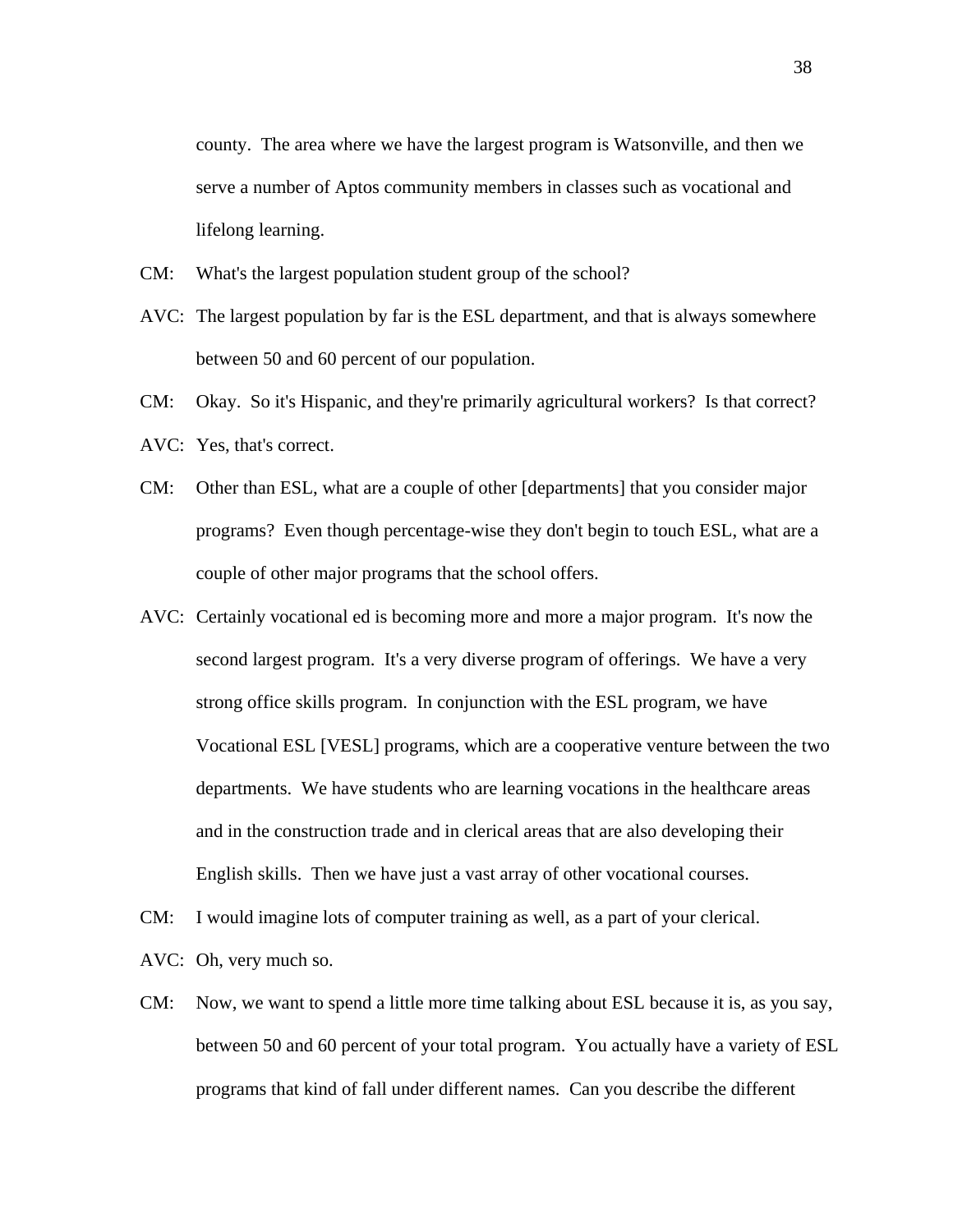county. The area where we have the largest program is Watsonville, and then we serve a number of Aptos community members in classes such as vocational and lifelong learning.

CM: What's the largest population student group of the school?

AVC: The largest population by far is the ESL department, and that is always somewhere between 50 and 60 percent of our population.

CM: Okay. So it's Hispanic, and they're primarily agricultural workers? Is that correct?

AVC: Yes, that's correct.

CM: Other than ESL, what are a couple of other [departments] that you consider major programs? Even though percentage-wise they don't begin to touch ESL, what are a couple of other major programs that the school offers.

AVC: Certainly vocational ed is becoming more and more a major program. It's now the second largest program. It's a very diverse program of offerings. We have a very strong office skills program. In conjunction with the ESL program, we have Vocational ESL [VESL] programs, which are a cooperative venture between the two departments. We have students who are learning vocations in the healthcare areas and in the construction trade and in clerical areas that are also developing their English skills. Then we have just a vast array of other vocational courses.

CM: I would imagine lots of computer training as well, as a part of your clerical.

AVC: Oh, very much so.

CM: Now, we want to spend a little more time talking about ESL because it is, as you say, between 50 and 60 percent of your total program. You actually have a variety of ESL programs that kind of fall under different names. Can you describe the different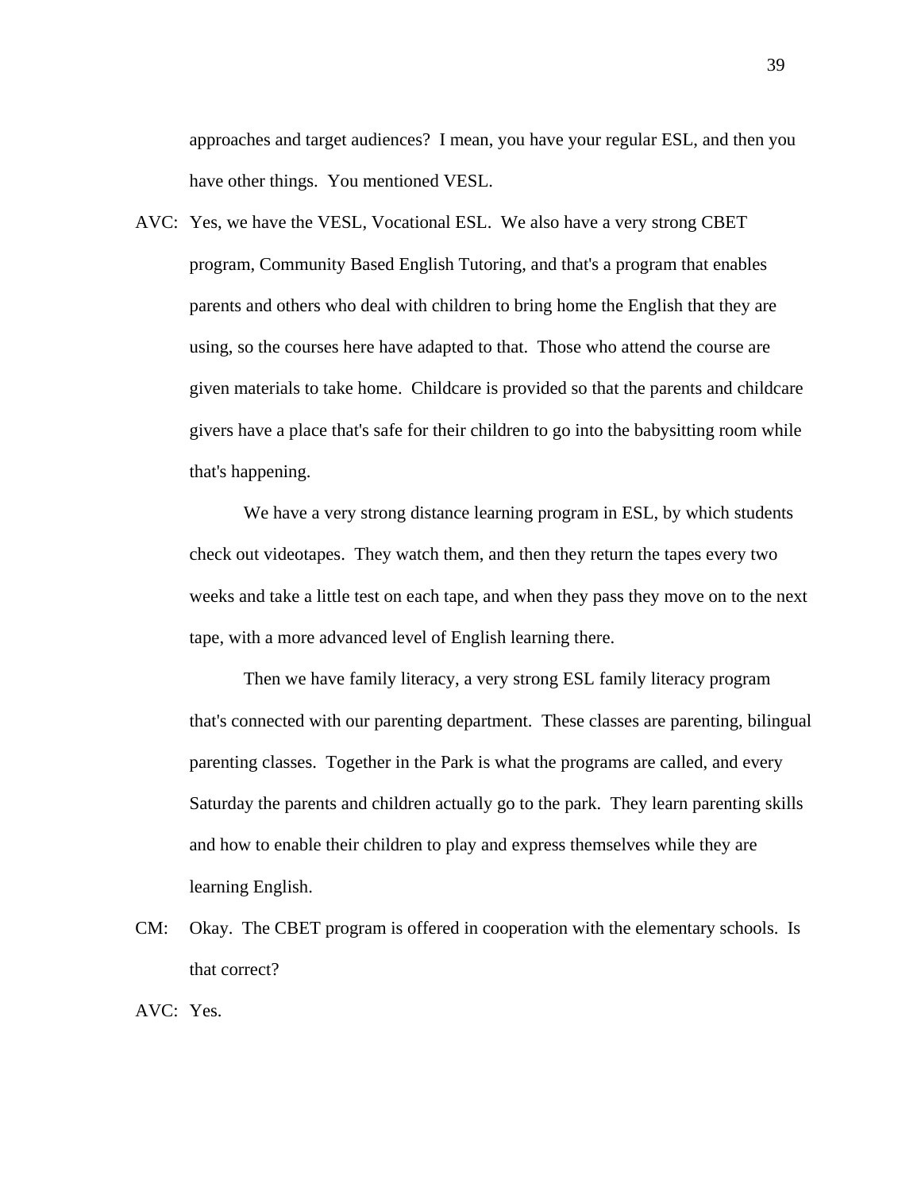approaches and target audiences? I mean, you have your regular ESL, and then you have other things. You mentioned VESL.

AVC: Yes, we have the VESL, Vocational ESL. We also have a very strong CBET program, Community Based English Tutoring, and that's a program that enables parents and others who deal with children to bring home the English that they are using, so the courses here have adapted to that. Those who attend the course are given materials to take home. Childcare is provided so that the parents and childcare givers have a place that's safe for their children to go into the babysitting room while that's happening.

We have a very strong distance learning program in ESL, by which students check out videotapes. They watch them, and then they return the tapes every two weeks and take a little test on each tape, and when they pass they move on to the next tape, with a more advanced level of English learning there.

Then we have family literacy, a very strong ESL family literacy program that's connected with our parenting department. These classes are parenting, bilingual parenting classes. Together in the Park is what the programs are called, and every Saturday the parents and children actually go to the park. They learn parenting skills and how to enable their children to play and express themselves while they are learning English.

CM: Okay. The CBET program is offered in cooperation with the elementary schools. Is that correct?

AVC: Yes.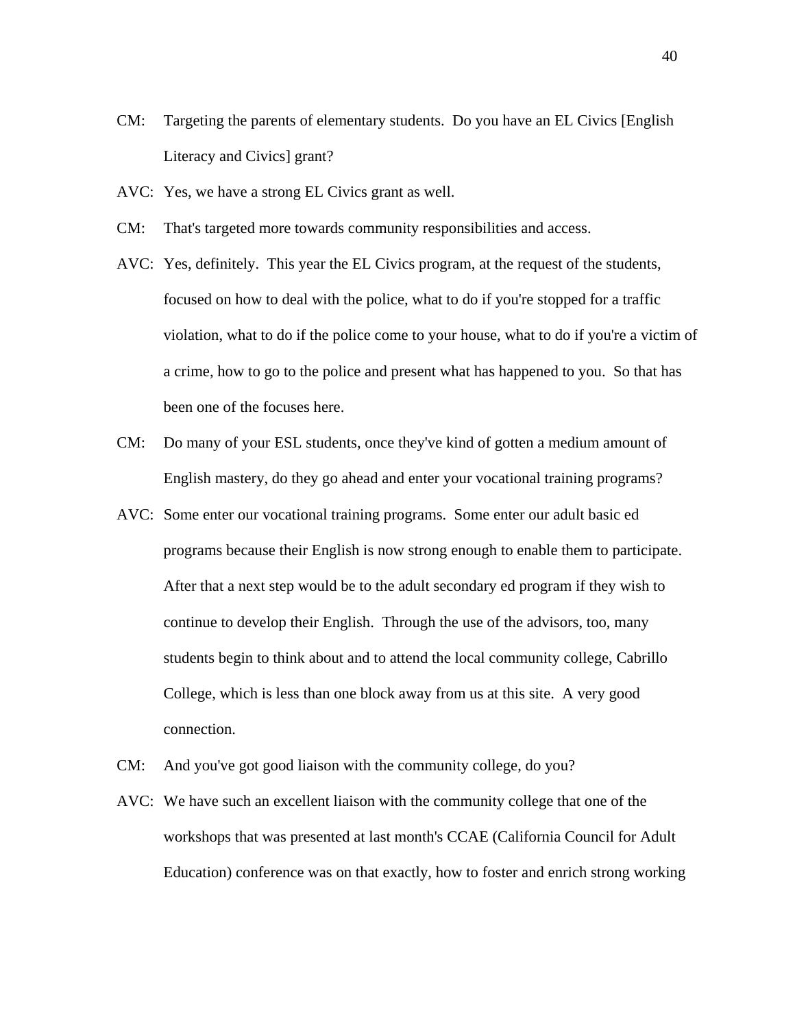CM: Targeting the parents of elementary students. Do you have an EL Civics [English Literacy and Civics] grant?

AVC: Yes, we have a strong EL Civics grant as well.

CM: That's targeted more towards community responsibilities and access.

AVC: Yes, definitely. This year the EL Civics program, at the request of the students, focused on how to deal with the police, what to do if you're stopped for a traffic violation, what to do if the police come to your house, what to do if you're a victim of a crime, how to go to the police and present what has happened to you. So that has been one of the focuses here.

CM: Do many of your ESL students, once they've kind of gotten a medium amount of English mastery, do they go ahead and enter your vocational training programs?

AVC: Some enter our vocational training programs. Some enter our adult basic ed programs because their English is now strong enough to enable them to participate. After that a next step would be to the adult secondary ed program if they wish to continue to develop their English. Through the use of the advisors, too, many students begin to think about and to attend the local community college, Cabrillo College, which is less than one block away from us at this site. A very good connection.

CM: And you've got good liaison with the community college, do you?

AVC: We have such an excellent liaison with the community college that one of the workshops that was presented at last month's CCAE (California Council for Adult Education) conference was on that exactly, how to foster and enrich strong working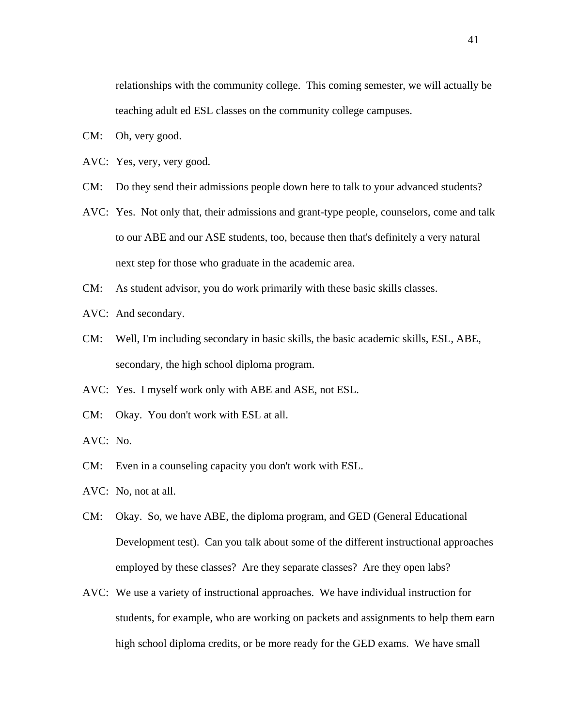relationships with the community college. This coming semester, we will actually be teaching adult ed ESL classes on the community college campuses.

CM: Oh, very good.

AVC: Yes, very, very good.

CM: Do they send their admissions people down here to talk to your advanced students?

AVC: Yes. Not only that, their admissions and grant-type people, counselors, come and talk to our ABE and our ASE students, too, because then that's definitely a very natural next step for those who graduate in the academic area.

CM: As student advisor, you do work primarily with these basic skills classes.

AVC: And secondary.

CM: Well, I'm including secondary in basic skills, the basic academic skills, ESL, ABE, secondary, the high school diploma program.

AVC: Yes. I myself work only with ABE and ASE, not ESL.

CM: Okay. You don't work with ESL at all.

AVC: No.

CM: Even in a counseling capacity you don't work with ESL.

AVC: No, not at all.

CM: Okay. So, we have ABE, the diploma program, and GED (General Educational Development test). Can you talk about some of the different instructional approaches employed by these classes? Are they separate classes? Are they open labs?

AVC: We use a variety of instructional approaches. We have individual instruction for students, for example, who are working on packets and assignments to help them earn high school diploma credits, or be more ready for the GED exams. We have small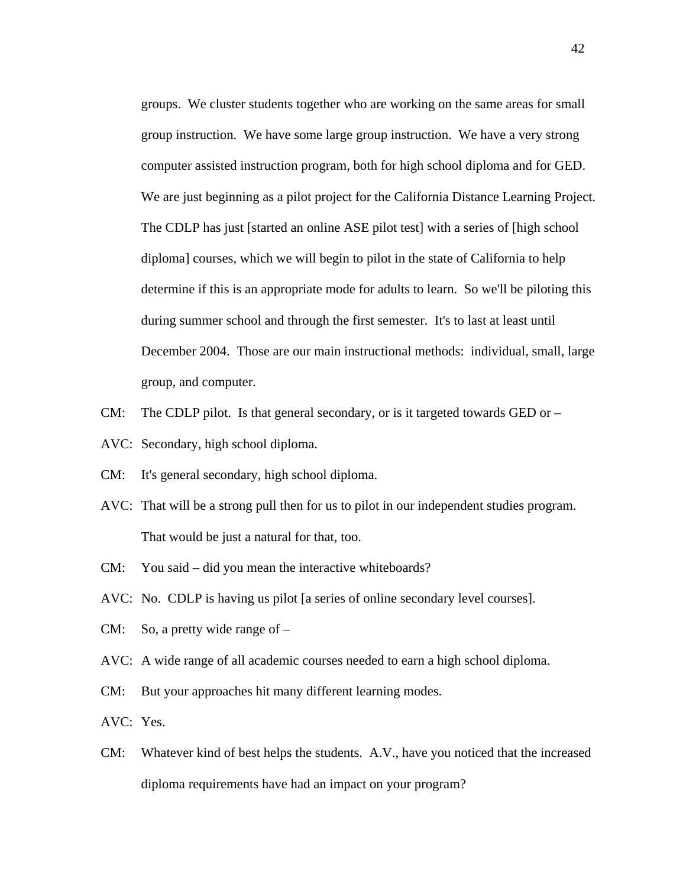groups. We cluster students together who are working on the same areas for small group instruction. We have some large group instruction. We have a very strong computer assisted instruction program, both for high school diploma and for GED. We are just beginning as a pilot project for the California Distance Learning Project. The CDLP has just [started an online ASE pilot test] with a series of [high school diploma] courses, which we will begin to pilot in the state of California to help determine if this is an appropriate mode for adults to learn. So we'll be piloting this during summer school and through the first semester. It's to last at least until December 2004. Those are our main instructional methods: individual, small, large group, and computer.

CM: The CDLP pilot. Is that general secondary, or is it targeted towards GED or –

AVC: Secondary, high school diploma.

CM: It's general secondary, high school diploma.

AVC: That will be a strong pull then for us to pilot in our independent studies program. That would be just a natural for that, too.

CM: You said – did you mean the interactive whiteboards?

AVC: No. CDLP is having us pilot [a series of online secondary level courses].

CM: So, a pretty wide range of –

AVC: A wide range of all academic courses needed to earn a high school diploma.

CM: But your approaches hit many different learning modes.

AVC: Yes.

CM: Whatever kind of best helps the students. A.V., have you noticed that the increased diploma requirements have had an impact on your program?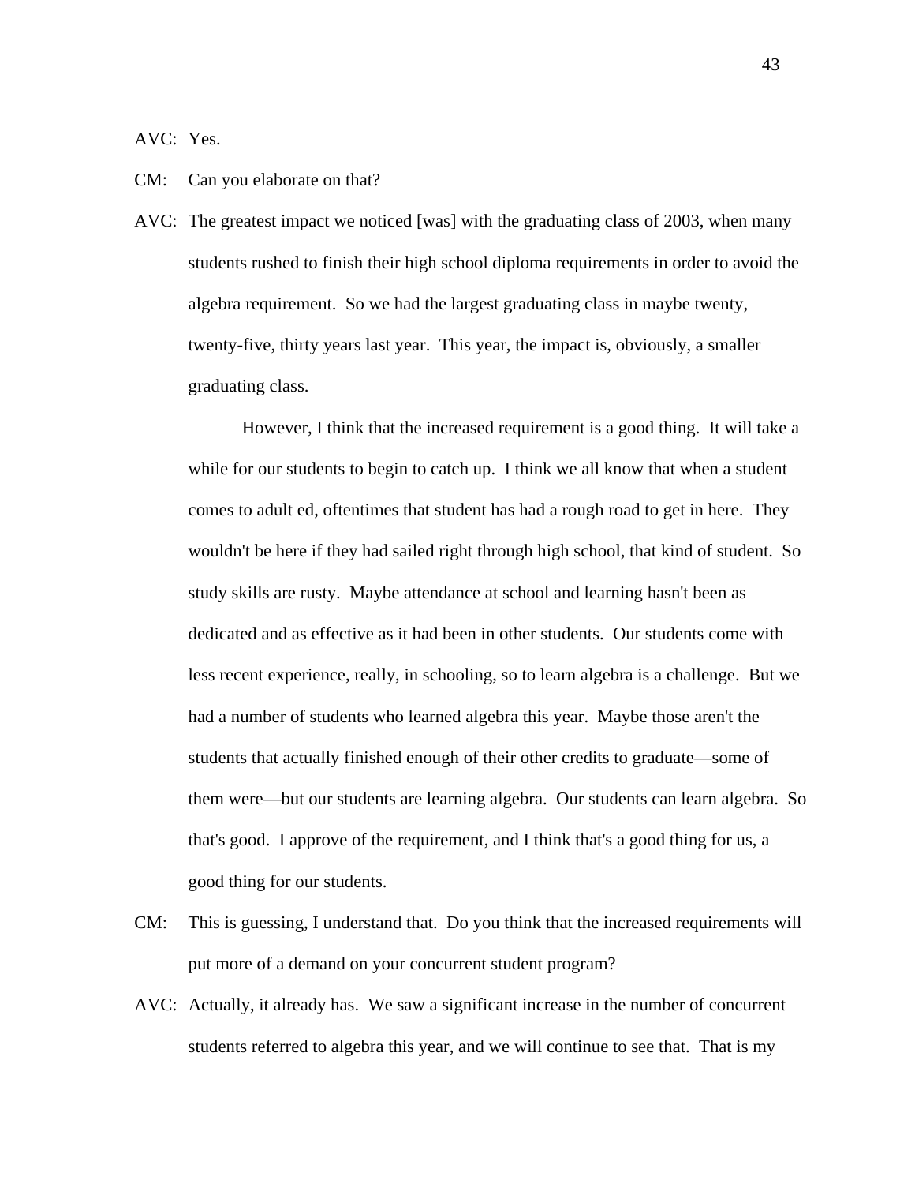AVC: Yes.

CM: Can you elaborate on that?

AVC: The greatest impact we noticed [was] with the graduating class of 2003, when many students rushed to finish their high school diploma requirements in order to avoid the algebra requirement. So we had the largest graduating class in maybe twenty, twenty-five, thirty years last year. This year, the impact is, obviously, a smaller graduating class.

However, I think that the increased requirement is a good thing. It will take a while for our students to begin to catch up. I think we all know that when a student comes to adult ed, oftentimes that student has had a rough road to get in here. They wouldn't be here if they had sailed right through high school, that kind of student. So study skills are rusty. Maybe attendance at school and learning hasn't been as dedicated and as effective as it had been in other students. Our students come with less recent experience, really, in schooling, so to learn algebra is a challenge. But we had a number of students who learned algebra this year. Maybe those aren't the students that actually finished enough of their other credits to graduate—some of them were—but our students are learning algebra. Our students can learn algebra. So that's good. I approve of the requirement, and I think that's a good thing for us, a good thing for our students.

CM: This is guessing, I understand that. Do you think that the increased requirements will put more of a demand on your concurrent student program?

AVC: Actually, it already has. We saw a significant increase in the number of concurrent students referred to algebra this year, and we will continue to see that. That is my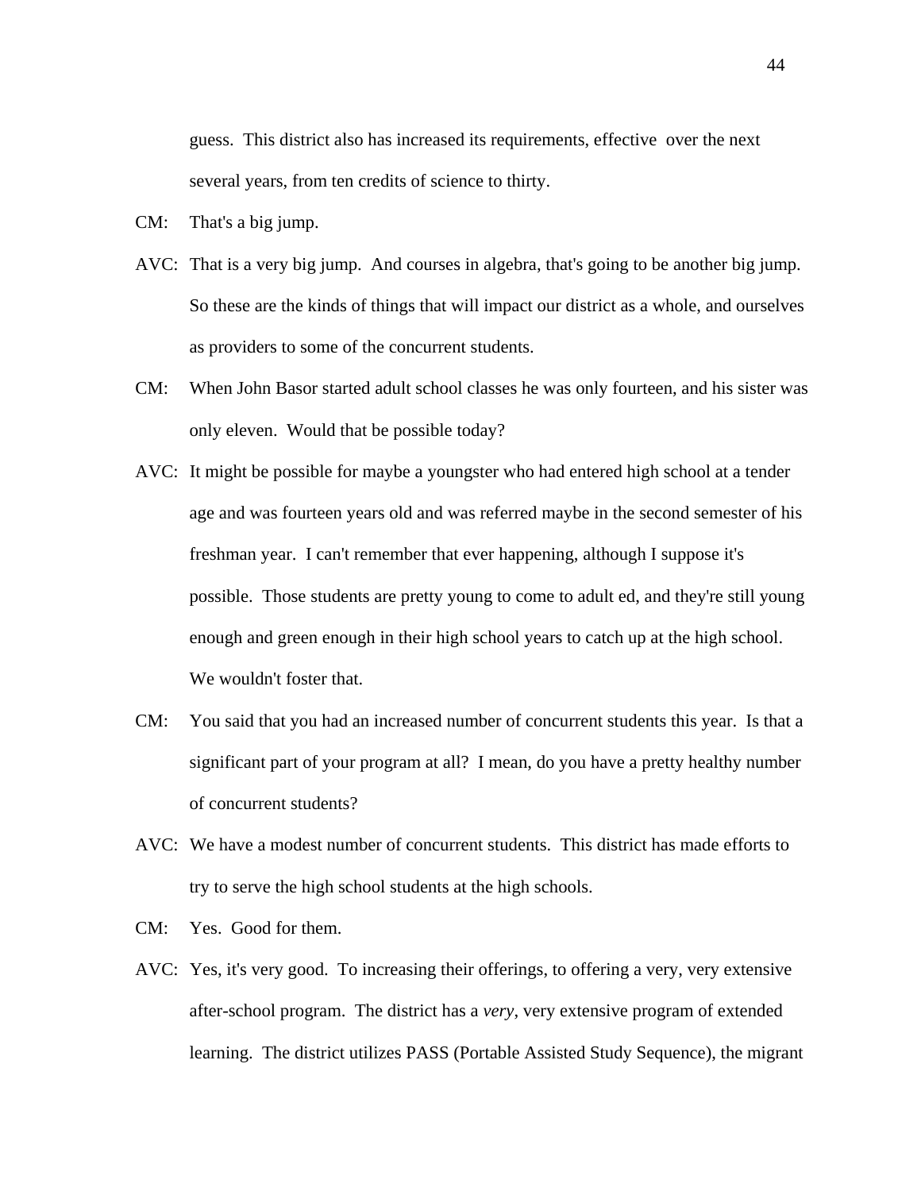guess. This district also has increased its requirements, effective over the next several years, from ten credits of science to thirty.

CM: That's a big jump.

AVC: That is a very big jump. And courses in algebra, that's going to be another big jump. So these are the kinds of things that will impact our district as a whole, and ourselves as providers to some of the concurrent students.

CM: When John Basor started adult school classes he was only fourteen, and his sister was only eleven. Would that be possible today?

AVC: It might be possible for maybe a youngster who had entered high school at a tender age and was fourteen years old and was referred maybe in the second semester of his freshman year. I can't remember that ever happening, although I suppose it's possible. Those students are pretty young to come to adult ed, and they're still young enough and green enough in their high school years to catch up at the high school. We wouldn't foster that.

CM: You said that you had an increased number of concurrent students this year. Is that a significant part of your program at all? I mean, do you have a pretty healthy number of concurrent students?

AVC: We have a modest number of concurrent students. This district has made efforts to try to serve the high school students at the high schools.

CM: Yes. Good for them.

AVC: Yes, it's very good. To increasing their offerings, to offering a very, very extensive after-school program. The district has a *very*, very extensive program of extended learning. The district utilizes PASS (Portable Assisted Study Sequence), the migrant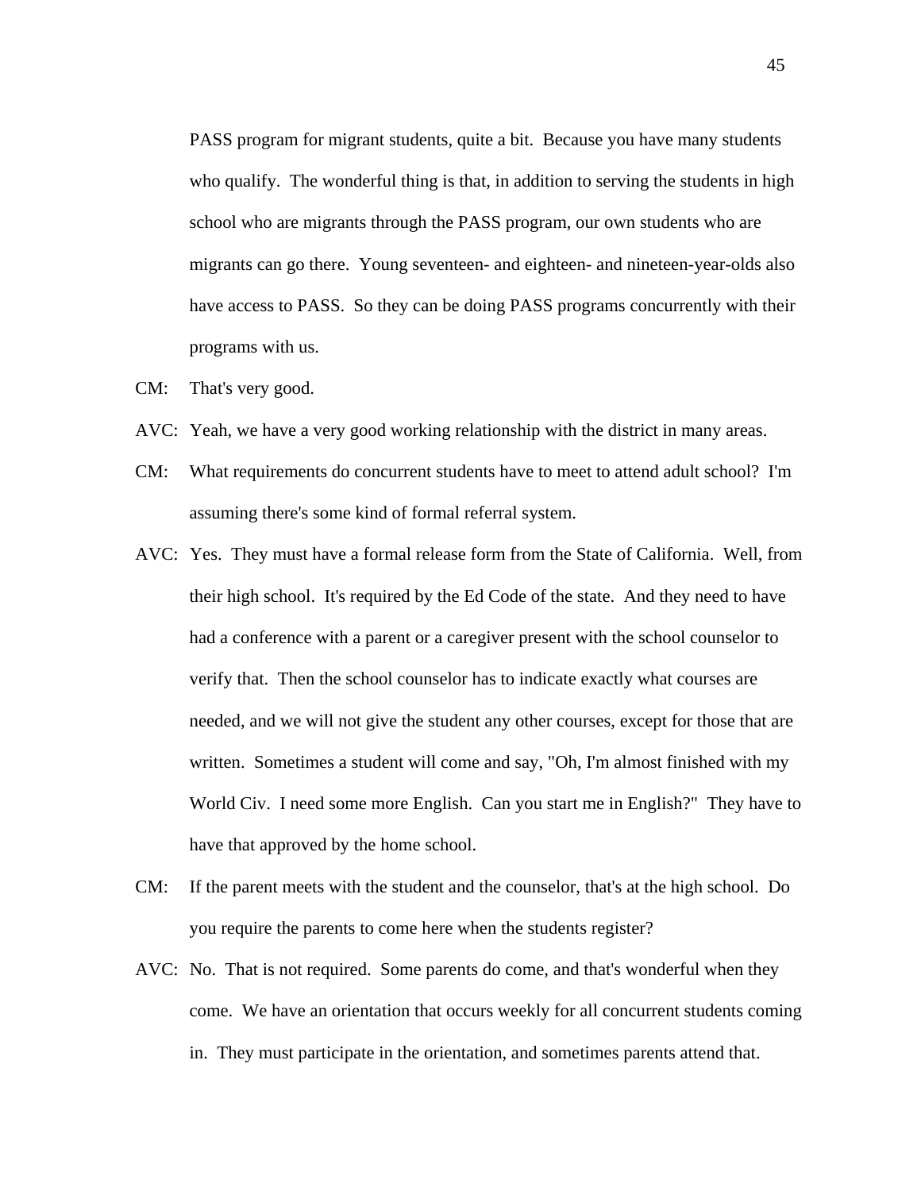PASS program for migrant students, quite a bit. Because you have many students who qualify. The wonderful thing is that, in addition to serving the students in high school who are migrants through the PASS program, our own students who are migrants can go there. Young seventeen- and eighteen- and nineteen-year-olds also have access to PASS. So they can be doing PASS programs concurrently with their programs with us.

CM: That's very good.

AVC: Yeah, we have a very good working relationship with the district in many areas.

CM: What requirements do concurrent students have to meet to attend adult school? I'm assuming there's some kind of formal referral system.

AVC: Yes. They must have a formal release form from the State of California. Well, from their high school. It's required by the Ed Code of the state. And they need to have had a conference with a parent or a caregiver present with the school counselor to verify that. Then the school counselor has to indicate exactly what courses are needed, and we will not give the student any other courses, except for those that are written. Sometimes a student will come and say, "Oh, I'm almost finished with my World Civ. I need some more English. Can you start me in English?" They have to have that approved by the home school.

CM: If the parent meets with the student and the counselor, that's at the high school. Do you require the parents to come here when the students register?

AVC: No. That is not required. Some parents do come, and that's wonderful when they come. We have an orientation that occurs weekly for all concurrent students coming in. They must participate in the orientation, and sometimes parents attend that.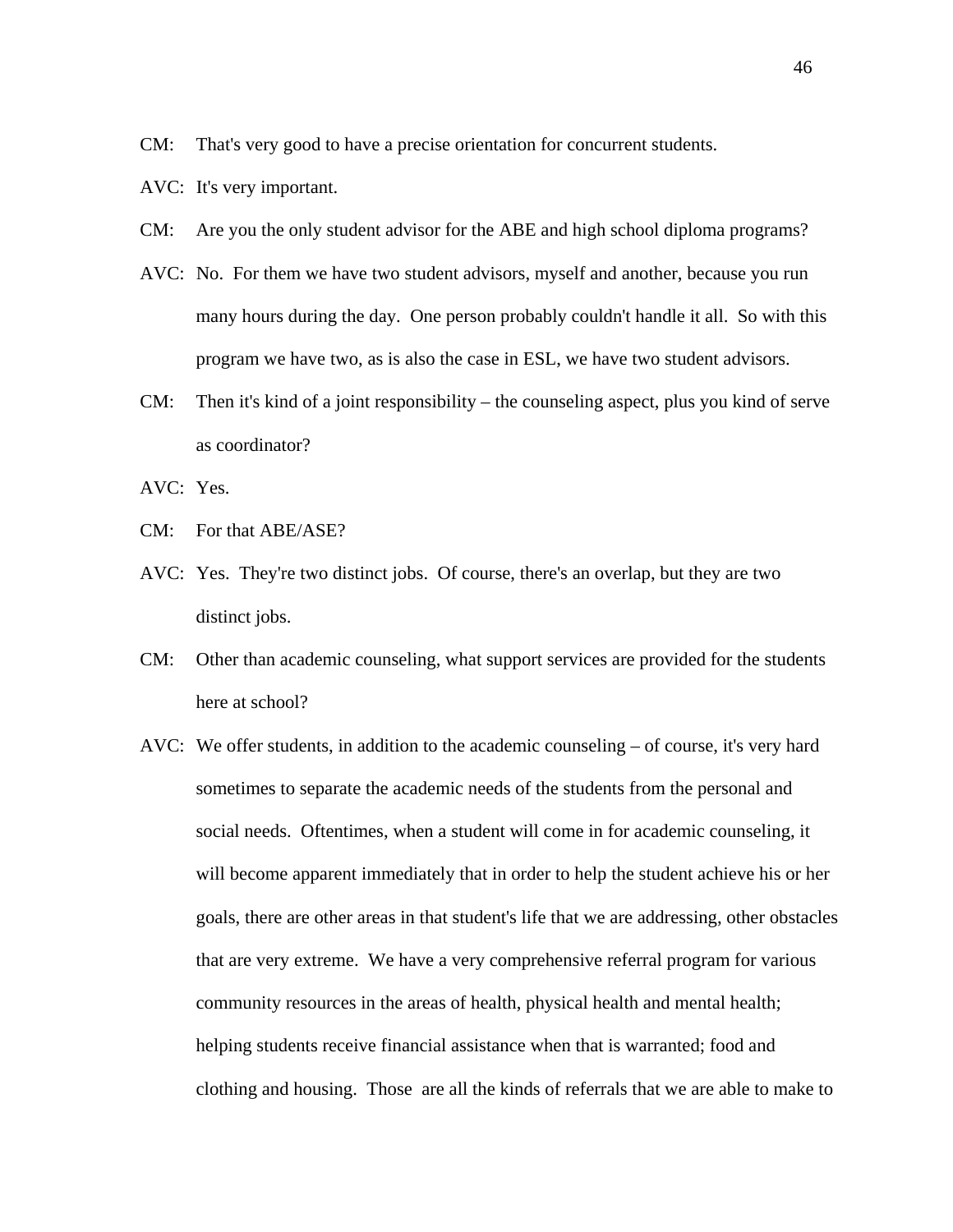CM: That's very good to have a precise orientation for concurrent students.

AVC: It's very important.

CM: Are you the only student advisor for the ABE and high school diploma programs?

AVC: No. For them we have two student advisors, myself and another, because you run many hours during the day. One person probably couldn't handle it all. So with this program we have two, as is also the case in ESL, we have two student advisors.

CM: Then it's kind of a joint responsibility – the counseling aspect, plus you kind of serve as coordinator?

AVC: Yes.

CM: For that ABE/ASE?

AVC: Yes. They're two distinct jobs. Of course, there's an overlap, but they are two distinct jobs.

CM: Other than academic counseling, what support services are provided for the students here at school?

AVC: We offer students, in addition to the academic counseling – of course, it's very hard sometimes to separate the academic needs of the students from the personal and social needs. Oftentimes, when a student will come in for academic counseling, it will become apparent immediately that in order to help the student achieve his or her goals, there are other areas in that student's life that we are addressing, other obstacles that are very extreme. We have a very comprehensive referral program for various community resources in the areas of health, physical health and mental health; helping students receive financial assistance when that is warranted; food and clothing and housing. Those are all the kinds of referrals that we are able to make to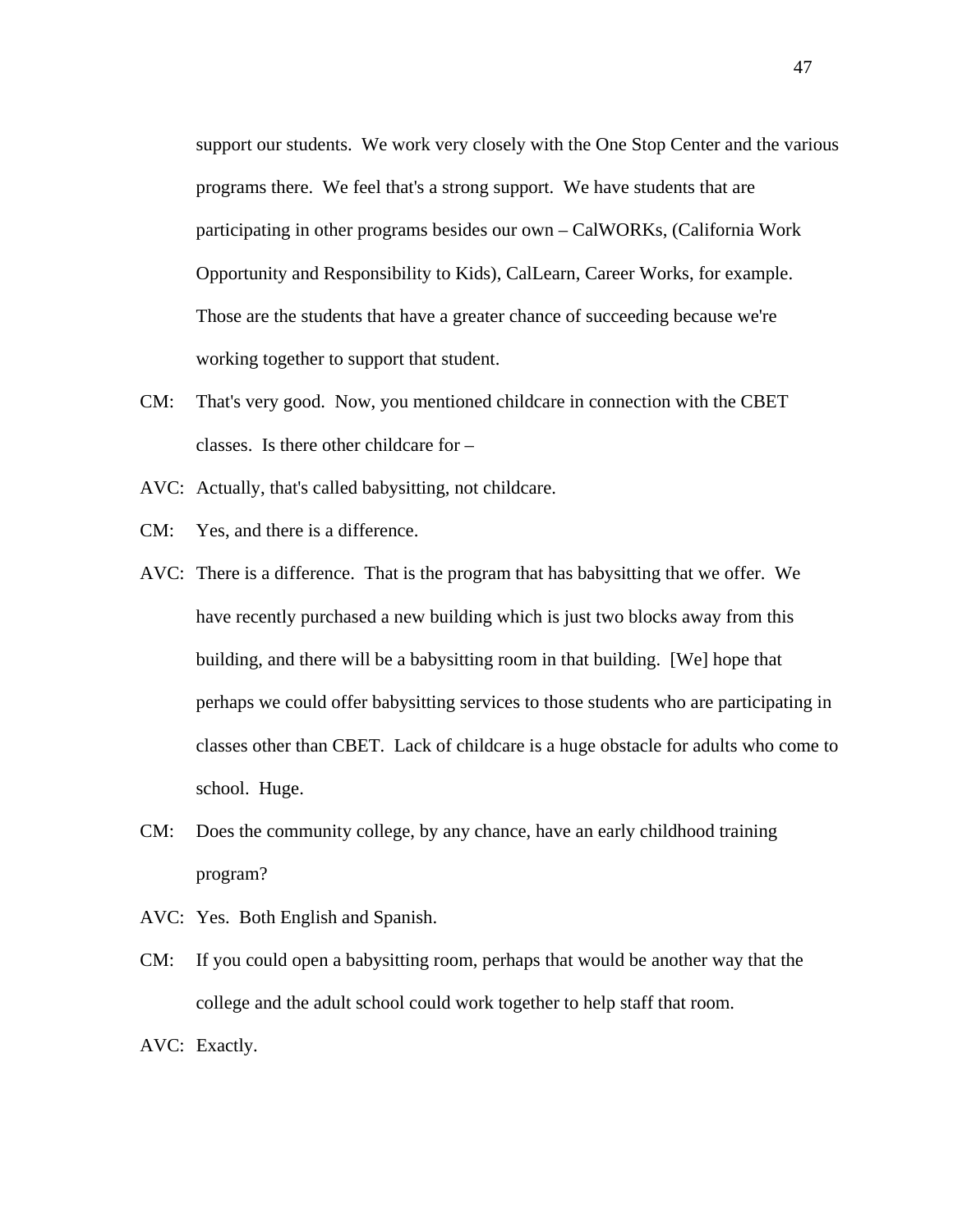support our students. We work very closely with the One Stop Center and the various programs there. We feel that's a strong support. We have students that are participating in other programs besides our own – CalWORKs, (California Work Opportunity and Responsibility to Kids), CalLearn, Career Works, for example. Those are the students that have a greater chance of succeeding because we're working together to support that student.

CM: That's very good. Now, you mentioned childcare in connection with the CBET classes. Is there other childcare for –

AVC: Actually, that's called babysitting, not childcare.

CM: Yes, and there is a difference.

AVC: There is a difference. That is the program that has babysitting that we offer. We have recently purchased a new building which is just two blocks away from this building, and there will be a babysitting room in that building. [We] hope that perhaps we could offer babysitting services to those students who are participating in classes other than CBET. Lack of childcare is a huge obstacle for adults who come to school. Huge.

CM: Does the community college, by any chance, have an early childhood training program?

AVC: Yes. Both English and Spanish.

CM: If you could open a babysitting room, perhaps that would be another way that the college and the adult school could work together to help staff that room.

AVC: Exactly.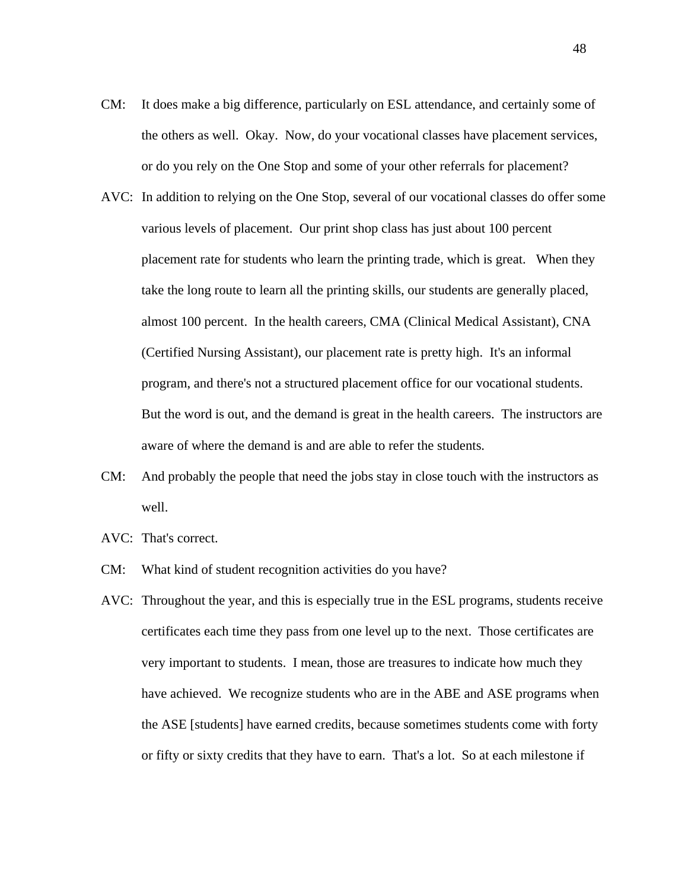CM: It does make a big difference, particularly on ESL attendance, and certainly some of the others as well. Okay. Now, do your vocational classes have placement services, or do you rely on the One Stop and some of your other referrals for placement?

AVC: In addition to relying on the One Stop, several of our vocational classes do offer some various levels of placement. Our print shop class has just about 100 percent placement rate for students who learn the printing trade, which is great. When they take the long route to learn all the printing skills, our students are generally placed, almost 100 percent. In the health careers, CMA (Clinical Medical Assistant), CNA (Certified Nursing Assistant), our placement rate is pretty high. It's an informal program, and there's not a structured placement office for our vocational students. But the word is out, and the demand is great in the health careers. The instructors are aware of where the demand is and are able to refer the students.

CM: And probably the people that need the jobs stay in close touch with the instructors as well.

AVC: That's correct.

CM: What kind of student recognition activities do you have?

AVC: Throughout the year, and this is especially true in the ESL programs, students receive certificates each time they pass from one level up to the next. Those certificates are very important to students. I mean, those are treasures to indicate how much they have achieved. We recognize students who are in the ABE and ASE programs when the ASE [students] have earned credits, because sometimes students come with forty or fifty or sixty credits that they have to earn. That's a lot. So at each milestone if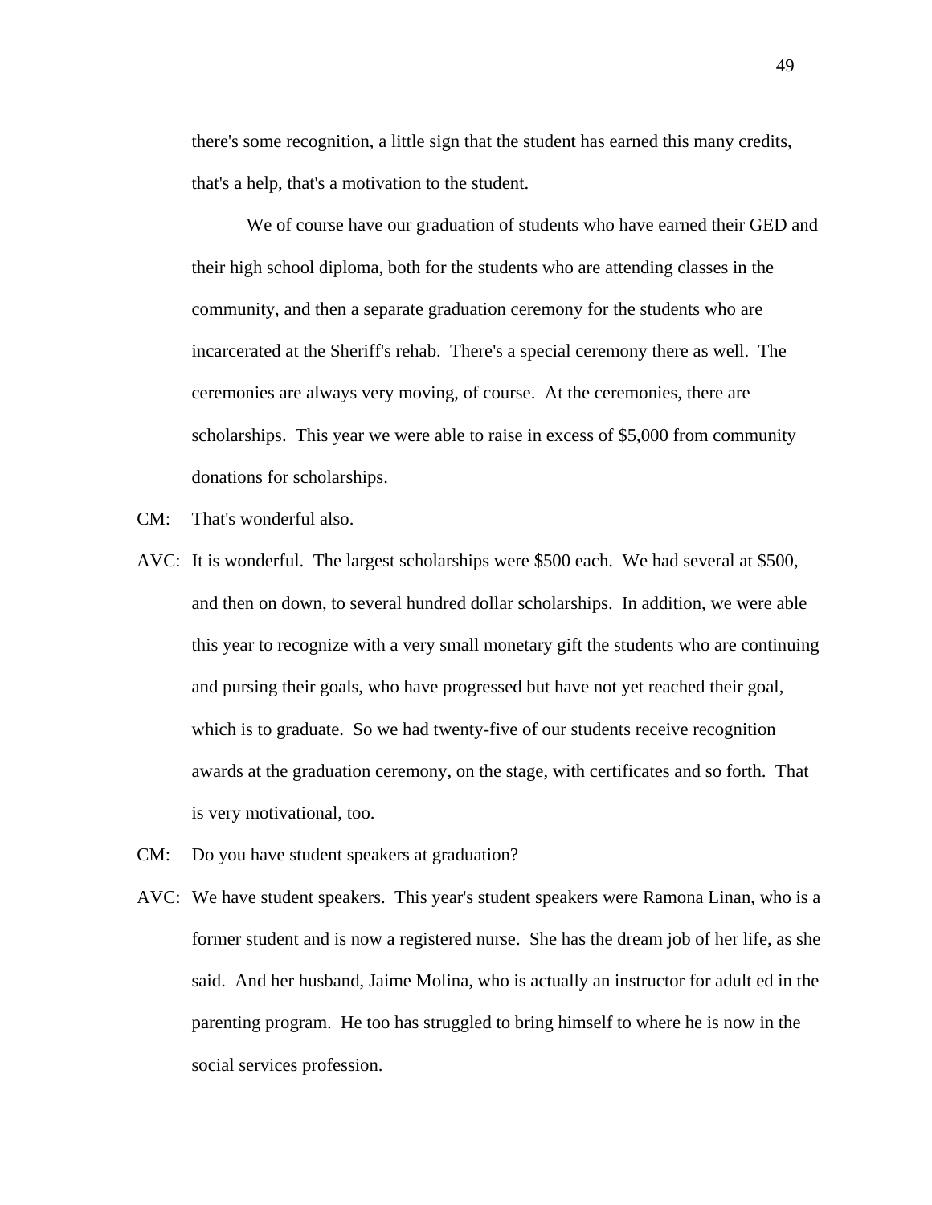there's some recognition, a little sign that the student has earned this many credits, that's a help, that's a motivation to the student.

We of course have our graduation of students who have earned their GED and their high school diploma, both for the students who are attending classes in the community, and then a separate graduation ceremony for the students who are incarcerated at the Sheriff's rehab. There's a special ceremony there as well. The ceremonies are always very moving, of course. At the ceremonies, there are scholarships. This year we were able to raise in excess of $5,000 from community donations for scholarships.

CM: That's wonderful also.

AVC: It is wonderful. The largest scholarships were $500 each. We had several at $500, and then on down, to several hundred dollar scholarships. In addition, we were able this year to recognize with a very small monetary gift the students who are continuing and pursing their goals, who have progressed but have not yet reached their goal, which is to graduate. So we had twenty-five of our students receive recognition awards at the graduation ceremony, on the stage, with certificates and so forth. That is very motivational, too.

CM: Do you have student speakers at graduation?

AVC: We have student speakers. This year's student speakers were Ramona Linan, who is a former student and is now a registered nurse. She has the dream job of her life, as she said. And her husband, Jaime Molina, who is actually an instructor for adult ed in the parenting program. He too has struggled to bring himself to where he is now in the social services profession.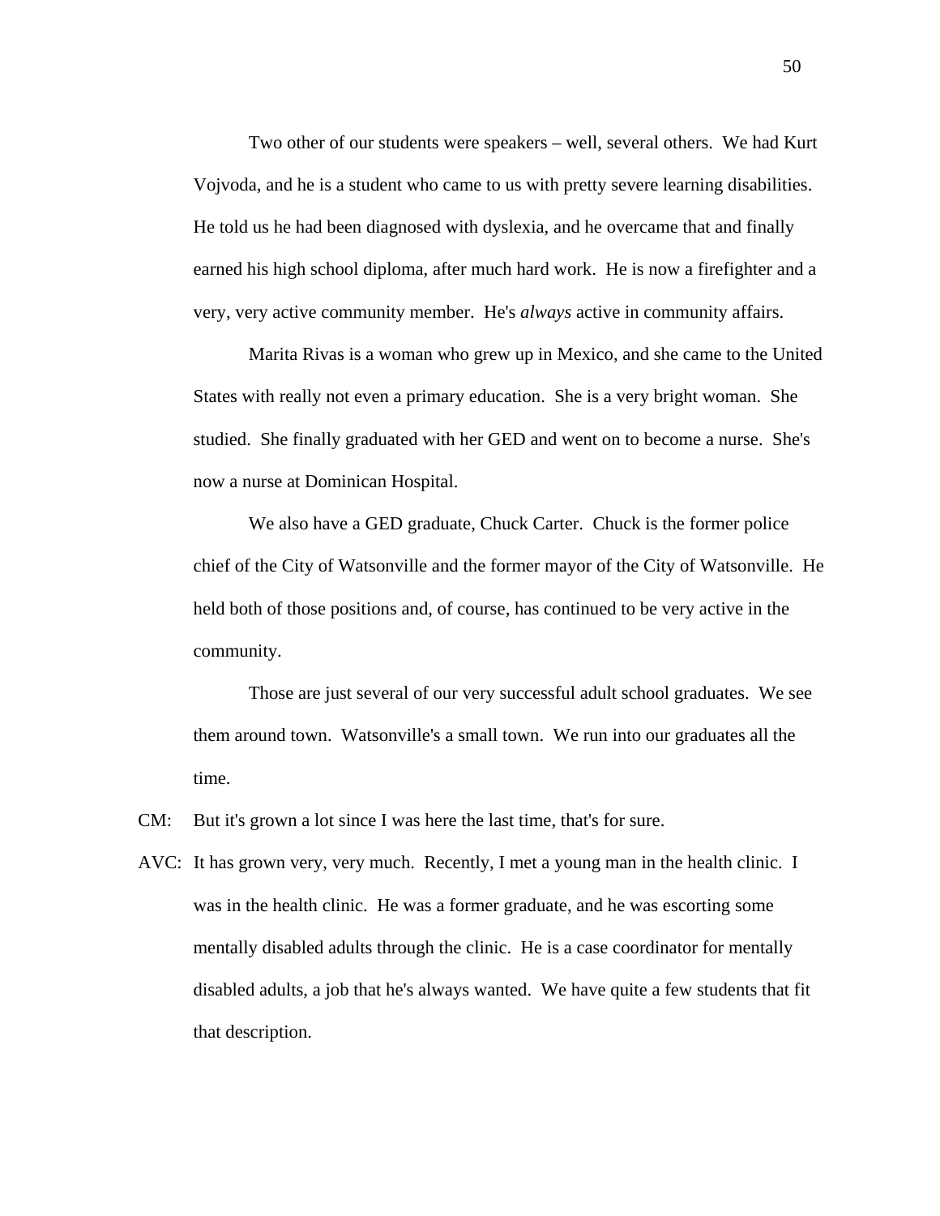Two other of our students were speakers – well, several others. We had Kurt Vojvoda, and he is a student who came to us with pretty severe learning disabilities. He told us he had been diagnosed with dyslexia, and he overcame that and finally earned his high school diploma, after much hard work. He is now a firefighter and a very, very active community member. He's *always* active in community affairs.

Marita Rivas is a woman who grew up in Mexico, and she came to the United States with really not even a primary education. She is a very bright woman. She studied. She finally graduated with her GED and went on to become a nurse. She's now a nurse at Dominican Hospital.

We also have a GED graduate, Chuck Carter. Chuck is the former police chief of the City of Watsonville and the former mayor of the City of Watsonville. He held both of those positions and, of course, has continued to be very active in the community.

Those are just several of our very successful adult school graduates. We see them around town. Watsonville's a small town. We run into our graduates all the time.

CM: But it's grown a lot since I was here the last time, that's for sure.

AVC: It has grown very, very much. Recently, I met a young man in the health clinic. I was in the health clinic. He was a former graduate, and he was escorting some mentally disabled adults through the clinic. He is a case coordinator for mentally disabled adults, a job that he's always wanted. We have quite a few students that fit that description.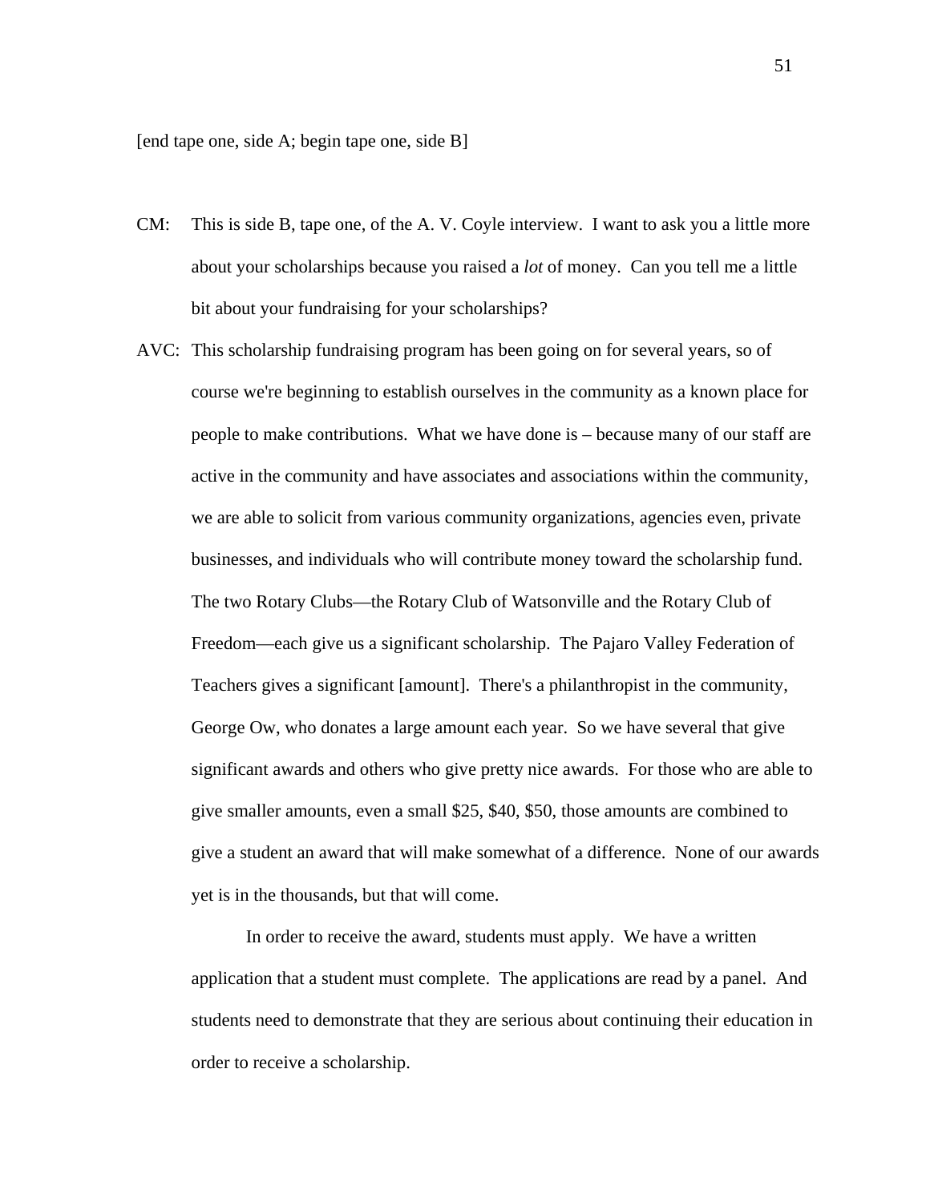[end tape one, side A; begin tape one, side B]

CM: This is side B, tape one, of the A. V. Coyle interview. I want to ask you a little more about your scholarships because you raised a *lot* of money. Can you tell me a little bit about your fundraising for your scholarships?

AVC: This scholarship fundraising program has been going on for several years, so of course we're beginning to establish ourselves in the community as a known place for people to make contributions. What we have done is – because many of our staff are active in the community and have associates and associations within the community, we are able to solicit from various community organizations, agencies even, private businesses, and individuals who will contribute money toward the scholarship fund. The two Rotary Clubs—the Rotary Club of Watsonville and the Rotary Club of Freedom—each give us a significant scholarship. The Pajaro Valley Federation of Teachers gives a significant [amount]. There's a philanthropist in the community, George Ow, who donates a large amount each year. So we have several that give significant awards and others who give pretty nice awards. For those who are able to give smaller amounts, even a small $25, $40, $50, those amounts are combined to give a student an award that will make somewhat of a difference. None of our awards yet is in the thousands, but that will come.

In order to receive the award, students must apply. We have a written application that a student must complete. The applications are read by a panel. And students need to demonstrate that they are serious about continuing their education in order to receive a scholarship.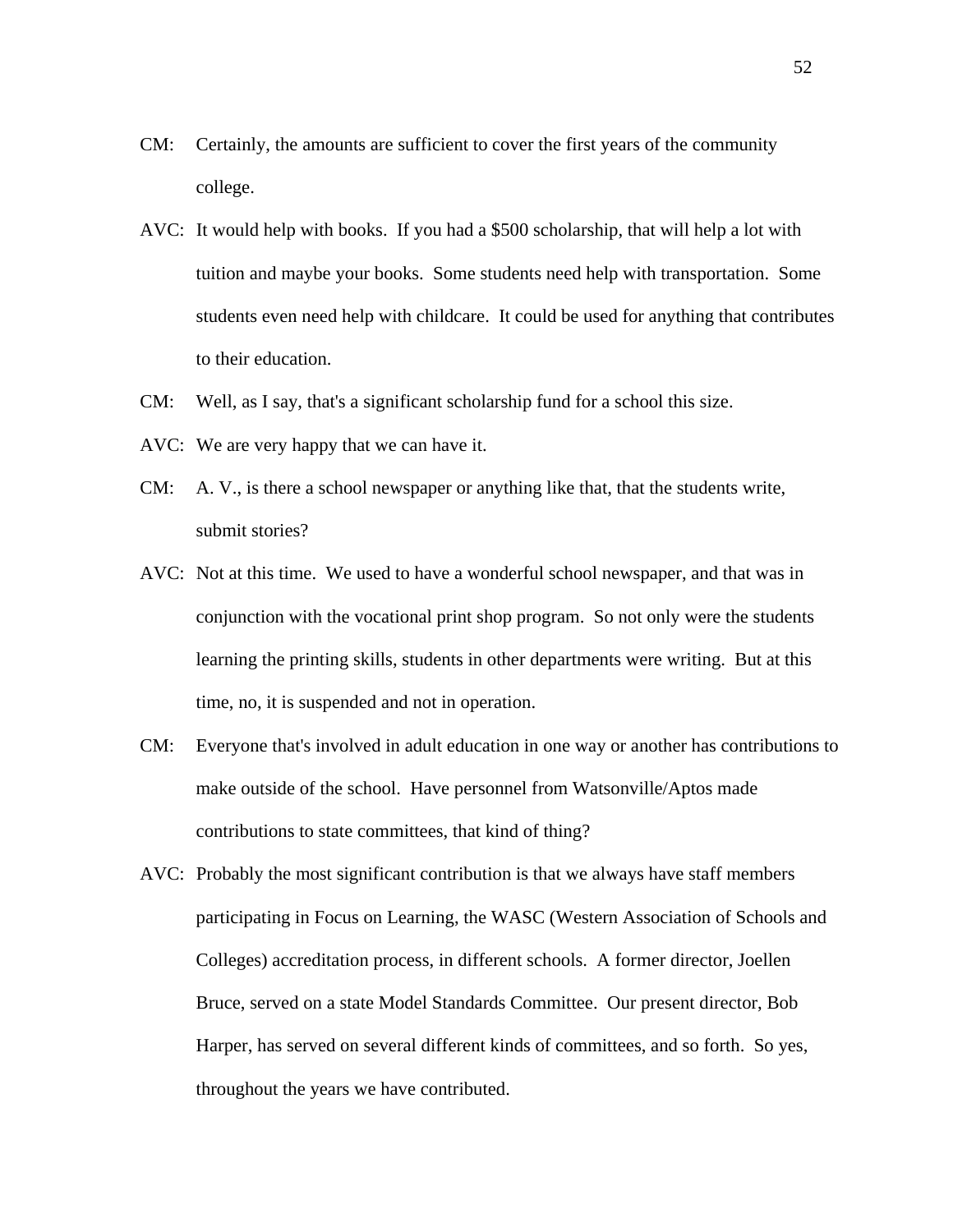CM: Certainly, the amounts are sufficient to cover the first years of the community college.

AVC: It would help with books. If you had a $500 scholarship, that will help a lot with tuition and maybe your books. Some students need help with transportation. Some students even need help with childcare. It could be used for anything that contributes to their education.

CM: Well, as I say, that's a significant scholarship fund for a school this size.

AVC: We are very happy that we can have it.

CM: A. V., is there a school newspaper or anything like that, that the students write, submit stories?

AVC: Not at this time. We used to have a wonderful school newspaper, and that was in conjunction with the vocational print shop program. So not only were the students learning the printing skills, students in other departments were writing. But at this time, no, it is suspended and not in operation.

CM: Everyone that's involved in adult education in one way or another has contributions to make outside of the school. Have personnel from Watsonville/Aptos made contributions to state committees, that kind of thing?

AVC: Probably the most significant contribution is that we always have staff members participating in Focus on Learning, the WASC (Western Association of Schools and Colleges) accreditation process, in different schools. A former director, Joellen Bruce, served on a state Model Standards Committee. Our present director, Bob Harper, has served on several different kinds of committees, and so forth. So yes, throughout the years we have contributed.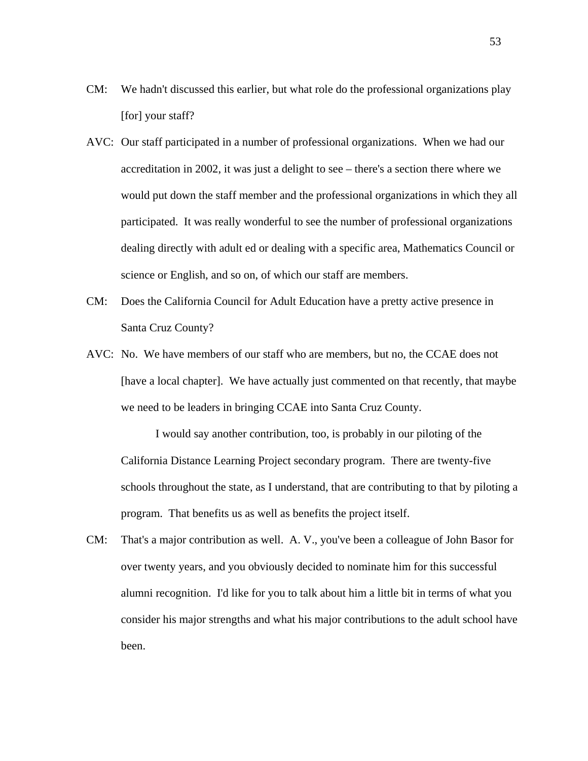CM: We hadn't discussed this earlier, but what role do the professional organizations play [for] your staff?

AVC: Our staff participated in a number of professional organizations. When we had our accreditation in 2002, it was just a delight to see – there's a section there where we would put down the staff member and the professional organizations in which they all participated. It was really wonderful to see the number of professional organizations dealing directly with adult ed or dealing with a specific area, Mathematics Council or science or English, and so on, of which our staff are members.

CM: Does the California Council for Adult Education have a pretty active presence in Santa Cruz County?

AVC: No. We have members of our staff who are members, but no, the CCAE does not [have a local chapter]. We have actually just commented on that recently, that maybe we need to be leaders in bringing CCAE into Santa Cruz County.

I would say another contribution, too, is probably in our piloting of the California Distance Learning Project secondary program. There are twenty-five schools throughout the state, as I understand, that are contributing to that by piloting a program. That benefits us as well as benefits the project itself.

CM: That's a major contribution as well. A. V., you've been a colleague of John Basor for over twenty years, and you obviously decided to nominate him for this successful alumni recognition. I'd like for you to talk about him a little bit in terms of what you consider his major strengths and what his major contributions to the adult school have been.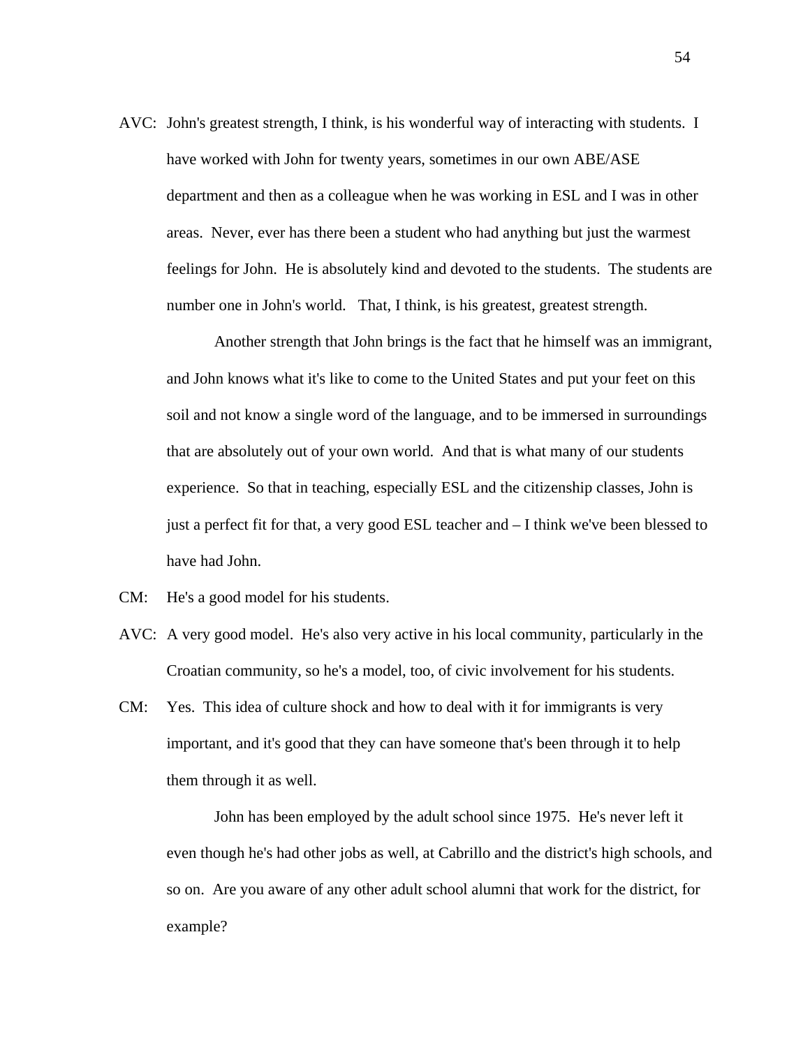AVC: John's greatest strength, I think, is his wonderful way of interacting with students. I have worked with John for twenty years, sometimes in our own ABE/ASE department and then as a colleague when he was working in ESL and I was in other areas. Never, ever has there been a student who had anything but just the warmest feelings for John. He is absolutely kind and devoted to the students. The students are number one in John's world. That, I think, is his greatest, greatest strength.

Another strength that John brings is the fact that he himself was an immigrant, and John knows what it's like to come to the United States and put your feet on this soil and not know a single word of the language, and to be immersed in surroundings that are absolutely out of your own world. And that is what many of our students experience. So that in teaching, especially ESL and the citizenship classes, John is just a perfect fit for that, a very good ESL teacher and – I think we've been blessed to have had John.

CM: He's a good model for his students.

AVC: A very good model. He's also very active in his local community, particularly in the Croatian community, so he's a model, too, of civic involvement for his students.

CM: Yes. This idea of culture shock and how to deal with it for immigrants is very important, and it's good that they can have someone that's been through it to help them through it as well.

John has been employed by the adult school since 1975. He's never left it even though he's had other jobs as well, at Cabrillo and the district's high schools, and so on. Are you aware of any other adult school alumni that work for the district, for example?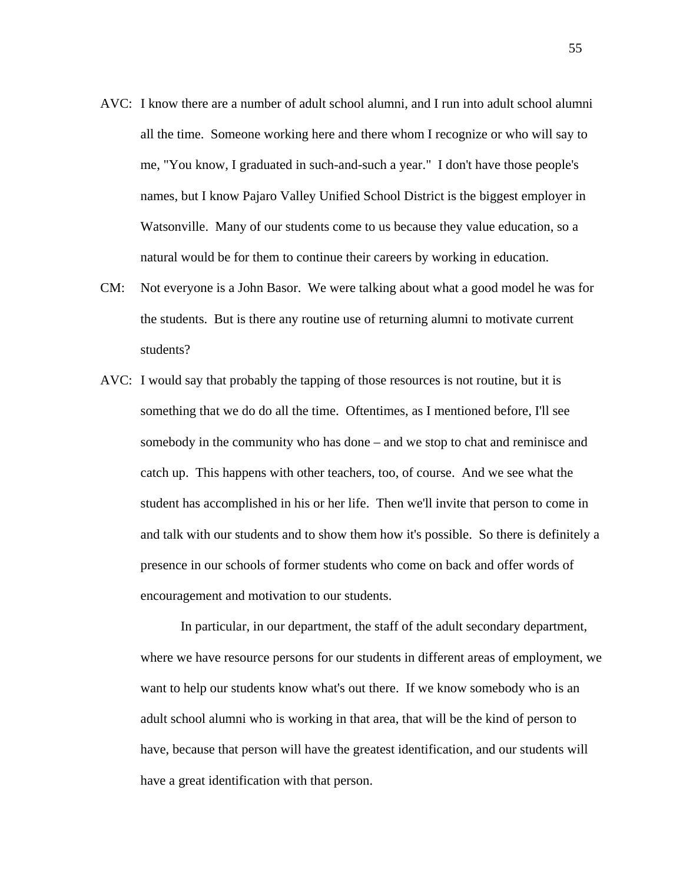AVC: I know there are a number of adult school alumni, and I run into adult school alumni all the time. Someone working here and there whom I recognize or who will say to me, "You know, I graduated in such-and-such a year." I don't have those people's names, but I know Pajaro Valley Unified School District is the biggest employer in Watsonville. Many of our students come to us because they value education, so a natural would be for them to continue their careers by working in education.

CM: Not everyone is a John Basor. We were talking about what a good model he was for the students. But is there any routine use of returning alumni to motivate current students?

AVC: I would say that probably the tapping of those resources is not routine, but it is something that we do do all the time. Oftentimes, as I mentioned before, I'll see somebody in the community who has done – and we stop to chat and reminisce and catch up. This happens with other teachers, too, of course. And we see what the student has accomplished in his or her life. Then we'll invite that person to come in and talk with our students and to show them how it's possible. So there is definitely a presence in our schools of former students who come on back and offer words of encouragement and motivation to our students.

In particular, in our department, the staff of the adult secondary department, where we have resource persons for our students in different areas of employment, we want to help our students know what's out there. If we know somebody who is an adult school alumni who is working in that area, that will be the kind of person to have, because that person will have the greatest identification, and our students will have a great identification with that person.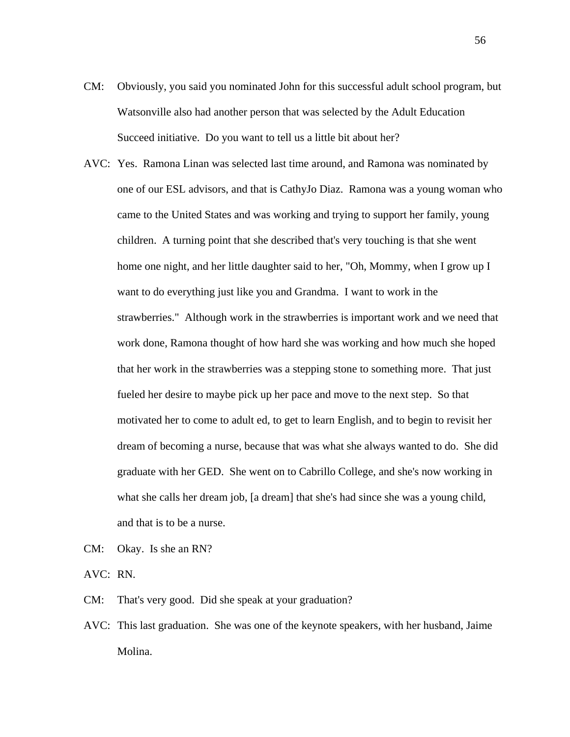CM: Obviously, you said you nominated John for this successful adult school program, but Watsonville also had another person that was selected by the Adult Education Succeed initiative. Do you want to tell us a little bit about her?

AVC: Yes. Ramona Linan was selected last time around, and Ramona was nominated by one of our ESL advisors, and that is CathyJo Diaz. Ramona was a young woman who came to the United States and was working and trying to support her family, young children. A turning point that she described that's very touching is that she went home one night, and her little daughter said to her, "Oh, Mommy, when I grow up I want to do everything just like you and Grandma. I want to work in the strawberries." Although work in the strawberries is important work and we need that work done, Ramona thought of how hard she was working and how much she hoped that her work in the strawberries was a stepping stone to something more. That just fueled her desire to maybe pick up her pace and move to the next step. So that motivated her to come to adult ed, to get to learn English, and to begin to revisit her dream of becoming a nurse, because that was what she always wanted to do. She did graduate with her GED. She went on to Cabrillo College, and she's now working in what she calls her dream job, [a dream] that she's had since she was a young child, and that is to be a nurse.

CM: Okay. Is she an RN?

AVC: RN.

CM: That's very good. Did she speak at your graduation?

AVC: This last graduation. She was one of the keynote speakers, with her husband, Jaime Molina.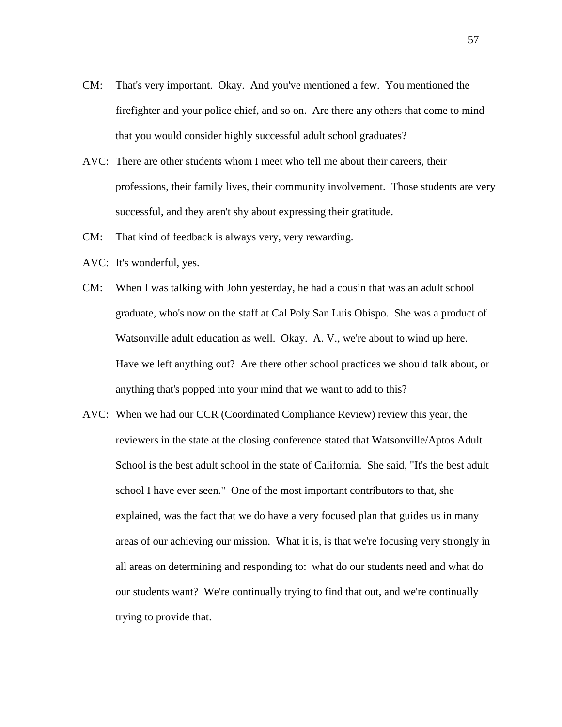CM: That's very important. Okay. And you've mentioned a few. You mentioned the firefighter and your police chief, and so on. Are there any others that come to mind that you would consider highly successful adult school graduates?

AVC: There are other students whom I meet who tell me about their careers, their professions, their family lives, their community involvement. Those students are very successful, and they aren't shy about expressing their gratitude.

CM: That kind of feedback is always very, very rewarding.

AVC: It's wonderful, yes.

CM: When I was talking with John yesterday, he had a cousin that was an adult school graduate, who's now on the staff at Cal Poly San Luis Obispo. She was a product of Watsonville adult education as well. Okay. A. V., we're about to wind up here. Have we left anything out? Are there other school practices we should talk about, or anything that's popped into your mind that we want to add to this?

AVC: When we had our CCR (Coordinated Compliance Review) review this year, the reviewers in the state at the closing conference stated that Watsonville/Aptos Adult School is the best adult school in the state of California. She said, "It's the best adult school I have ever seen." One of the most important contributors to that, she explained, was the fact that we do have a very focused plan that guides us in many areas of our achieving our mission. What it is, is that we're focusing very strongly in all areas on determining and responding to: what do our students need and what do our students want? We're continually trying to find that out, and we're continually trying to provide that.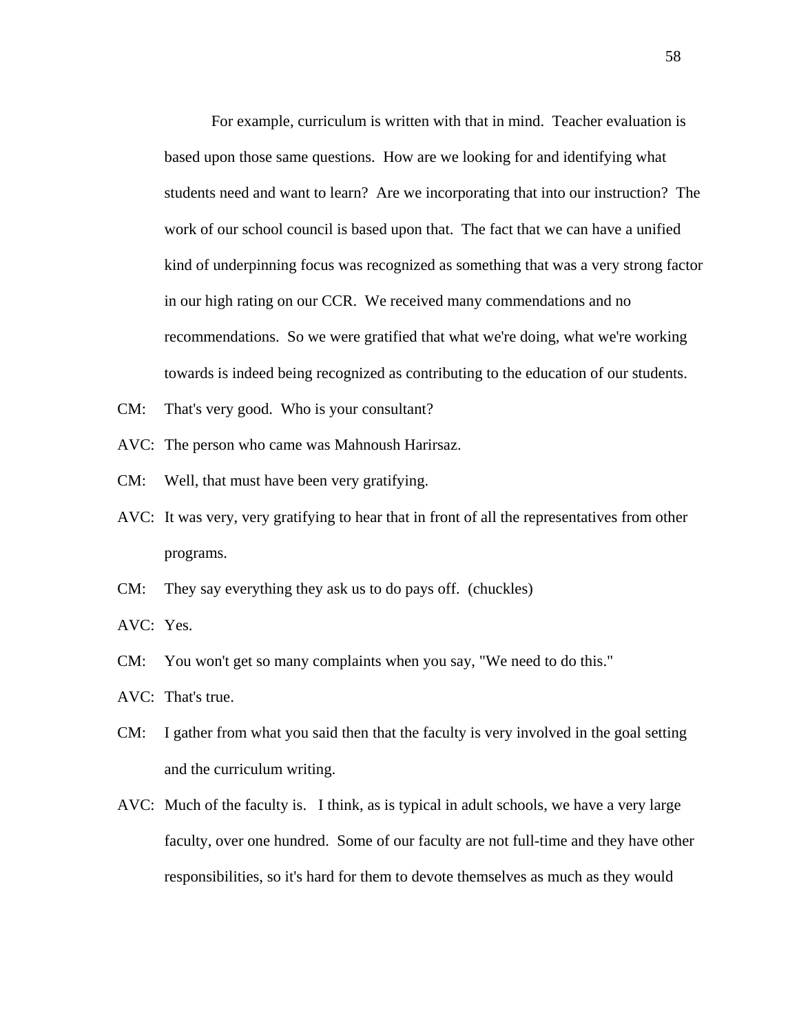For example, curriculum is written with that in mind. Teacher evaluation is based upon those same questions. How are we looking for and identifying what students need and want to learn? Are we incorporating that into our instruction? The work of our school council is based upon that. The fact that we can have a unified kind of underpinning focus was recognized as something that was a very strong factor in our high rating on our CCR. We received many commendations and no recommendations. So we were gratified that what we're doing, what we're working towards is indeed being recognized as contributing to the education of our students.

CM: That's very good. Who is your consultant?

AVC: The person who came was Mahnoush Harirsaz.

CM: Well, that must have been very gratifying.

AVC: It was very, very gratifying to hear that in front of all the representatives from other programs.

CM: They say everything they ask us to do pays off. (chuckles)

AVC: Yes.

CM: You won't get so many complaints when you say, "We need to do this."

AVC: That's true.

CM: I gather from what you said then that the faculty is very involved in the goal setting and the curriculum writing.

AVC: Much of the faculty is. I think, as is typical in adult schools, we have a very large faculty, over one hundred. Some of our faculty are not full-time and they have other responsibilities, so it's hard for them to devote themselves as much as they would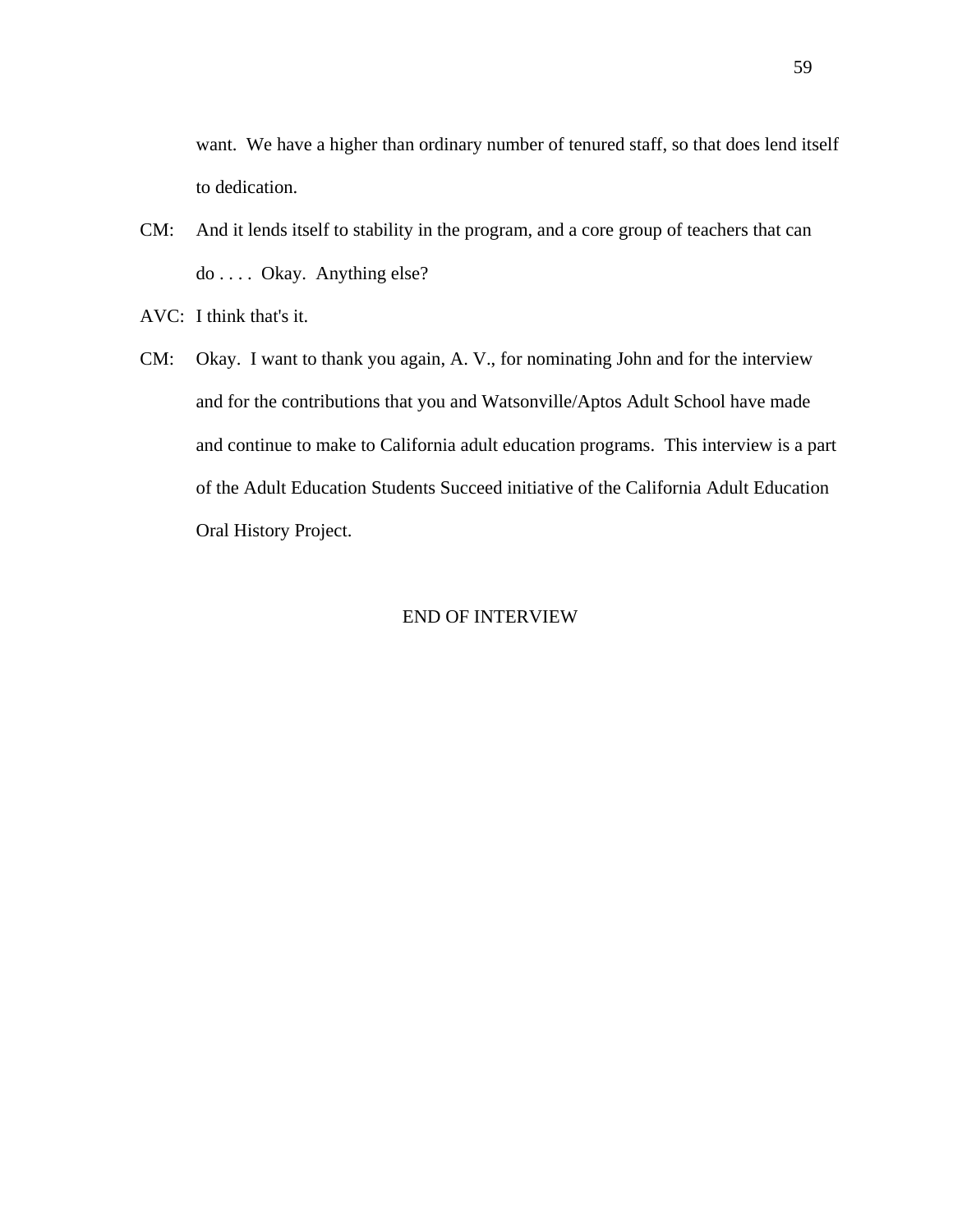want. We have a higher than ordinary number of tenured staff, so that does lend itself to dedication.

CM: And it lends itself to stability in the program, and a core group of teachers that can do . . . . Okay. Anything else?

AVC: I think that's it.

CM: Okay. I want to thank you again, A. V., for nominating John and for the interview and for the contributions that you and Watsonville/Aptos Adult School have made and continue to make to California adult education programs. This interview is a part of the Adult Education Students Succeed initiative of the California Adult Education Oral History Project.

END OF INTERVIEW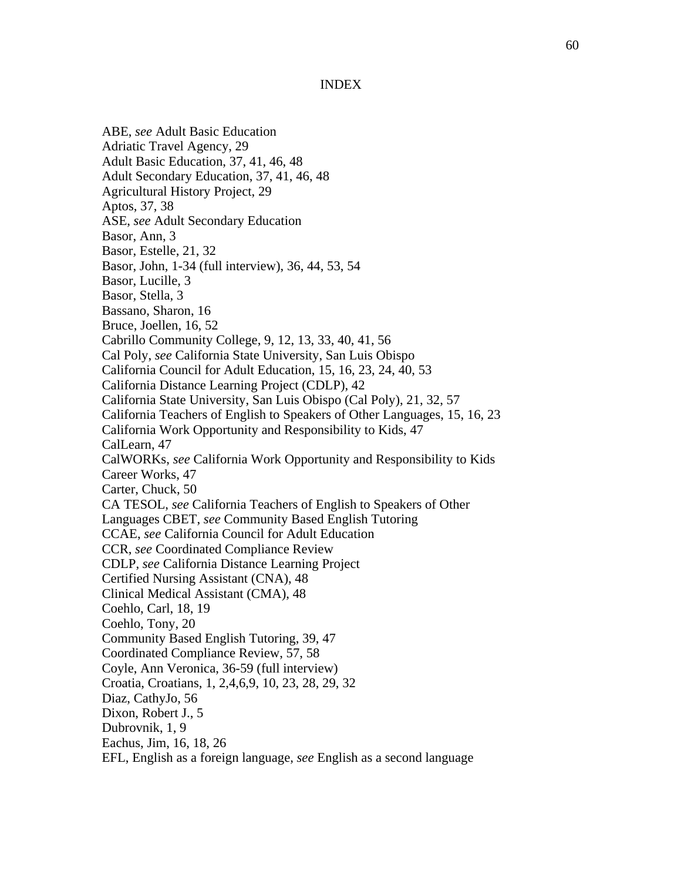# INDEX

ABE, *see* Adult Basic Education
Adriatic Travel Agency, 29
Adult Basic Education, 37, 41, 46, 48
Adult Secondary Education, 37, 41, 46, 48
Agricultural History Project, 29
Aptos, 37, 38
ASE, *see* Adult Secondary Education
Basor, Ann, 3
Basor, Estelle, 21, 32
Basor, John, 1-34 (full interview), 36, 44, 53, 54
Basor, Lucille, 3
Basor, Stella, 3
Bassano, Sharon, 16
Bruce, Joellen, 16, 52
Cabrillo Community College, 9, 12, 13, 33, 40, 41, 56
Cal Poly, *see* California State University, San Luis Obispo
California Council for Adult Education, 15, 16, 23, 24, 40, 53
California Distance Learning Project (CDLP), 42
California State University, San Luis Obispo (Cal Poly), 21, 32, 57
California Teachers of English to Speakers of Other Languages, 15, 16, 23
California Work Opportunity and Responsibility to Kids, 47
CalLearn, 47
CalWORKs, *see* California Work Opportunity and Responsibility to Kids
Career Works, 47
Carter, Chuck, 50
CA TESOL, *see* California Teachers of English to Speakers of Other Languages
CBET, *see* Community Based English Tutoring
CCAE, *see* California Council for Adult Education
CCR, *see* Coordinated Compliance Review
CDLP, *see* California Distance Learning Project
Certified Nursing Assistant (CNA), 48
Clinical Medical Assistant (CMA), 48
Coehlo, Carl, 18, 19
Coehlo, Tony, 20
Community Based English Tutoring, 39, 47
Coordinated Compliance Review, 57, 58
Coyle, Ann Veronica, 36-59 (full interview)
Croatia, Croatians, 1, 2,4,6,9, 10, 23, 28, 29, 32
Diaz, CathyJo, 56
Dixon, Robert J., 5
Dubrovnik, 1, 9
Eachus, Jim, 16, 18, 26
EFL, English as a foreign language, *see* English as a second language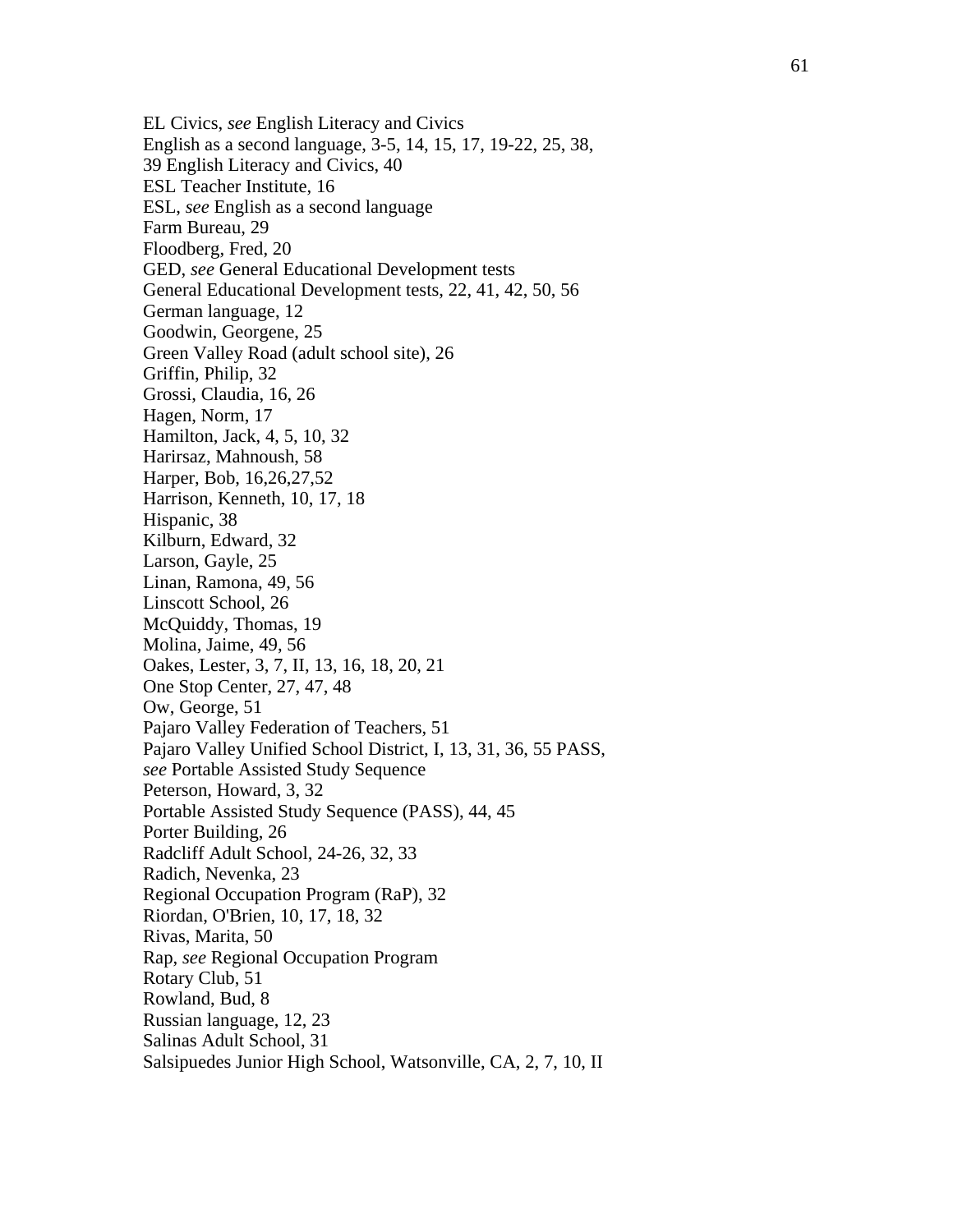EL Civics, *see* English Literacy and Civics
English as a second language, 3-5, 14, 15, 17, 19-22, 25, 38, 39 English Literacy and Civics, 40
ESL Teacher Institute, 16
ESL, *see* English as a second language
Farm Bureau, 29
Floodberg, Fred, 20
GED, *see* General Educational Development tests
General Educational Development tests, 22, 41, 42, 50, 56
German language, 12
Goodwin, Georgene, 25
Green Valley Road (adult school site), 26
Griffin, Philip, 32
Grossi, Claudia, 16, 26
Hagen, Norm, 17
Hamilton, Jack, 4, 5, 10, 32
Harirsaz, Mahnoush, 58
Harper, Bob, 16,26,27,52
Harrison, Kenneth, 10, 17, 18
Hispanic, 38
Kilburn, Edward, 32
Larson, Gayle, 25
Linan, Ramona, 49, 56
Linscott School, 26
McQuiddy, Thomas, 19
Molina, Jaime, 49, 56
Oakes, Lester, 3, 7, II, 13, 16, 18, 20, 21
One Stop Center, 27, 47, 48
Ow, George, 51
Pajaro Valley Federation of Teachers, 51
Pajaro Valley Unified School District, I, 13, 31, 36, 55 PASS, *see* Portable Assisted Study Sequence
Peterson, Howard, 3, 32
Portable Assisted Study Sequence (PASS), 44, 45
Porter Building, 26
Radcliff Adult School, 24-26, 32, 33
Radich, Nevenka, 23
Regional Occupation Program (RaP), 32
Riordan, O'Brien, 10, 17, 18, 32
Rivas, Marita, 50
Rap, *see* Regional Occupation Program
Rotary Club, 51
Rowland, Bud, 8
Russian language, 12, 23
Salinas Adult School, 31
Salsipuedes Junior High School, Watsonville, CA, 2, 7, 10, II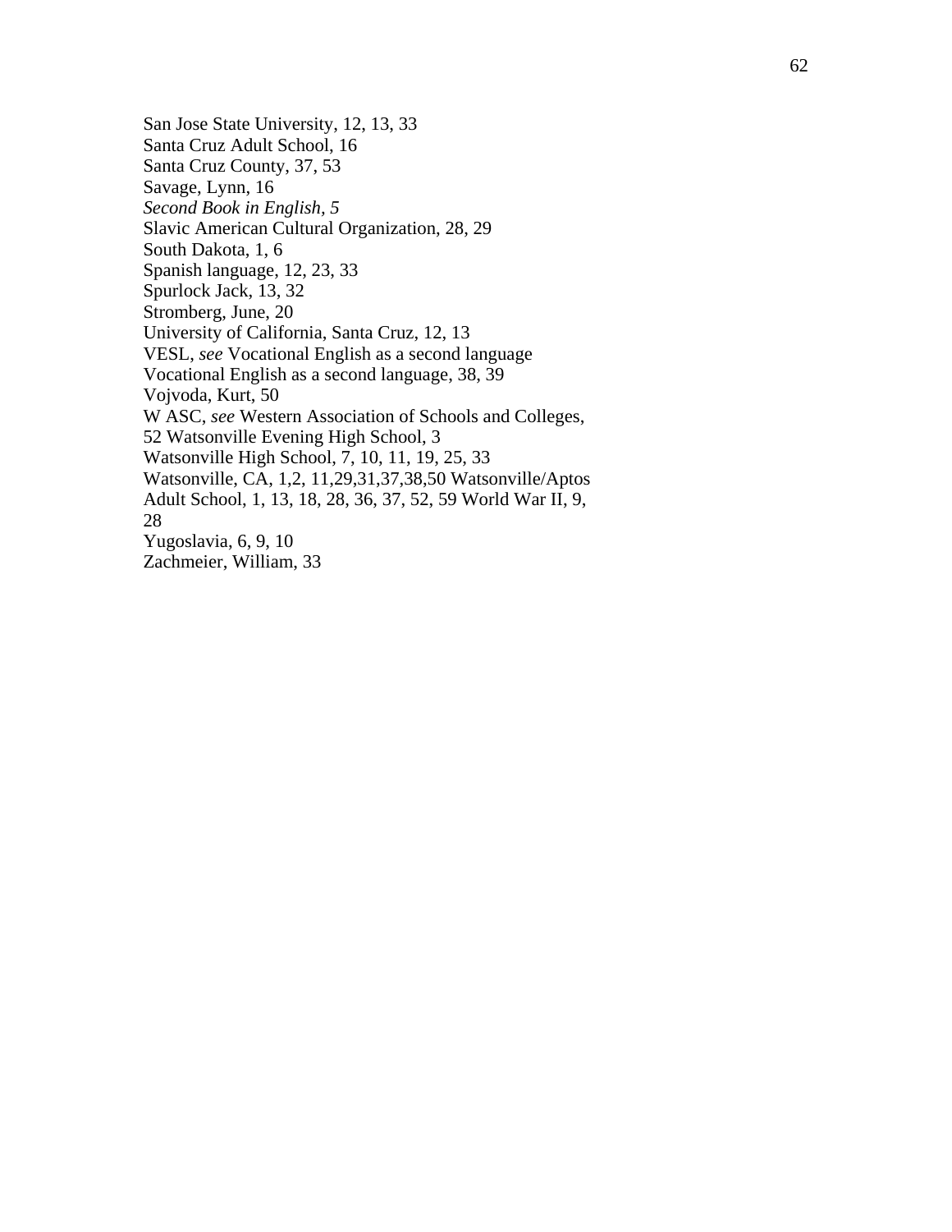San Jose State University, 12, 13, 33
Santa Cruz Adult School, 16
Santa Cruz County, 37, 53
Savage, Lynn, 16
*Second Book in English, 5*
Slavic American Cultural Organization, 28, 29
South Dakota, 1, 6
Spanish language, 12, 23, 33
Spurlock Jack, 13, 32
Stromberg, June, 20
University of California, Santa Cruz, 12, 13
VESL, *see* Vocational English as a second language
Vocational English as a second language, 38, 39
Vojvoda, Kurt, 50
W ASC, *see* Western Association of Schools and Colleges,
52 Watsonville Evening High School, 3
Watsonville High School, 7, 10, 11, 19, 25, 33
Watsonville, CA, 1,2, 11,29,31,37,38,50 Watsonville/Aptos
Adult School, 1, 13, 18, 28, 36, 37, 52, 59 World War II, 9,
28
Yugoslavia, 6, 9, 10
Zachmeier, William, 33